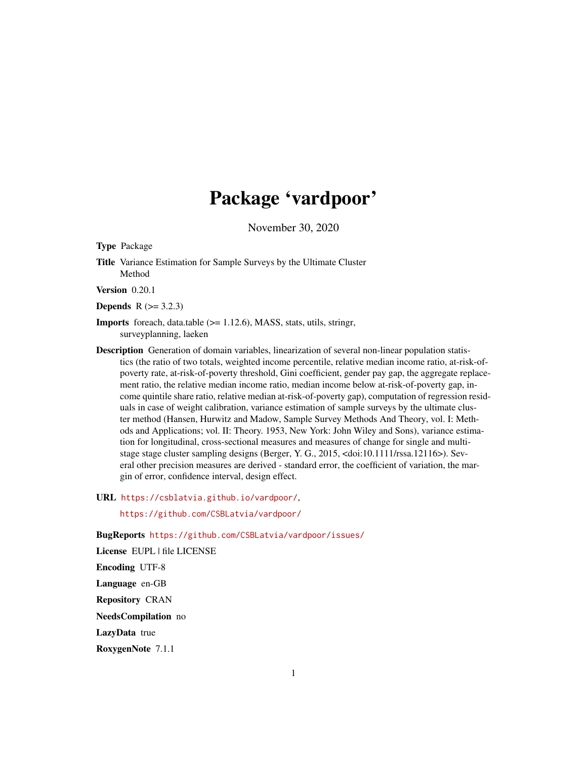# Package 'vardpoor'

November 30, 2020

**Type** Package

**Title** Variance Estimation for Sample Surveys by the Ultimate Cluster Method

**Version** 0.20.1

**Depends** R (>= 3.2.3)

**Imports** foreach, data.table (>= 1.12.6), MASS, stats, utils, stringr, surveyplanning, laeken

**Description** Generation of domain variables, linearization of several non-linear population statistics (the ratio of two totals, weighted income percentile, relative median income ratio, at-risk-of-poverty rate, at-risk-of-poverty threshold, Gini coefficient, gender pay gap, the aggregate replacement ratio, the relative median income ratio, median income below at-risk-of-poverty gap, income quintile share ratio, relative median at-risk-of-poverty gap), computation of regression residuals in case of weight calibration, variance estimation of sample surveys by the ultimate cluster method (Hansen, Hurwitz and Madow, Sample Survey Methods And Theory, vol. I: Methods and Applications; vol. II: Theory. 1953, New York: John Wiley and Sons), variance estimation for longitudinal, cross-sectional measures and measures of change for single and multistage stage cluster sampling designs (Berger, Y. G., 2015, <doi:10.1111/rssa.12116>). Several other precision measures are derived - standard error, the coefficient of variation, the margin of error, confidence interval, design effect.

**URL** https://csblatvia.github.io/vardpoor/,

https://github.com/CSBLatvia/vardpoor/

**BugReports** https://github.com/CSBLatvia/vardpoor/issues/

**License** EUPL | file LICENSE

**Encoding** UTF-8

**Language** en-GB

**Repository** CRAN

**NeedsCompilation** no

**LazyData** true

**RoxygenNote** 7.1.1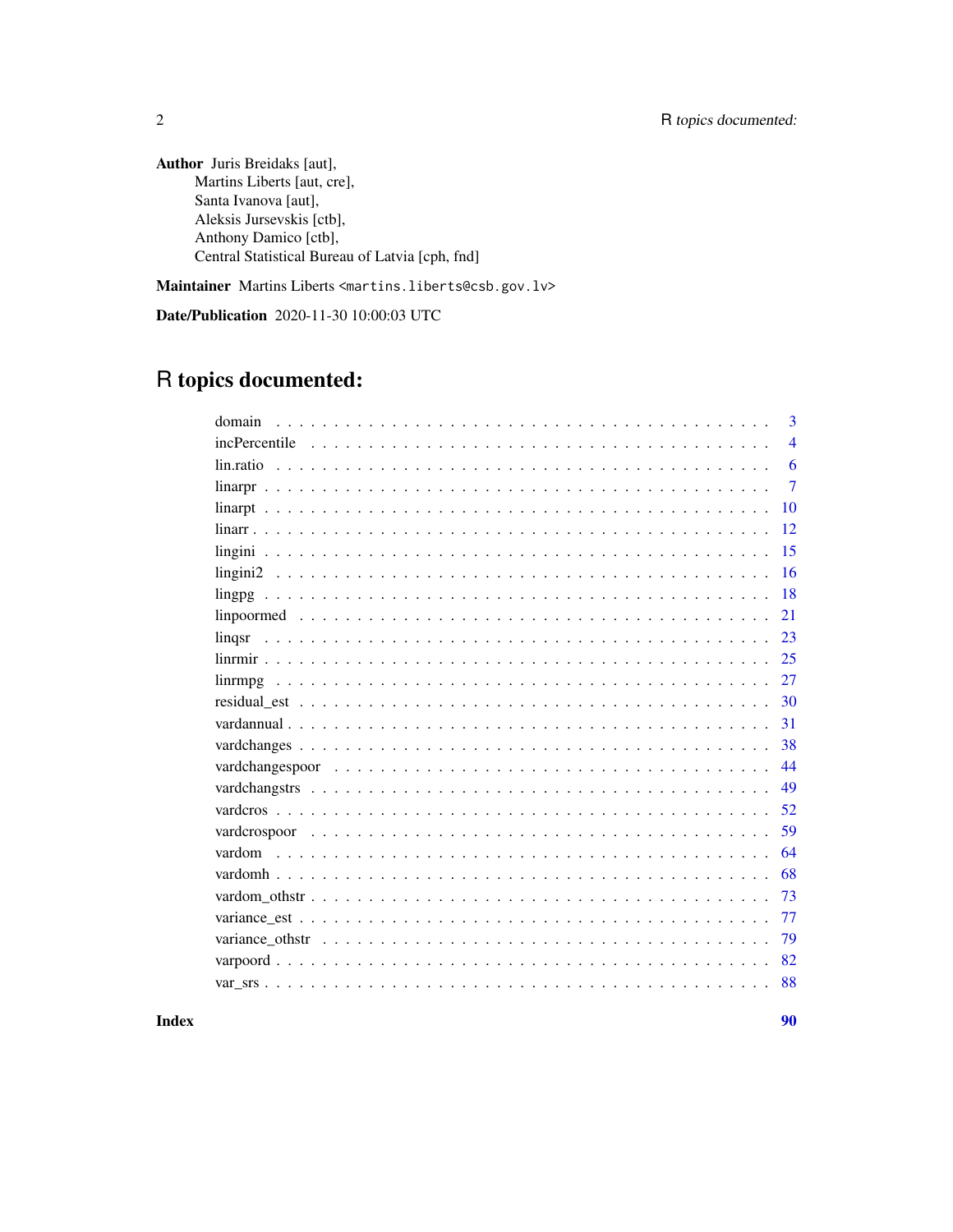**Author** Juris Breidaks [aut],
Martins Liberts [aut, cre],
Santa Ivanova [aut],
Aleksis Jursevskis [ctb],
Anthony Damico [ctb],
Central Statistical Bureau of Latvia [cph, fnd]

**Maintainer** Martins Liberts <martins.liberts@csb.gov.lv>

**Date/Publication** 2020-11-30 10:00:03 UTC

# R topics documented:

- domain . . . . . . . . . . . . . . . . . . . . . . . . . . . . . . . . . . . . . . . . . . . 3
- incPercentile . . . . . . . . . . . . . . . . . . . . . . . . . . . . . . . . . . . . . . . . 4
- lin.ratio . . . . . . . . . . . . . . . . . . . . . . . . . . . . . . . . . . . . . . . . . . . 6
- linarpr . . . . . . . . . . . . . . . . . . . . . . . . . . . . . . . . . . . . . . . . . . . 7
- linarpt . . . . . . . . . . . . . . . . . . . . . . . . . . . . . . . . . . . . . . . . . . . 10
- linarr . . . . . . . . . . . . . . . . . . . . . . . . . . . . . . . . . . . . . . . . . . . 12
- lingini . . . . . . . . . . . . . . . . . . . . . . . . . . . . . . . . . . . . . . . . . . . 15
- lingini2 . . . . . . . . . . . . . . . . . . . . . . . . . . . . . . . . . . . . . . . . . . 16
- lingpg . . . . . . . . . . . . . . . . . . . . . . . . . . . . . . . . . . . . . . . . . . . 18
- linpoormed . . . . . . . . . . . . . . . . . . . . . . . . . . . . . . . . . . . . . . . . 21
- linqsr . . . . . . . . . . . . . . . . . . . . . . . . . . . . . . . . . . . . . . . . . . . 23
- linrmir . . . . . . . . . . . . . . . . . . . . . . . . . . . . . . . . . . . . . . . . . . . 25
- linrmpg . . . . . . . . . . . . . . . . . . . . . . . . . . . . . . . . . . . . . . . . . . 27
- residual_est . . . . . . . . . . . . . . . . . . . . . . . . . . . . . . . . . . . . . . . . 30
- vardannual . . . . . . . . . . . . . . . . . . . . . . . . . . . . . . . . . . . . . . . . 31
- vardchanges . . . . . . . . . . . . . . . . . . . . . . . . . . . . . . . . . . . . . . . 38
- vardchangespoor . . . . . . . . . . . . . . . . . . . . . . . . . . . . . . . . . . . . 44
- vardchangstrs . . . . . . . . . . . . . . . . . . . . . . . . . . . . . . . . . . . . . . 49
- vardcros . . . . . . . . . . . . . . . . . . . . . . . . . . . . . . . . . . . . . . . . . 52
- vardcrospoor . . . . . . . . . . . . . . . . . . . . . . . . . . . . . . . . . . . . . . 59
- vardom . . . . . . . . . . . . . . . . . . . . . . . . . . . . . . . . . . . . . . . . . . 64
- vardomh . . . . . . . . . . . . . . . . . . . . . . . . . . . . . . . . . . . . . . . . . 68
- vardom_othstr . . . . . . . . . . . . . . . . . . . . . . . . . . . . . . . . . . . . . 73
- variance_est . . . . . . . . . . . . . . . . . . . . . . . . . . . . . . . . . . . . . . . 77
- variance_othstr . . . . . . . . . . . . . . . . . . . . . . . . . . . . . . . . . . . . . 79
- varpoord . . . . . . . . . . . . . . . . . . . . . . . . . . . . . . . . . . . . . . . . . 82
- var_srs . . . . . . . . . . . . . . . . . . . . . . . . . . . . . . . . . . . . . . . . . . 88

**Index** **90**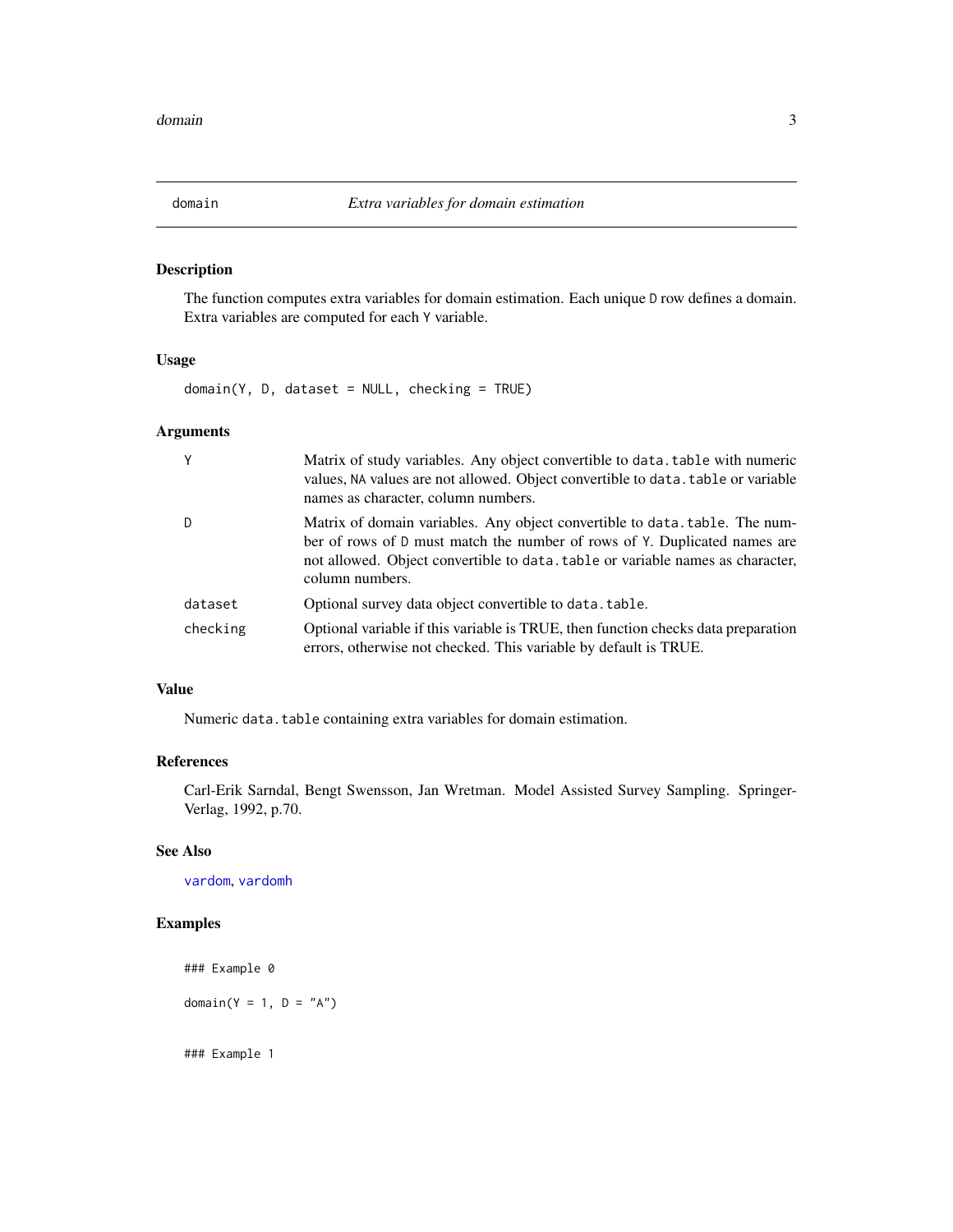## domain — *Extra variables for domain estimation*

### Description

The function computes extra variables for domain estimation. Each unique `D` row defines a domain. Extra variables are computed for each `Y` variable.

### Usage

```
domain(Y, D, dataset = NULL, checking = TRUE)
```

### Arguments

| | |
|---|---|
| `Y` | Matrix of study variables. Any object convertible to `data.table` with numeric values, `NA` values are not allowed. Object convertible to `data.table` or variable names as character, column numbers. |
| `D` | Matrix of domain variables. Any object convertible to `data.table`. The number of rows of `D` must match the number of rows of `Y`. Duplicated names are not allowed. Object convertible to `data.table` or variable names as character, column numbers. |
| `dataset` | Optional survey data object convertible to `data.table`. |
| `checking` | Optional variable if this variable is TRUE, then function checks data preparation errors, otherwise not checked. This variable by default is TRUE. |

### Value

Numeric `data.table` containing extra variables for domain estimation.

### References

Carl-Erik Sarndal, Bengt Swensson, Jan Wretman. Model Assisted Survey Sampling. Springer-Verlag, 1992, p.70.

### See Also

`vardom`, `vardomh`

### Examples

```
### Example 0

domain(Y = 1, D = "A")


### Example 1
```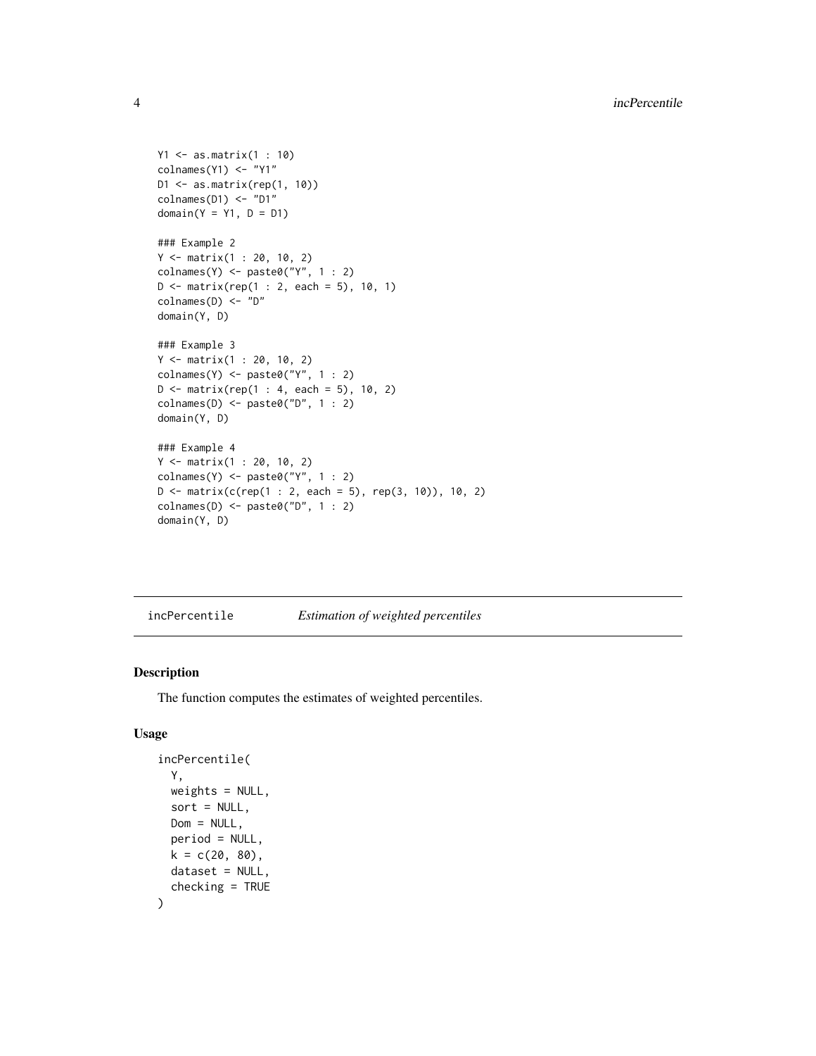```
Y1 <- as.matrix(1 : 10)
colnames(Y1) <- "Y1"
D1 <- as.matrix(rep(1, 10))
colnames(D1) <- "D1"
domain(Y = Y1, D = D1)

### Example 2
Y <- matrix(1 : 20, 10, 2)
colnames(Y) <- paste0("Y", 1 : 2)
D <- matrix(rep(1 : 2, each = 5), 10, 1)
colnames(D) <- "D"
domain(Y, D)

### Example 3
Y <- matrix(1 : 20, 10, 2)
colnames(Y) <- paste0("Y", 1 : 2)
D <- matrix(rep(1 : 4, each = 5), 10, 2)
colnames(D) <- paste0("D", 1 : 2)
domain(Y, D)

### Example 4
Y <- matrix(1 : 20, 10, 2)
colnames(Y) <- paste0("Y", 1 : 2)
D <- matrix(c(rep(1 : 2, each = 5), rep(3, 10)), 10, 2)
colnames(D) <- paste0("D", 1 : 2)
domain(Y, D)
```

---

## incPercentile — *Estimation of weighted percentiles*

### Description

The function computes the estimates of weighted percentiles.

### Usage

```
incPercentile(
  Y,
  weights = NULL,
  sort = NULL,
  Dom = NULL,
  period = NULL,
  k = c(20, 80),
  dataset = NULL,
  checking = TRUE
)
```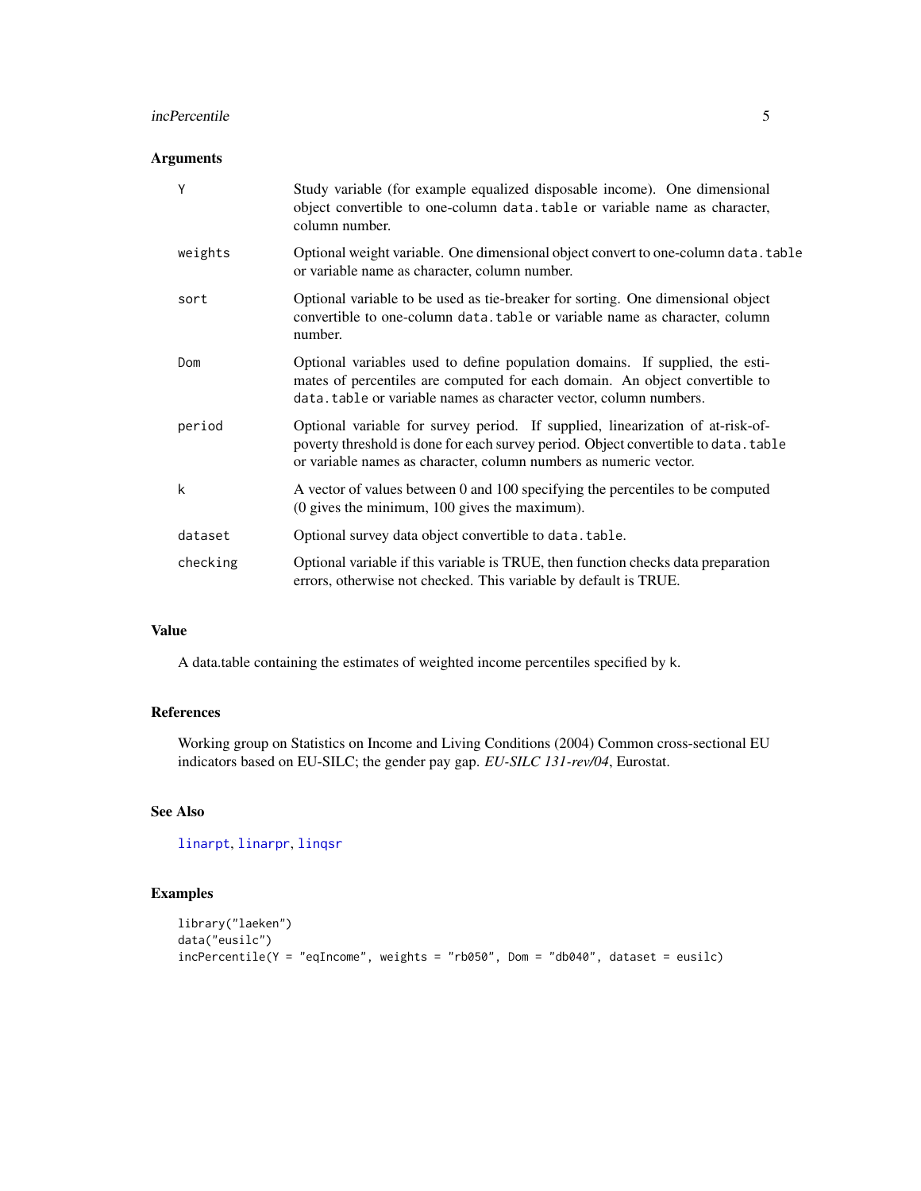### Arguments

| | |
|---|---|
| `Y` | Study variable (for example equalized disposable income). One dimensional object convertible to one-column `data.table` or variable name as character, column number. |
| `weights` | Optional weight variable. One dimensional object convert to one-column `data.table` or variable name as character, column number. |
| `sort` | Optional variable to be used as tie-breaker for sorting. One dimensional object convertible to one-column `data.table` or variable name as character, column number. |
| `Dom` | Optional variables used to define population domains. If supplied, the estimates of percentiles are computed for each domain. An object convertible to `data.table` or variable names as character vector, column numbers. |
| `period` | Optional variable for survey period. If supplied, linearization of at-risk-of-poverty threshold is done for each survey period. Object convertible to `data.table` or variable names as character, column numbers as numeric vector. |
| `k` | A vector of values between 0 and 100 specifying the percentiles to be computed (0 gives the minimum, 100 gives the maximum). |
| `dataset` | Optional survey data object convertible to `data.table`. |
| `checking` | Optional variable if this variable is TRUE, then function checks data preparation errors, otherwise not checked. This variable by default is TRUE. |

### Value

A data.table containing the estimates of weighted income percentiles specified by `k`.

### References

Working group on Statistics on Income and Living Conditions (2004) Common cross-sectional EU indicators based on EU-SILC; the gender pay gap. *EU-SILC 131-rev/04*, Eurostat.

### See Also

`linarpt`, `linarpr`, `linqsr`

### Examples

```
library("laeken")
data("eusilc")
incPercentile(Y = "eqIncome", weights = "rb050", Dom = "db040", dataset = eusilc)
```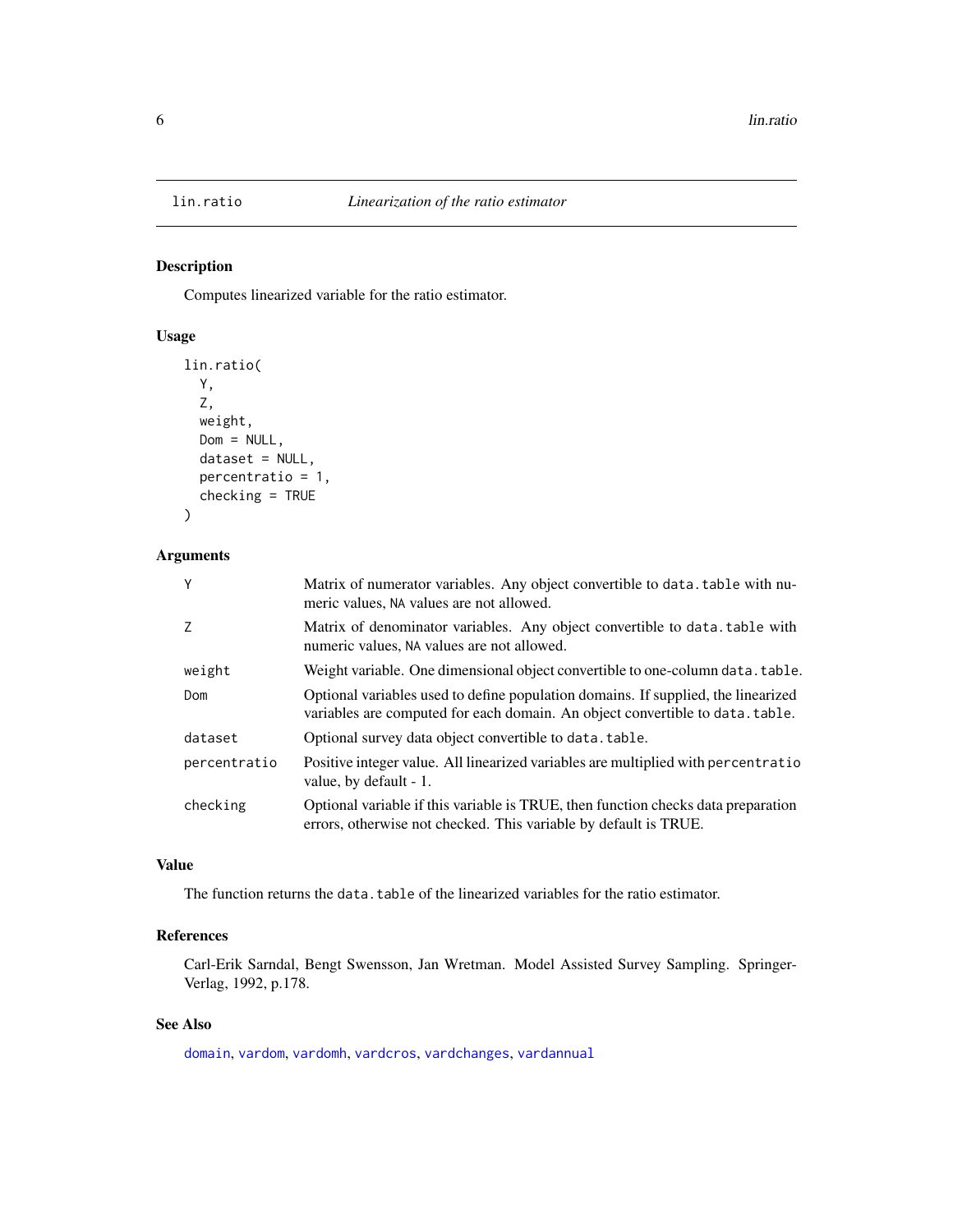# lin.ratio — *Linearization of the ratio estimator*

## Description

Computes linearized variable for the ratio estimator.

## Usage

```
lin.ratio(
  Y,
  Z,
  weight,
  Dom = NULL,
  dataset = NULL,
  percentratio = 1,
  checking = TRUE
)
```

## Arguments

| | |
|---|---|
| `Y` | Matrix of numerator variables. Any object convertible to `data.table` with numeric values, `NA` values are not allowed. |
| `Z` | Matrix of denominator variables. Any object convertible to `data.table` with numeric values, `NA` values are not allowed. |
| `weight` | Weight variable. One dimensional object convertible to one-column `data.table`. |
| `Dom` | Optional variables used to define population domains. If supplied, the linearized variables are computed for each domain. An object convertible to `data.table`. |
| `dataset` | Optional survey data object convertible to `data.table`. |
| `percentratio` | Positive integer value. All linearized variables are multiplied with `percentratio` value, by default - 1. |
| `checking` | Optional variable if this variable is TRUE, then function checks data preparation errors, otherwise not checked. This variable by default is TRUE. |

## Value

The function returns the `data.table` of the linearized variables for the ratio estimator.

## References

Carl-Erik Sarndal, Bengt Swensson, Jan Wretman. Model Assisted Survey Sampling. Springer-Verlag, 1992, p.178.

## See Also

`domain`, `vardom`, `vardomh`, `vardcros`, `vardchanges`, `vardannual`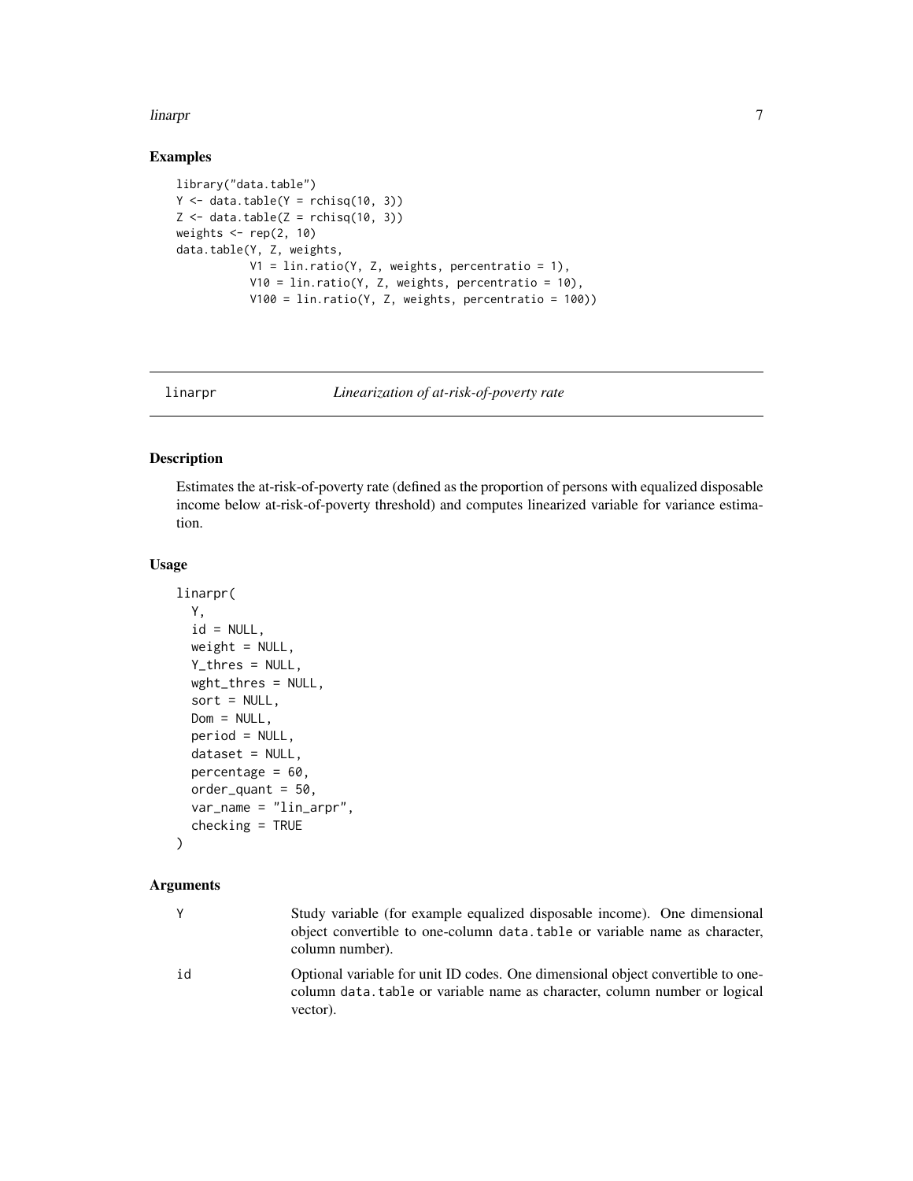## Examples

```
library("data.table")
Y <- data.table(Y = rchisq(10, 3))
Z <- data.table(Z = rchisq(10, 3))
weights <- rep(2, 10)
data.table(Y, Z, weights,
           V1 = lin.ratio(Y, Z, weights, percentratio = 1),
           V10 = lin.ratio(Y, Z, weights, percentratio = 10),
           V100 = lin.ratio(Y, Z, weights, percentratio = 100))
```

---

# linarpr — *Linearization of at-risk-of-poverty rate*

## Description

Estimates the at-risk-of-poverty rate (defined as the proportion of persons with equalized disposable income below at-risk-of-poverty threshold) and computes linearized variable for variance estimation.

## Usage

```
linarpr(
  Y,
  id = NULL,
  weight = NULL,
  Y_thres = NULL,
  wght_thres = NULL,
  sort = NULL,
  Dom = NULL,
  period = NULL,
  dataset = NULL,
  percentage = 60,
  order_quant = 50,
  var_name = "lin_arpr",
  checking = TRUE
)
```

## Arguments

| | |
|---|---|
| Y | Study variable (for example equalized disposable income). One dimensional object convertible to one-column `data.table` or variable name as character, column number). |
| id | Optional variable for unit ID codes. One dimensional object convertible to one-column `data.table` or variable name as character, column number or logical vector). |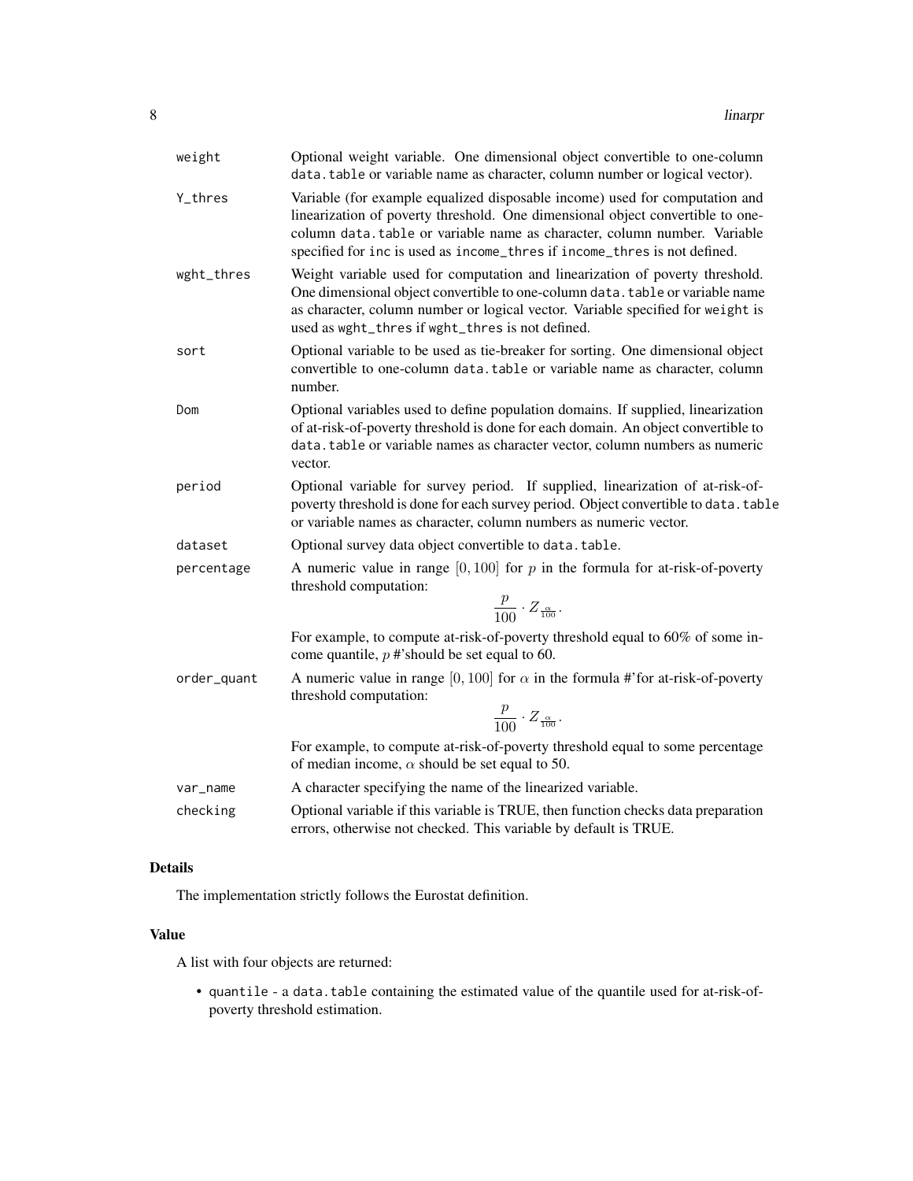| | |
|---|---|
| weight | Optional weight variable. One dimensional object convertible to one-column data.table or variable name as character, column number or logical vector). |
| Y_thres | Variable (for example equalized disposable income) used for computation and linearization of poverty threshold. One dimensional object convertible to one-column data.table or variable name as character, column number. Variable specified for inc is used as income_thres if income_thres is not defined. |
| wght_thres | Weight variable used for computation and linearization of poverty threshold. One dimensional object convertible to one-column data.table or variable name as character, column number or logical vector. Variable specified for weight is used as wght_thres if wght_thres is not defined. |
| sort | Optional variable to be used as tie-breaker for sorting. One dimensional object convertible to one-column data.table or variable name as character, column number. |
| Dom | Optional variables used to define population domains. If supplied, linearization of at-risk-of-poverty threshold is done for each domain. An object convertible to data.table or variable names as character vector, column numbers as numeric vector. |
| period | Optional variable for survey period. If supplied, linearization of at-risk-of-poverty threshold is done for each survey period. Object convertible to data.table or variable names as character, column numbers as numeric vector. |
| dataset | Optional survey data object convertible to data.table. |
| percentage | A numeric value in range $[0, 100]$ for $p$ in the formula for at-risk-of-poverty threshold computation: $$\frac{p}{100} \cdot Z_{\frac{\alpha}{100}}.$$ For example, to compute at-risk-of-poverty threshold equal to 60% of some income quantile, $p$ #'should be set equal to 60. |
| order_quant | A numeric value in range $[0, 100]$ for $\alpha$ in the formula #'for at-risk-of-poverty threshold computation: $$\frac{p}{100} \cdot Z_{\frac{\alpha}{100}}.$$ For example, to compute at-risk-of-poverty threshold equal to some percentage of median income, $\alpha$ should be set equal to 50. |
| var_name | A character specifying the name of the linearized variable. |
| checking | Optional variable if this variable is TRUE, then function checks data preparation errors, otherwise not checked. This variable by default is TRUE. |

### Details

The implementation strictly follows the Eurostat definition.

### Value

A list with four objects are returned:

- quantile - a data.table containing the estimated value of the quantile used for at-risk-of-poverty threshold estimation.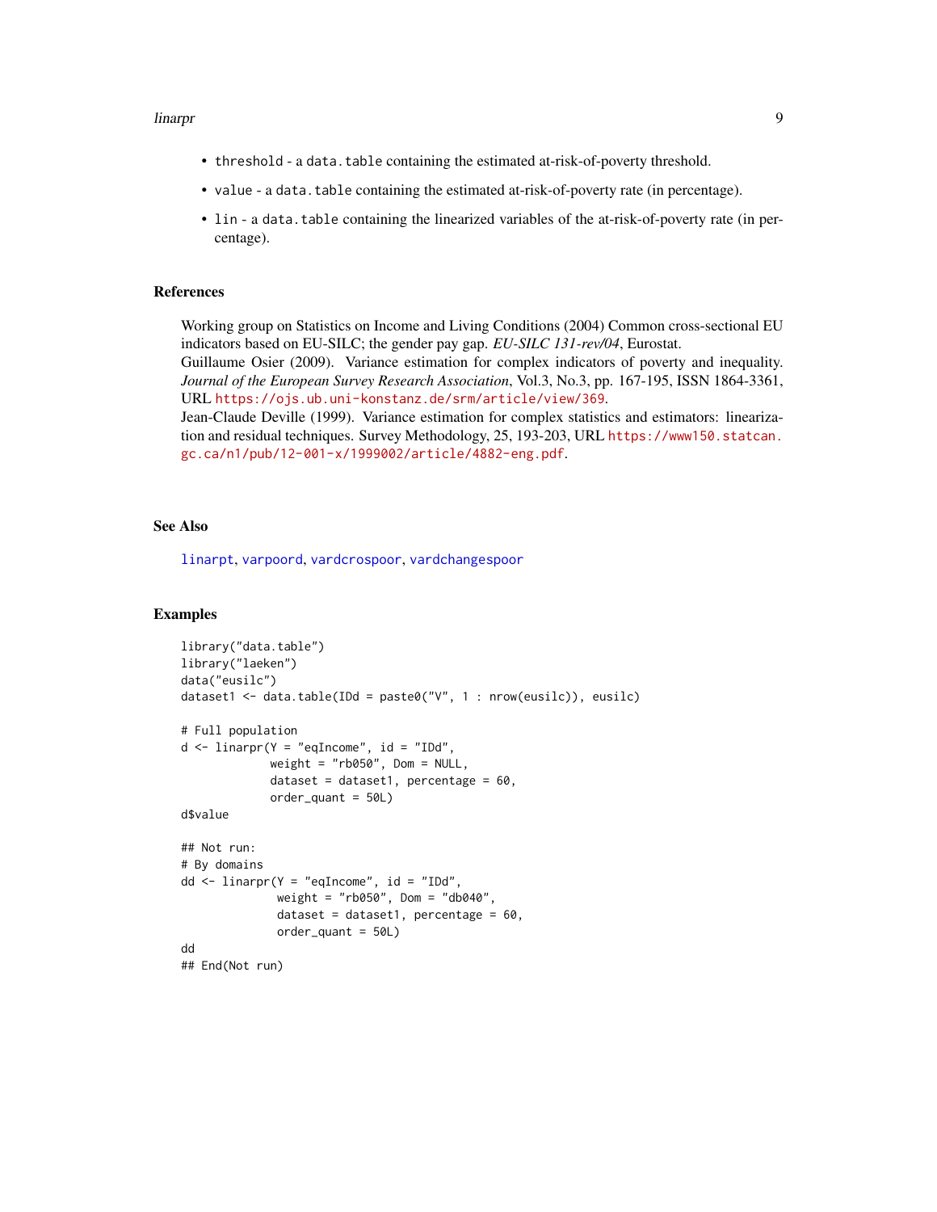- `threshold` - a `data.table` containing the estimated at-risk-of-poverty threshold.
- `value` - a `data.table` containing the estimated at-risk-of-poverty rate (in percentage).
- `lin` - a `data.table` containing the linearized variables of the at-risk-of-poverty rate (in percentage).

### References

Working group on Statistics on Income and Living Conditions (2004) Common cross-sectional EU indicators based on EU-SILC; the gender pay gap. *EU-SILC 131-rev/04*, Eurostat.
Guillaume Osier (2009). Variance estimation for complex indicators of poverty and inequality. *Journal of the European Survey Research Association*, Vol.3, No.3, pp. 167-195, ISSN 1864-3361, URL https://ojs.ub.uni-konstanz.de/srm/article/view/369.
Jean-Claude Deville (1999). Variance estimation for complex statistics and estimators: linearization and residual techniques. Survey Methodology, 25, 193-203, URL https://www150.statcan.gc.ca/n1/pub/12-001-x/1999002/article/4882-eng.pdf.

### See Also

linarpt, varpoord, vardcrospoor, vardchangespoor

### Examples

```
library("data.table")
library("laeken")
data("eusilc")
dataset1 <- data.table(IDd = paste0("V", 1 : nrow(eusilc)), eusilc)

# Full population
d <- linarpr(Y = "eqIncome", id = "IDd",
             weight = "rb050", Dom = NULL,
             dataset = dataset1, percentage = 60,
             order_quant = 50L)
d$value

## Not run:
# By domains
dd <- linarpr(Y = "eqIncome", id = "IDd",
              weight = "rb050", Dom = "db040",
              dataset = dataset1, percentage = 60,
              order_quant = 50L)
dd
## End(Not run)
```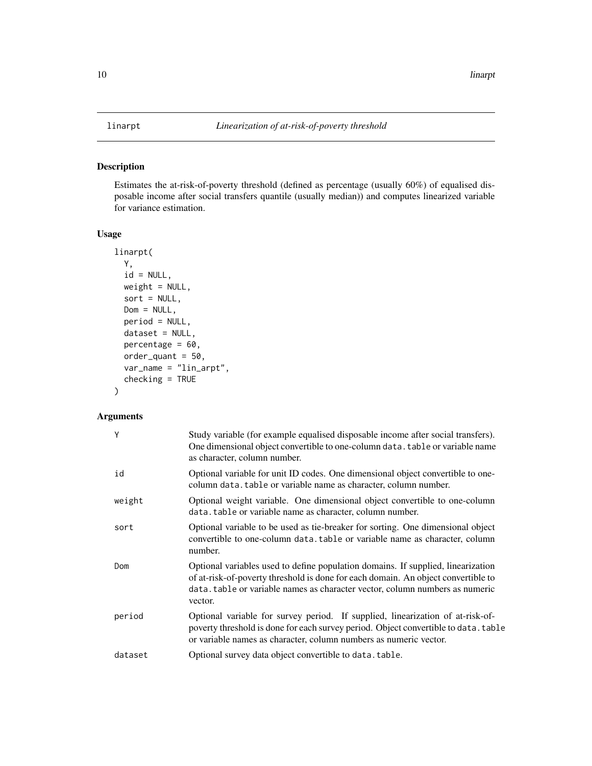# linarpt *Linearization of at-risk-of-poverty threshold*

## Description

Estimates the at-risk-of-poverty threshold (defined as percentage (usually 60%) of equalised disposable income after social transfers quantile (usually median)) and computes linearized variable for variance estimation.

## Usage

```
linarpt(
  Y,
  id = NULL,
  weight = NULL,
  sort = NULL,
  Dom = NULL,
  period = NULL,
  dataset = NULL,
  percentage = 60,
  order_quant = 50,
  var_name = "lin_arpt",
  checking = TRUE
)
```

## Arguments

| | |
|---|---|
| Y | Study variable (for example equalised disposable income after social transfers). One dimensional object convertible to one-column `data.table` or variable name as character, column number. |
| id | Optional variable for unit ID codes. One dimensional object convertible to one-column `data.table` or variable name as character, column number. |
| weight | Optional weight variable. One dimensional object convertible to one-column `data.table` or variable name as character, column number. |
| sort | Optional variable to be used as tie-breaker for sorting. One dimensional object convertible to one-column `data.table` or variable name as character, column number. |
| Dom | Optional variables used to define population domains. If supplied, linearization of at-risk-of-poverty threshold is done for each domain. An object convertible to `data.table` or variable names as character vector, column numbers as numeric vector. |
| period | Optional variable for survey period. If supplied, linearization of at-risk-of-poverty threshold is done for each survey period. Object convertible to `data.table` or variable names as character, column numbers as numeric vector. |
| dataset | Optional survey data object convertible to `data.table`. |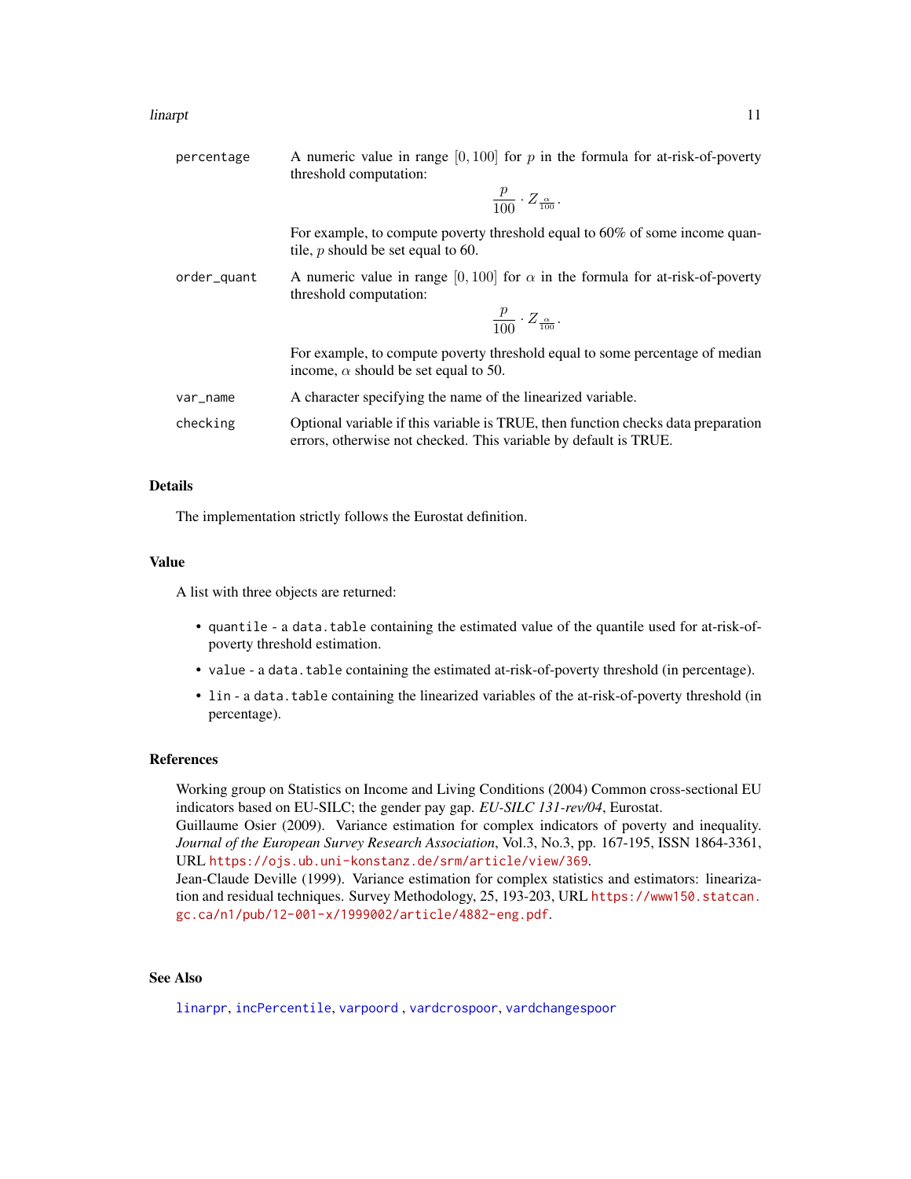`percentage`
: A numeric value in range $[0, 100]$ for $p$ in the formula for at-risk-of-poverty threshold computation:

$$\frac{p}{100} \cdot Z_{\frac{\alpha}{100}}.$$

For example, to compute poverty threshold equal to 60% of some income quantile, $p$ should be set equal to 60.

`order_quant`
: A numeric value in range $[0, 100]$ for $\alpha$ in the formula for at-risk-of-poverty threshold computation:

$$\frac{p}{100} \cdot Z_{\frac{\alpha}{100}}.$$

For example, to compute poverty threshold equal to some percentage of median income, $\alpha$ should be set equal to 50.

`var_name`
: A character specifying the name of the linearized variable.

`checking`
: Optional variable if this variable is TRUE, then function checks data preparation errors, otherwise not checked. This variable by default is TRUE.

## Details

The implementation strictly follows the Eurostat definition.

## Value

A list with three objects are returned:

- `quantile` - a `data.table` containing the estimated value of the quantile used for at-risk-of-poverty threshold estimation.
- `value` - a `data.table` containing the estimated at-risk-of-poverty threshold (in percentage).
- `lin` - a `data.table` containing the linearized variables of the at-risk-of-poverty threshold (in percentage).

## References

Working group on Statistics on Income and Living Conditions (2004) Common cross-sectional EU indicators based on EU-SILC; the gender pay gap. *EU-SILC 131-rev/04*, Eurostat.
Guillaume Osier (2009). Variance estimation for complex indicators of poverty and inequality. *Journal of the European Survey Research Association*, Vol.3, No.3, pp. 167-195, ISSN 1864-3361, URL https://ojs.ub.uni-konstanz.de/srm/article/view/369.
Jean-Claude Deville (1999). Variance estimation for complex statistics and estimators: linearization and residual techniques. Survey Methodology, 25, 193-203, URL https://www150.statcan.gc.ca/n1/pub/12-001-x/1999002/article/4882-eng.pdf.

## See Also

`linarpr`, `incPercentile`, `varpoord` , `vardcrospoor`, `vardchangespoor`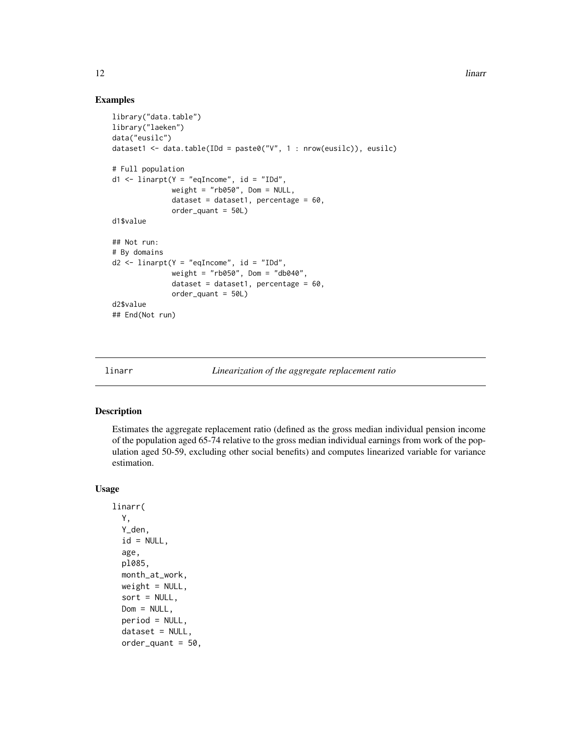## Examples

```
library("data.table")
library("laeken")
data("eusilc")
dataset1 <- data.table(IDd = paste0("V", 1 : nrow(eusilc)), eusilc)

# Full population
d1 <- linarpt(Y = "eqIncome", id = "IDd",
              weight = "rb050", Dom = NULL,
              dataset = dataset1, percentage = 60,
              order_quant = 50L)
d1$value

## Not run:
# By domains
d2 <- linarpt(Y = "eqIncome", id = "IDd",
              weight = "rb050", Dom = "db040",
              dataset = dataset1, percentage = 60,
              order_quant = 50L)
d2$value
## End(Not run)
```

---

linarr — *Linearization of the aggregate replacement ratio*

---

## Description

Estimates the aggregate replacement ratio (defined as the gross median individual pension income of the population aged 65-74 relative to the gross median individual earnings from work of the population aged 50-59, excluding other social benefits) and computes linearized variable for variance estimation.

## Usage

```
linarr(
  Y,
  Y_den,
  id = NULL,
  age,
  pl085,
  month_at_work,
  weight = NULL,
  sort = NULL,
  Dom = NULL,
  period = NULL,
  dataset = NULL,
  order_quant = 50,
```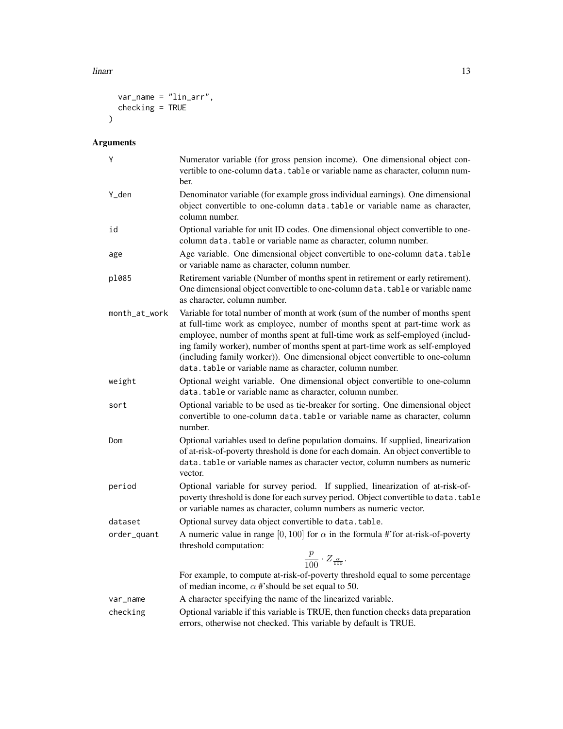```
  var_name = "lin_arr",
  checking = TRUE
)
```

## Arguments

| | |
|---|---|
| Y | Numerator variable (for gross pension income). One dimensional object convertible to one-column data.table or variable name as character, column number. |
| Y_den | Denominator variable (for example gross individual earnings). One dimensional object convertible to one-column data.table or variable name as character, column number. |
| id | Optional variable for unit ID codes. One dimensional object convertible to one-column data.table or variable name as character, column number. |
| age | Age variable. One dimensional object convertible to one-column data.table or variable name as character, column number. |
| pl085 | Retirement variable (Number of months spent in retirement or early retirement). One dimensional object convertible to one-column data.table or variable name as character, column number. |
| month_at_work | Variable for total number of month at work (sum of the number of months spent at full-time work as employee, number of months spent at part-time work as employee, number of months spent at full-time work as self-employed (including family worker), number of months spent at part-time work as self-employed (including family worker)). One dimensional object convertible to one-column data.table or variable name as character, column number. |
| weight | Optional weight variable. One dimensional object convertible to one-column data.table or variable name as character, column number. |
| sort | Optional variable to be used as tie-breaker for sorting. One dimensional object convertible to one-column data.table or variable name as character, column number. |
| Dom | Optional variables used to define population domains. If supplied, linearization of at-risk-of-poverty threshold is done for each domain. An object convertible to data.table or variable names as character vector, column numbers as numeric vector. |
| period | Optional variable for survey period. If supplied, linearization of at-risk-of-poverty threshold is done for each survey period. Object convertible to data.table or variable names as character, column numbers as numeric vector. |
| dataset | Optional survey data object convertible to data.table. |
| order_quant | A numeric value in range $[0, 100]$ for $\alpha$ in the formula #'for at-risk-of-poverty threshold computation: $$\frac{p}{100} \cdot Z_{\frac{\alpha}{100}}.$$ For example, to compute at-risk-of-poverty threshold equal to some percentage of median income, $\alpha$ #'should be set equal to 50. |
| var_name | A character specifying the name of the linearized variable. |
| checking | Optional variable if this variable is TRUE, then function checks data preparation errors, otherwise not checked. This variable by default is TRUE. |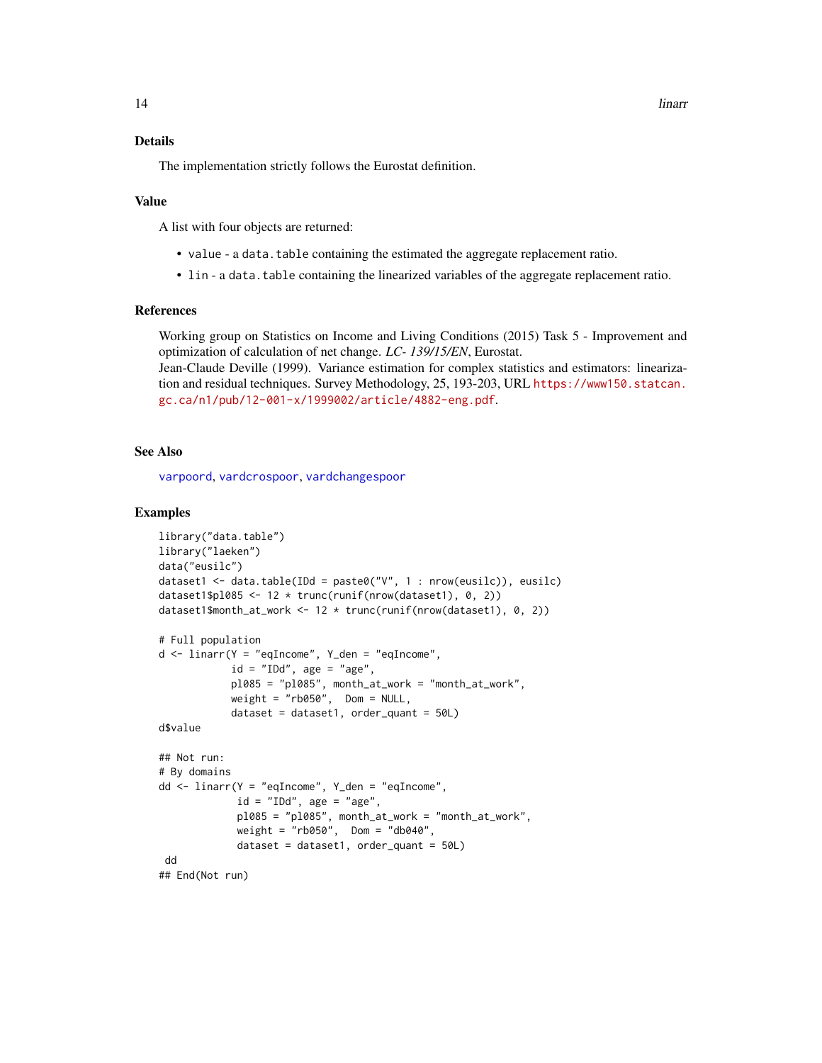## Details

The implementation strictly follows the Eurostat definition.

## Value

A list with four objects are returned:

- `value` - a `data.table` containing the estimated the aggregate replacement ratio.
- `lin` - a `data.table` containing the linearized variables of the aggregate replacement ratio.

## References

Working group on Statistics on Income and Living Conditions (2015) Task 5 - Improvement and optimization of calculation of net change. *LC- 139/15/EN*, Eurostat.
Jean-Claude Deville (1999). Variance estimation for complex statistics and estimators: linearization and residual techniques. Survey Methodology, 25, 193-203, URL https://www150.statcan.gc.ca/n1/pub/12-001-x/1999002/article/4882-eng.pdf.

## See Also

varpoord, vardcrospoor, vardchangespoor

## Examples

```
library("data.table")
library("laeken")
data("eusilc")
dataset1 <- data.table(IDd = paste0("V", 1 : nrow(eusilc)), eusilc)
dataset1$pl085 <- 12 * trunc(runif(nrow(dataset1), 0, 2))
dataset1$month_at_work <- 12 * trunc(runif(nrow(dataset1), 0, 2))

# Full population
d <- linarr(Y = "eqIncome", Y_den = "eqIncome",
            id = "IDd", age = "age",
            pl085 = "pl085", month_at_work = "month_at_work",
            weight = "rb050",  Dom = NULL,
            dataset = dataset1, order_quant = 50L)
d$value

## Not run:
# By domains
dd <- linarr(Y = "eqIncome", Y_den = "eqIncome",
             id = "IDd", age = "age",
             pl085 = "pl085", month_at_work = "month_at_work",
             weight = "rb050",  Dom = "db040",
             dataset = dataset1, order_quant = 50L)
 dd
## End(Not run)
```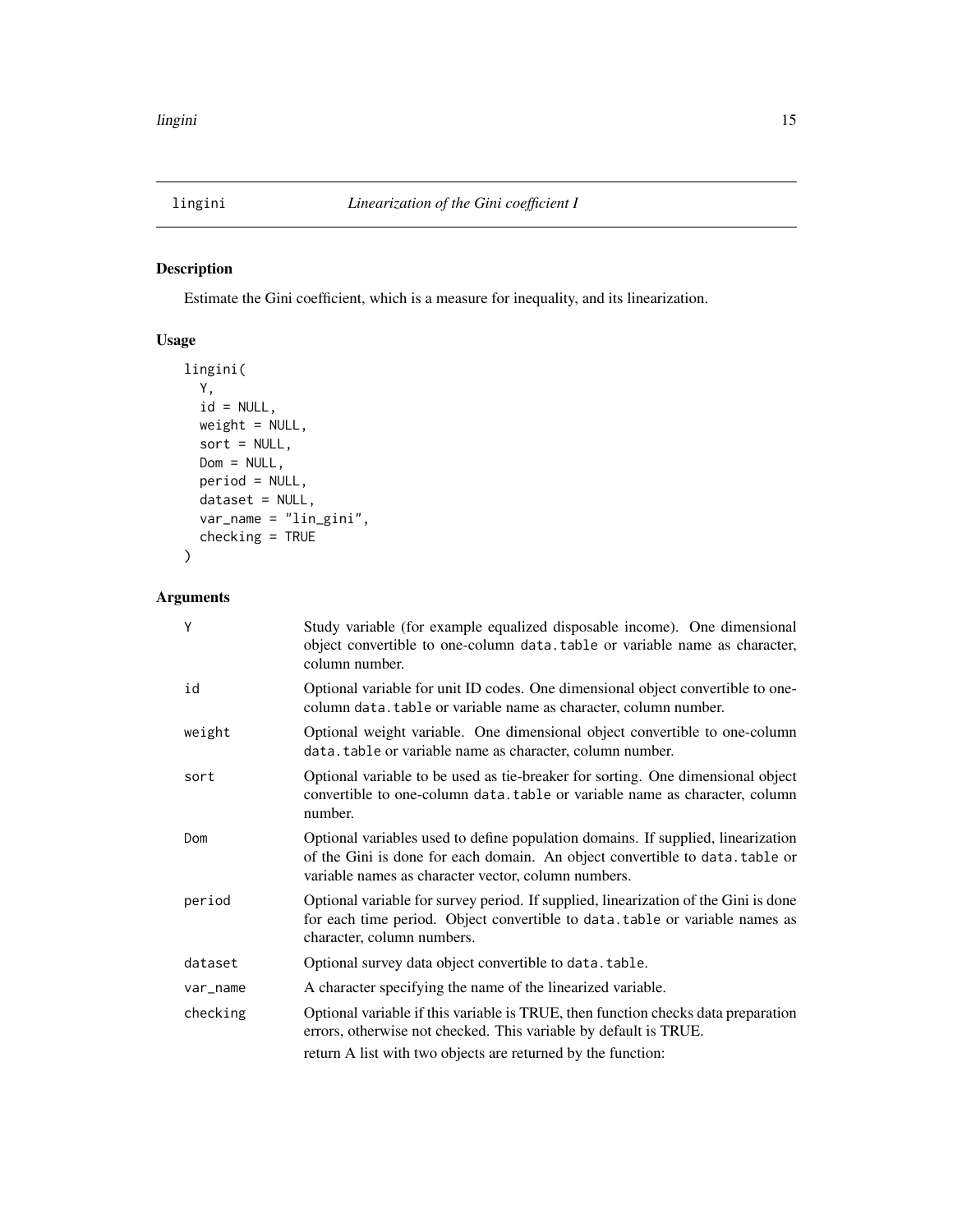# lingini *Linearization of the Gini coefficient I*

## Description

Estimate the Gini coefficient, which is a measure for inequality, and its linearization.

## Usage

```
lingini(
  Y,
  id = NULL,
  weight = NULL,
  sort = NULL,
  Dom = NULL,
  period = NULL,
  dataset = NULL,
  var_name = "lin_gini",
  checking = TRUE
)
```

## Arguments

| | |
|---|---|
| Y | Study variable (for example equalized disposable income). One dimensional object convertible to one-column data.table or variable name as character, column number. |
| id | Optional variable for unit ID codes. One dimensional object convertible to one-column data.table or variable name as character, column number. |
| weight | Optional weight variable. One dimensional object convertible to one-column data.table or variable name as character, column number. |
| sort | Optional variable to be used as tie-breaker for sorting. One dimensional object convertible to one-column data.table or variable name as character, column number. |
| Dom | Optional variables used to define population domains. If supplied, linearization of the Gini is done for each domain. An object convertible to data.table or variable names as character vector, column numbers. |
| period | Optional variable for survey period. If supplied, linearization of the Gini is done for each time period. Object convertible to data.table or variable names as character, column numbers. |
| dataset | Optional survey data object convertible to data.table. |
| var_name | A character specifying the name of the linearized variable. |
| checking | Optional variable if this variable is TRUE, then function checks data preparation errors, otherwise not checked. This variable by default is TRUE.<br>return A list with two objects are returned by the function: |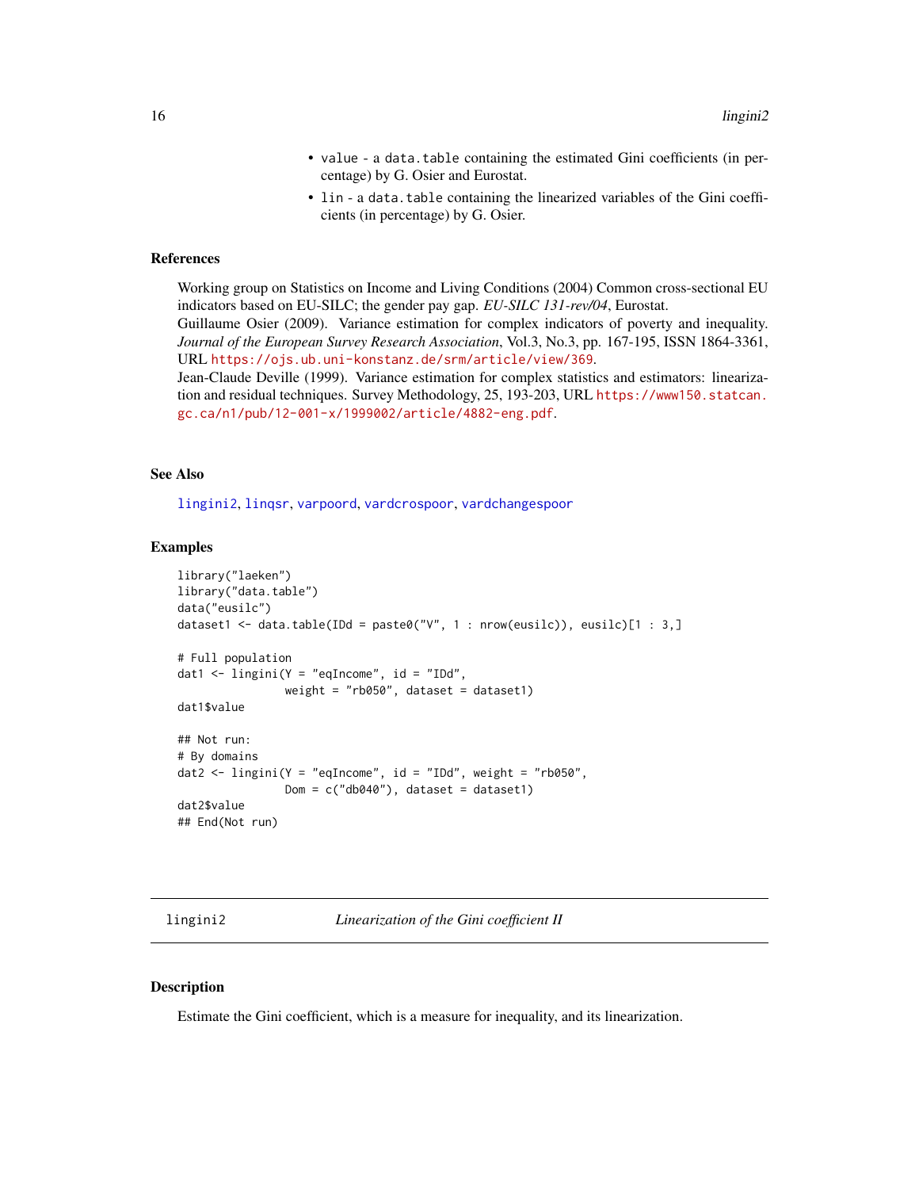- value - a data.table containing the estimated Gini coefficients (in percentage) by G. Osier and Eurostat.
- lin - a data.table containing the linearized variables of the Gini coefficients (in percentage) by G. Osier.

## References

Working group on Statistics on Income and Living Conditions (2004) Common cross-sectional EU indicators based on EU-SILC; the gender pay gap. *EU-SILC 131-rev/04*, Eurostat.
Guillaume Osier (2009). Variance estimation for complex indicators of poverty and inequality. *Journal of the European Survey Research Association*, Vol.3, No.3, pp. 167-195, ISSN 1864-3361, URL https://ojs.ub.uni-konstanz.de/srm/article/view/369.
Jean-Claude Deville (1999). Variance estimation for complex statistics and estimators: linearization and residual techniques. Survey Methodology, 25, 193-203, URL https://www150.statcan.gc.ca/n1/pub/12-001-x/1999002/article/4882-eng.pdf.

## See Also

lingini2, linqsr, varpoord, vardcrospoor, vardchangespoor

## Examples

```
library("laeken")
library("data.table")
data("eusilc")
dataset1 <- data.table(IDd = paste0("V", 1 : nrow(eusilc)), eusilc)[1 : 3,]

# Full population
dat1 <- lingini(Y = "eqIncome", id = "IDd",
                weight = "rb050", dataset = dataset1)
dat1$value

## Not run:
# By domains
dat2 <- lingini(Y = "eqIncome", id = "IDd", weight = "rb050",
                Dom = c("db040"), dataset = dataset1)
dat2$value
## End(Not run)
```

---

# lingini2 — *Linearization of the Gini coefficient II*

## Description

Estimate the Gini coefficient, which is a measure for inequality, and its linearization.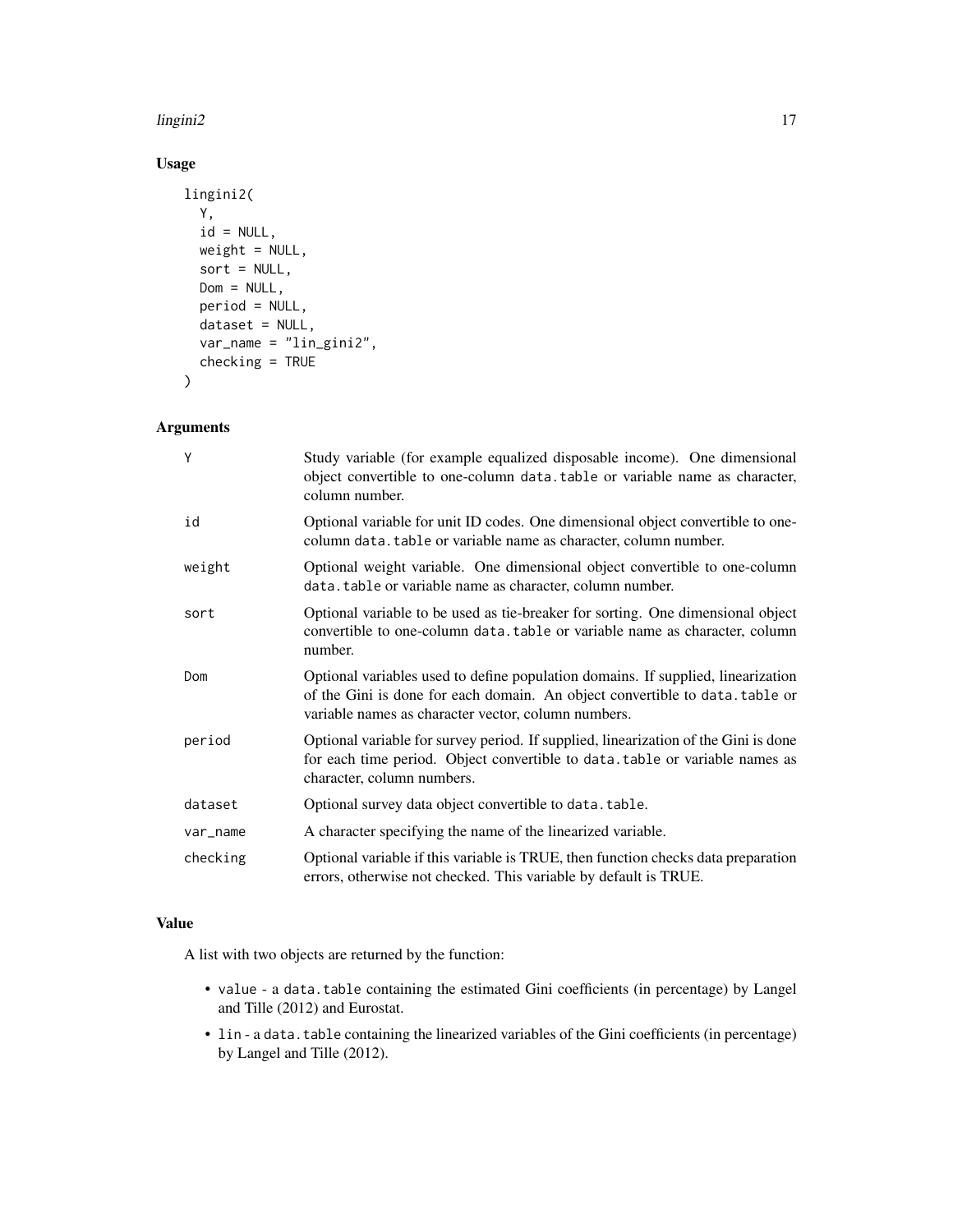### Usage

```
lingini2(
  Y,
  id = NULL,
  weight = NULL,
  sort = NULL,
  Dom = NULL,
  period = NULL,
  dataset = NULL,
  var_name = "lin_gini2",
  checking = TRUE
)
```

### Arguments

| | |
|---|---|
| `Y` | Study variable (for example equalized disposable income). One dimensional object convertible to one-column `data.table` or variable name as character, column number. |
| `id` | Optional variable for unit ID codes. One dimensional object convertible to one-column `data.table` or variable name as character, column number. |
| `weight` | Optional weight variable. One dimensional object convertible to one-column `data.table` or variable name as character, column number. |
| `sort` | Optional variable to be used as tie-breaker for sorting. One dimensional object convertible to one-column `data.table` or variable name as character, column number. |
| `Dom` | Optional variables used to define population domains. If supplied, linearization of the Gini is done for each domain. An object convertible to `data.table` or variable names as character vector, column numbers. |
| `period` | Optional variable for survey period. If supplied, linearization of the Gini is done for each time period. Object convertible to `data.table` or variable names as character, column numbers. |
| `dataset` | Optional survey data object convertible to `data.table`. |
| `var_name` | A character specifying the name of the linearized variable. |
| `checking` | Optional variable if this variable is TRUE, then function checks data preparation errors, otherwise not checked. This variable by default is TRUE. |

### Value

A list with two objects are returned by the function:

- `value` - a `data.table` containing the estimated Gini coefficients (in percentage) by Langel and Tille (2012) and Eurostat.
- `lin` - a `data.table` containing the linearized variables of the Gini coefficients (in percentage) by Langel and Tille (2012).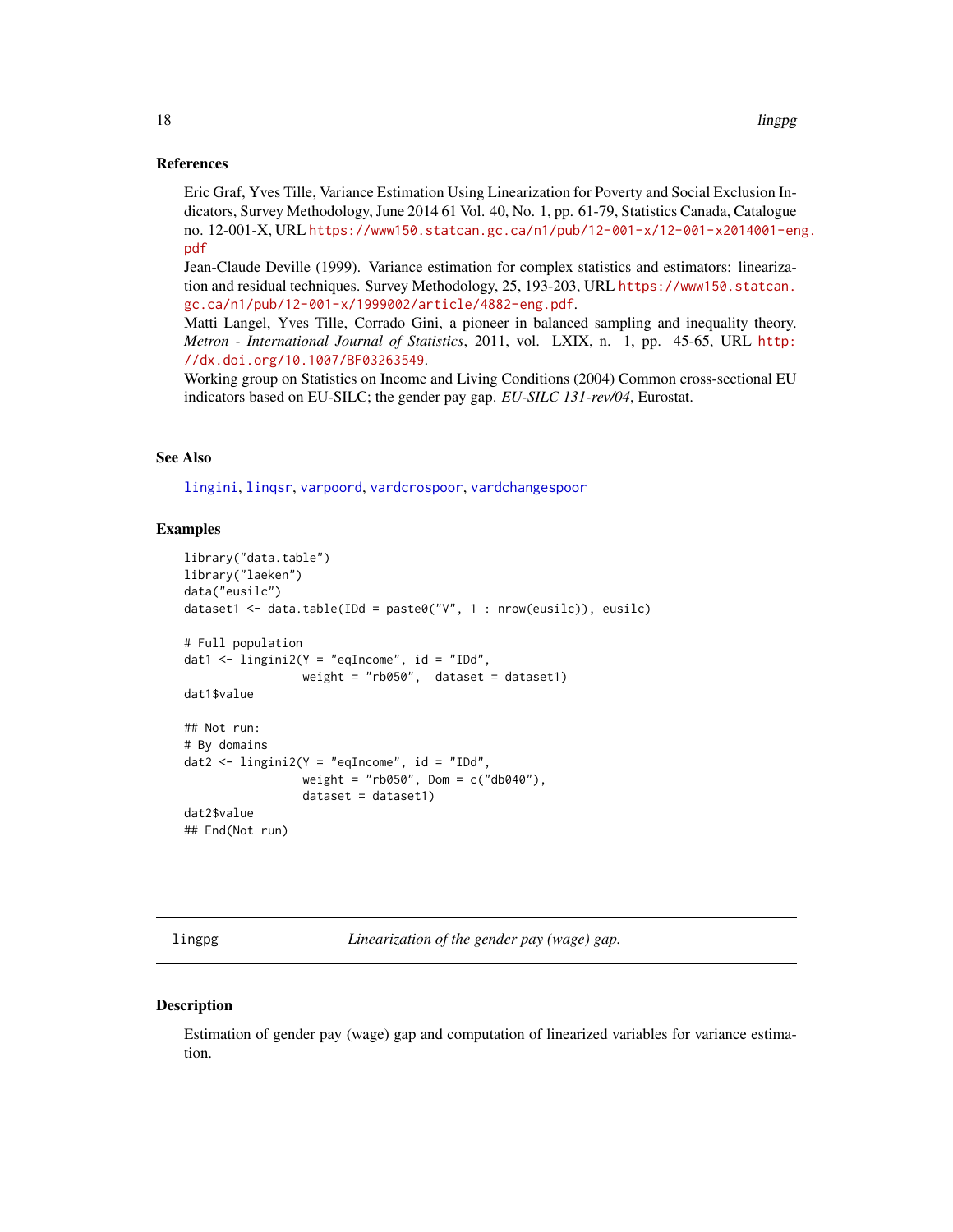### References

Eric Graf, Yves Tille, Variance Estimation Using Linearization for Poverty and Social Exclusion Indicators, Survey Methodology, June 2014 61 Vol. 40, No. 1, pp. 61-79, Statistics Canada, Catalogue no. 12-001-X, URL https://www150.statcan.gc.ca/n1/pub/12-001-x/12-001-x2014001-eng.pdf

Jean-Claude Deville (1999). Variance estimation for complex statistics and estimators: linearization and residual techniques. Survey Methodology, 25, 193-203, URL https://www150.statcan.gc.ca/n1/pub/12-001-x/1999002/article/4882-eng.pdf.

Matti Langel, Yves Tille, Corrado Gini, a pioneer in balanced sampling and inequality theory. *Metron - International Journal of Statistics*, 2011, vol. LXIX, n. 1, pp. 45-65, URL http://dx.doi.org/10.1007/BF03263549.

Working group on Statistics on Income and Living Conditions (2004) Common cross-sectional EU indicators based on EU-SILC; the gender pay gap. *EU-SILC 131-rev/04*, Eurostat.

### See Also

lingini, linqsr, varpoord, vardcrospoor, vardchangespoor

### Examples

```
library("data.table")
library("laeken")
data("eusilc")
dataset1 <- data.table(IDd = paste0("V", 1 : nrow(eusilc)), eusilc)

# Full population
dat1 <- lingini2(Y = "eqIncome", id = "IDd",
                 weight = "rb050",  dataset = dataset1)
dat1$value

## Not run:
# By domains
dat2 <- lingini2(Y = "eqIncome", id = "IDd",
                 weight = "rb050", Dom = c("db040"),
                 dataset = dataset1)
dat2$value
## End(Not run)
```

---

## lingpg — *Linearization of the gender pay (wage) gap.*

### Description

Estimation of gender pay (wage) gap and computation of linearized variables for variance estimation.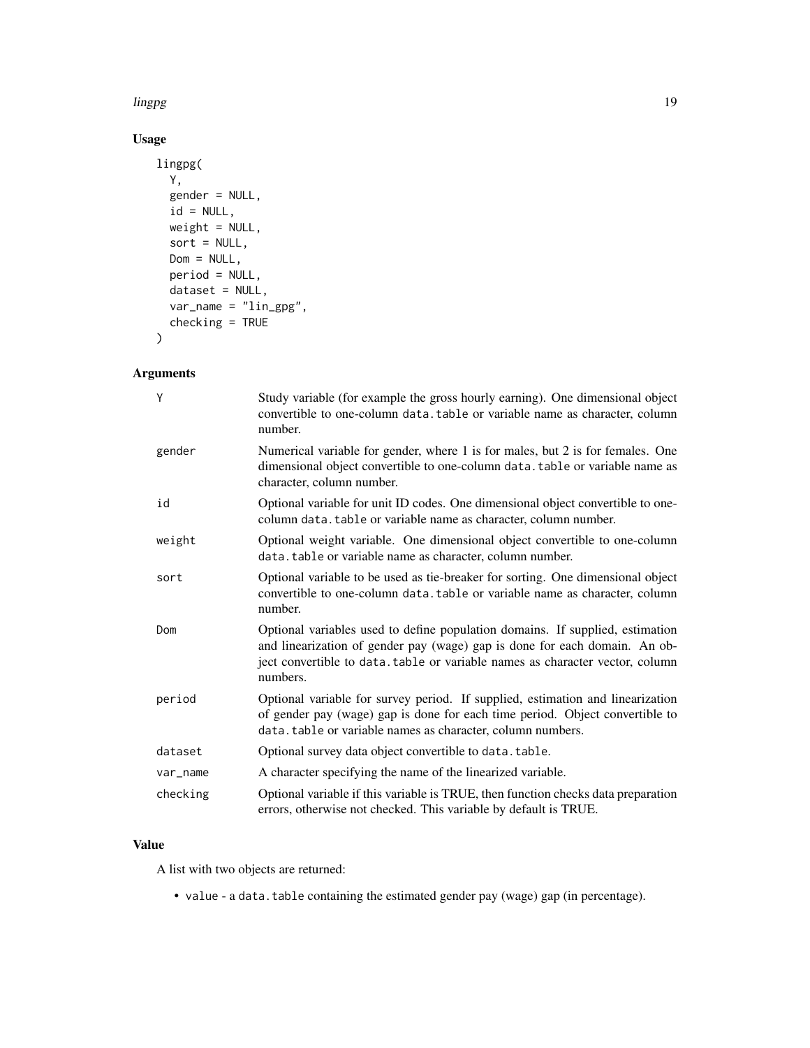## Usage

```
lingpg(
  Y,
  gender = NULL,
  id = NULL,
  weight = NULL,
  sort = NULL,
  Dom = NULL,
  period = NULL,
  dataset = NULL,
  var_name = "lin_gpg",
  checking = TRUE
)
```

## Arguments

| | |
|---|---|
| `Y` | Study variable (for example the gross hourly earning). One dimensional object convertible to one-column `data.table` or variable name as character, column number. |
| `gender` | Numerical variable for gender, where 1 is for males, but 2 is for females. One dimensional object convertible to one-column `data.table` or variable name as character, column number. |
| `id` | Optional variable for unit ID codes. One dimensional object convertible to one-column `data.table` or variable name as character, column number. |
| `weight` | Optional weight variable. One dimensional object convertible to one-column `data.table` or variable name as character, column number. |
| `sort` | Optional variable to be used as tie-breaker for sorting. One dimensional object convertible to one-column `data.table` or variable name as character, column number. |
| `Dom` | Optional variables used to define population domains. If supplied, estimation and linearization of gender pay (wage) gap is done for each domain. An object convertible to `data.table` or variable names as character vector, column numbers. |
| `period` | Optional variable for survey period. If supplied, estimation and linearization of gender pay (wage) gap is done for each time period. Object convertible to `data.table` or variable names as character, column numbers. |
| `dataset` | Optional survey data object convertible to `data.table`. |
| `var_name` | A character specifying the name of the linearized variable. |
| `checking` | Optional variable if this variable is TRUE, then function checks data preparation errors, otherwise not checked. This variable by default is TRUE. |

## Value

A list with two objects are returned:

- `value` - a `data.table` containing the estimated gender pay (wage) gap (in percentage).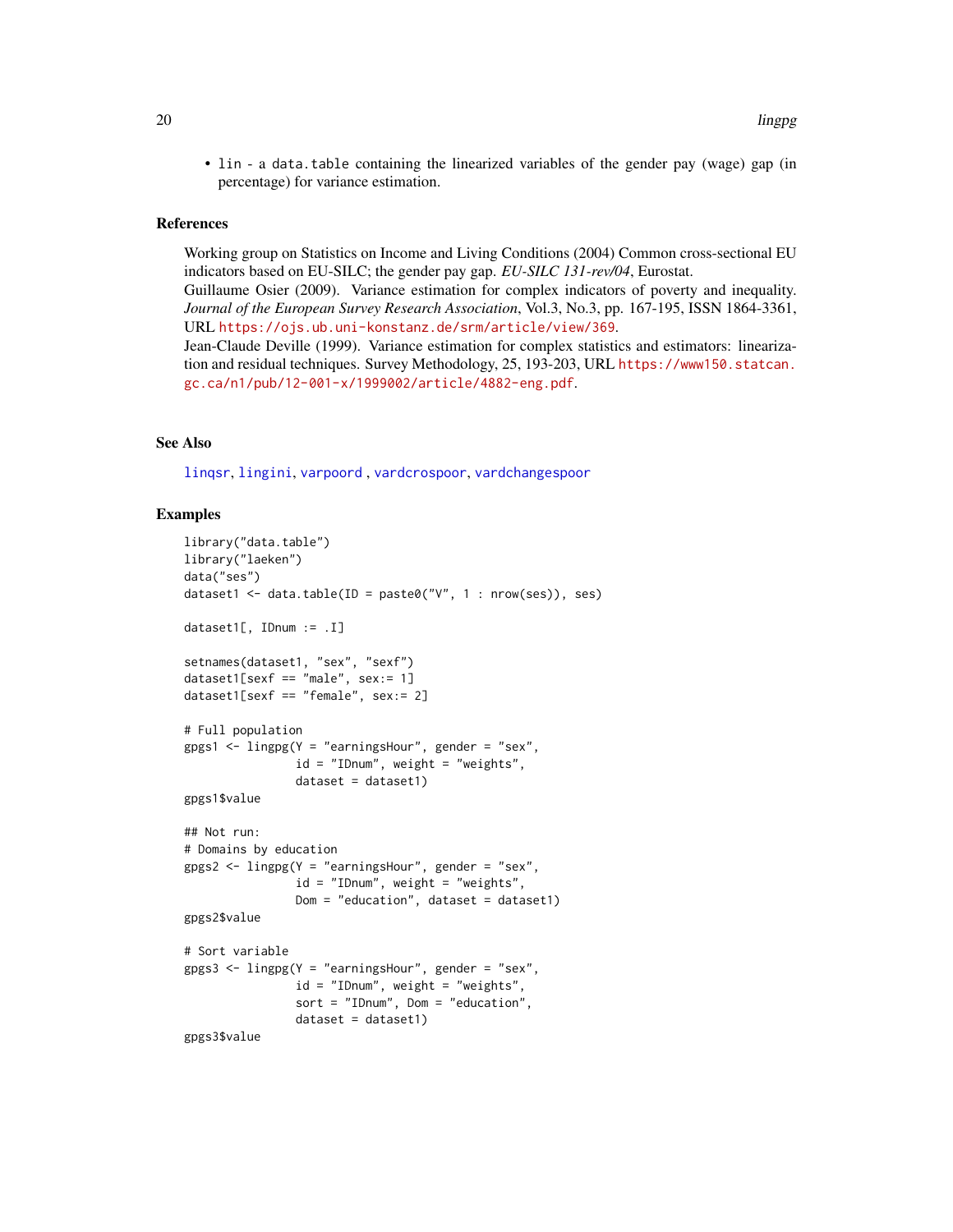- lin - a data.table containing the linearized variables of the gender pay (wage) gap (in percentage) for variance estimation.

### References

Working group on Statistics on Income and Living Conditions (2004) Common cross-sectional EU indicators based on EU-SILC; the gender pay gap. *EU-SILC 131-rev/04*, Eurostat.
Guillaume Osier (2009). Variance estimation for complex indicators of poverty and inequality. *Journal of the European Survey Research Association*, Vol.3, No.3, pp. 167-195, ISSN 1864-3361, URL https://ojs.ub.uni-konstanz.de/srm/article/view/369.
Jean-Claude Deville (1999). Variance estimation for complex statistics and estimators: linearization and residual techniques. Survey Methodology, 25, 193-203, URL https://www150.statcan.gc.ca/n1/pub/12-001-x/1999002/article/4882-eng.pdf.

### See Also

linqsr, lingini, varpoord , vardcrospoor, vardchangespoor

### Examples

```
library("data.table")
library("laeken")
data("ses")
dataset1 <- data.table(ID = paste0("V", 1 : nrow(ses)), ses)

dataset1[, IDnum := .I]

setnames(dataset1, "sex", "sexf")
dataset1[sexf == "male", sex:= 1]
dataset1[sexf == "female", sex:= 2]

# Full population
gpgs1 <- lingpg(Y = "earningsHour", gender = "sex",
                id = "IDnum", weight = "weights",
                dataset = dataset1)
gpgs1$value

## Not run:
# Domains by education
gpgs2 <- lingpg(Y = "earningsHour", gender = "sex",
                id = "IDnum", weight = "weights",
                Dom = "education", dataset = dataset1)
gpgs2$value

# Sort variable
gpgs3 <- lingpg(Y = "earningsHour", gender = "sex",
                id = "IDnum", weight = "weights",
                sort = "IDnum", Dom = "education",
                dataset = dataset1)
gpgs3$value
```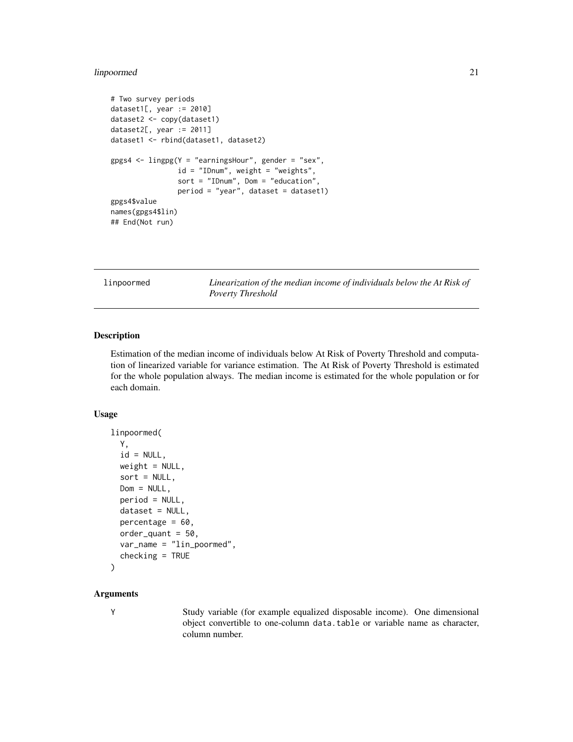```
# Two survey periods
dataset1[, year := 2010]
dataset2 <- copy(dataset1)
dataset2[, year := 2011]
dataset1 <- rbind(dataset1, dataset2)

gpgs4 <- lingpg(Y = "earningsHour", gender = "sex",
                id = "IDnum", weight = "weights",
                sort = "IDnum", Dom = "education",
                period = "year", dataset = dataset1)
gpgs4$value
names(gpgs4$lin)
## End(Not run)
```

## linpoormed — *Linearization of the median income of individuals below the At Risk of Poverty Threshold*

### Description

Estimation of the median income of individuals below At Risk of Poverty Threshold and computation of linearized variable for variance estimation. The At Risk of Poverty Threshold is estimated for the whole population always. The median income is estimated for the whole population or for each domain.

### Usage

```
linpoormed(
  Y,
  id = NULL,
  weight = NULL,
  sort = NULL,
  Dom = NULL,
  period = NULL,
  dataset = NULL,
  percentage = 60,
  order_quant = 50,
  var_name = "lin_poormed",
  checking = TRUE
)
```

### Arguments

`Y` Study variable (for example equalized disposable income). One dimensional object convertible to one-column `data.table` or variable name as character, column number.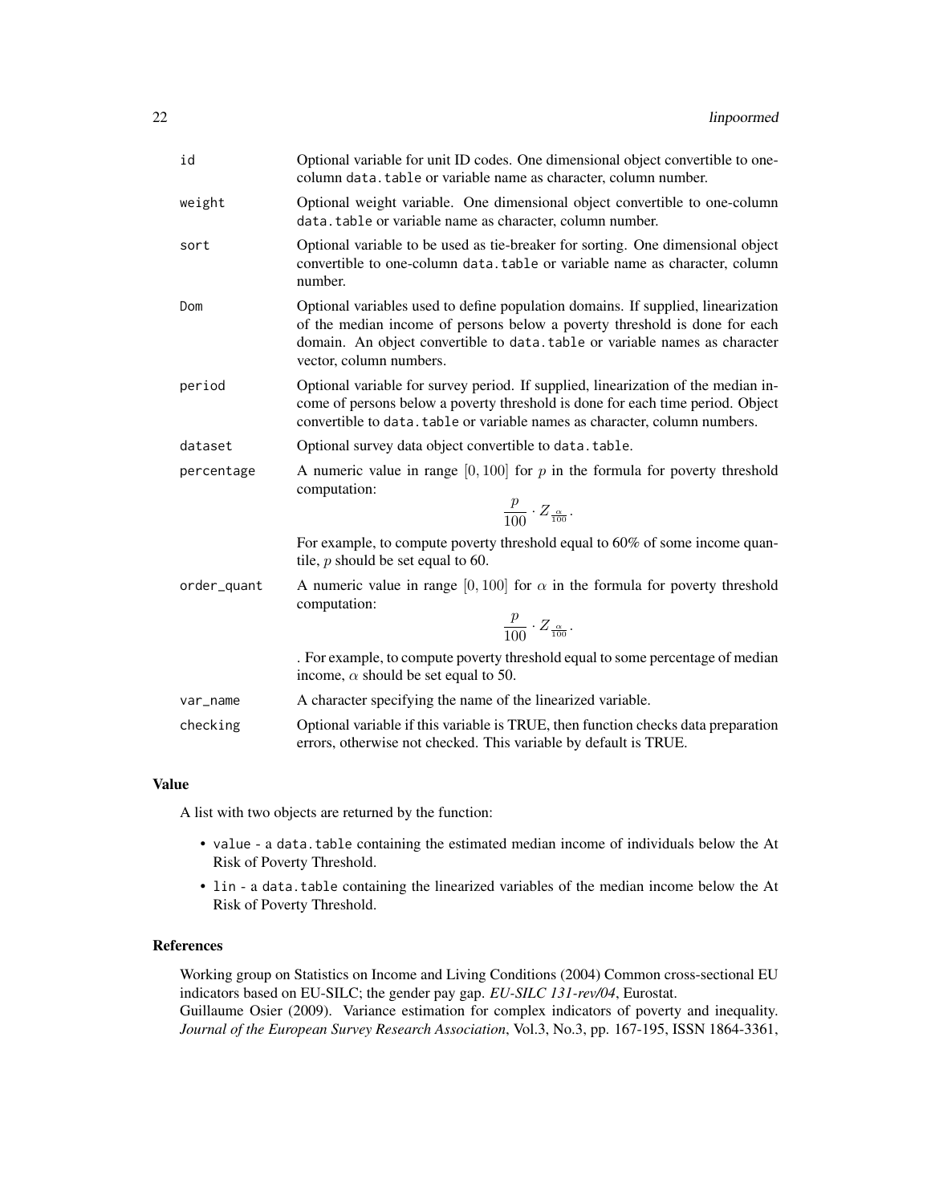| | |
|---|---|
| id | Optional variable for unit ID codes. One dimensional object convertible to one-column `data.table` or variable name as character, column number. |
| weight | Optional weight variable. One dimensional object convertible to one-column `data.table` or variable name as character, column number. |
| sort | Optional variable to be used as tie-breaker for sorting. One dimensional object convertible to one-column `data.table` or variable name as character, column number. |
| Dom | Optional variables used to define population domains. If supplied, linearization of the median income of persons below a poverty threshold is done for each domain. An object convertible to `data.table` or variable names as character vector, column numbers. |
| period | Optional variable for survey period. If supplied, linearization of the median income of persons below a poverty threshold is done for each time period. Object convertible to `data.table` or variable names as character, column numbers. |
| dataset | Optional survey data object convertible to `data.table`. |
| percentage | A numeric value in range $[0, 100]$ for $p$ in the formula for poverty threshold computation: $$\frac{p}{100} \cdot Z_{\frac{\alpha}{100}}.$$ For example, to compute poverty threshold equal to 60% of some income quantile, $p$ should be set equal to 60. |
| order_quant | A numeric value in range $[0, 100]$ for $\alpha$ in the formula for poverty threshold computation: $$\frac{p}{100} \cdot Z_{\frac{\alpha}{100}}.$$ . For example, to compute poverty threshold equal to some percentage of median income, $\alpha$ should be set equal to 50. |
| var_name | A character specifying the name of the linearized variable. |
| checking | Optional variable if this variable is TRUE, then function checks data preparation errors, otherwise not checked. This variable by default is TRUE. |

## Value

A list with two objects are returned by the function:

- `value` - a `data.table` containing the estimated median income of individuals below the At Risk of Poverty Threshold.
- `lin` - a `data.table` containing the linearized variables of the median income below the At Risk of Poverty Threshold.

## References

Working group on Statistics on Income and Living Conditions (2004) Common cross-sectional EU indicators based on EU-SILC; the gender pay gap. *EU-SILC 131-rev/04*, Eurostat.
Guillaume Osier (2009). Variance estimation for complex indicators of poverty and inequality. *Journal of the European Survey Research Association*, Vol.3, No.3, pp. 167-195, ISSN 1864-3361,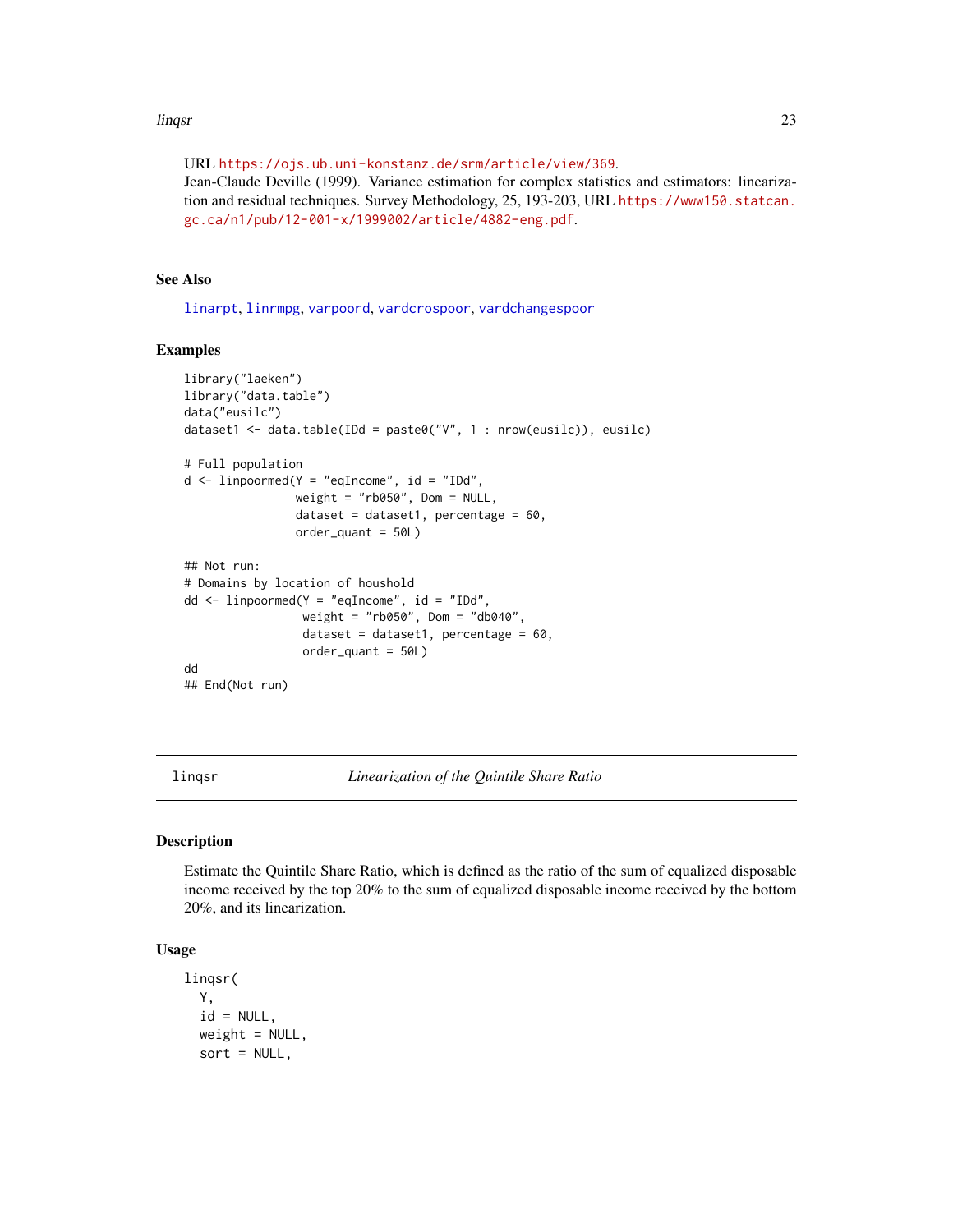URL https://ojs.ub.uni-konstanz.de/srm/article/view/369.
Jean-Claude Deville (1999). Variance estimation for complex statistics and estimators: linearization and residual techniques. Survey Methodology, 25, 193-203, URL https://www150.statcan.gc.ca/n1/pub/12-001-x/1999002/article/4882-eng.pdf.

### See Also

linarpt, linrmpg, varpoord, vardcrospoor, vardchangespoor

### Examples

```
library("laeken")
library("data.table")
data("eusilc")
dataset1 <- data.table(IDd = paste0("V", 1 : nrow(eusilc)), eusilc)

# Full population
d <- linpoormed(Y = "eqIncome", id = "IDd",
                weight = "rb050", Dom = NULL,
                dataset = dataset1, percentage = 60,
                order_quant = 50L)

## Not run:
# Domains by location of houshold
dd <- linpoormed(Y = "eqIncome", id = "IDd",
                 weight = "rb050", Dom = "db040",
                 dataset = dataset1, percentage = 60,
                 order_quant = 50L)
dd
## End(Not run)
```

---

## linqsr — *Linearization of the Quintile Share Ratio*

### Description

Estimate the Quintile Share Ratio, which is defined as the ratio of the sum of equalized disposable income received by the top 20% to the sum of equalized disposable income received by the bottom 20%, and its linearization.

### Usage

```
linqsr(
  Y,
  id = NULL,
  weight = NULL,
  sort = NULL,
```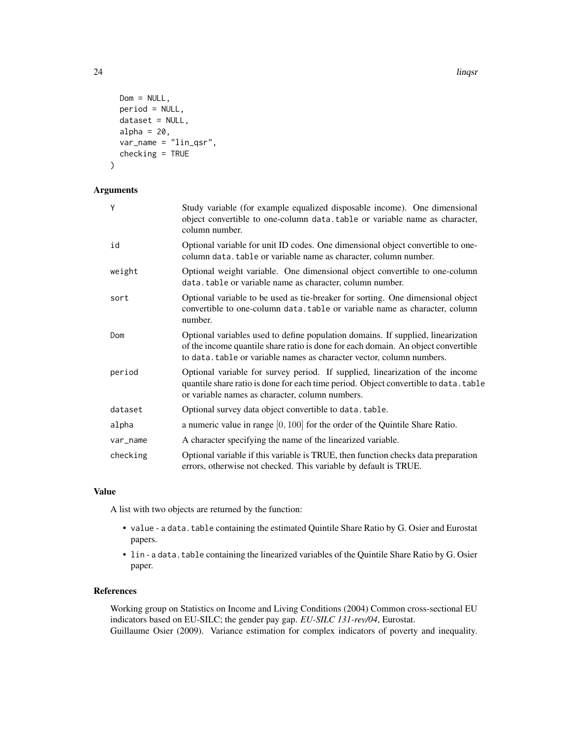```
  Dom = NULL,
  period = NULL,
  dataset = NULL,
  alpha = 20,
  var_name = "lin_qsr",
  checking = TRUE
)
```

## Arguments

| | |
|---|---|
| Y | Study variable (for example equalized disposable income). One dimensional object convertible to one-column data.table or variable name as character, column number. |
| id | Optional variable for unit ID codes. One dimensional object convertible to one-column data.table or variable name as character, column number. |
| weight | Optional weight variable. One dimensional object convertible to one-column data.table or variable name as character, column number. |
| sort | Optional variable to be used as tie-breaker for sorting. One dimensional object convertible to one-column data.table or variable name as character, column number. |
| Dom | Optional variables used to define population domains. If supplied, linearization of the income quantile share ratio is done for each domain. An object convertible to data.table or variable names as character vector, column numbers. |
| period | Optional variable for survey period. If supplied, linearization of the income quantile share ratio is done for each time period. Object convertible to data.table or variable names as character, column numbers. |
| dataset | Optional survey data object convertible to data.table. |
| alpha | a numeric value in range $[0, 100]$ for the order of the Quintile Share Ratio. |
| var_name | A character specifying the name of the linearized variable. |
| checking | Optional variable if this variable is TRUE, then function checks data preparation errors, otherwise not checked. This variable by default is TRUE. |

## Value

A list with two objects are returned by the function:

- value - a data.table containing the estimated Quintile Share Ratio by G. Osier and Eurostat papers.
- lin - a data.table containing the linearized variables of the Quintile Share Ratio by G. Osier paper.

## References

Working group on Statistics on Income and Living Conditions (2004) Common cross-sectional EU indicators based on EU-SILC; the gender pay gap. *EU-SILC 131-rev/04*, Eurostat.
Guillaume Osier (2009). Variance estimation for complex indicators of poverty and inequality.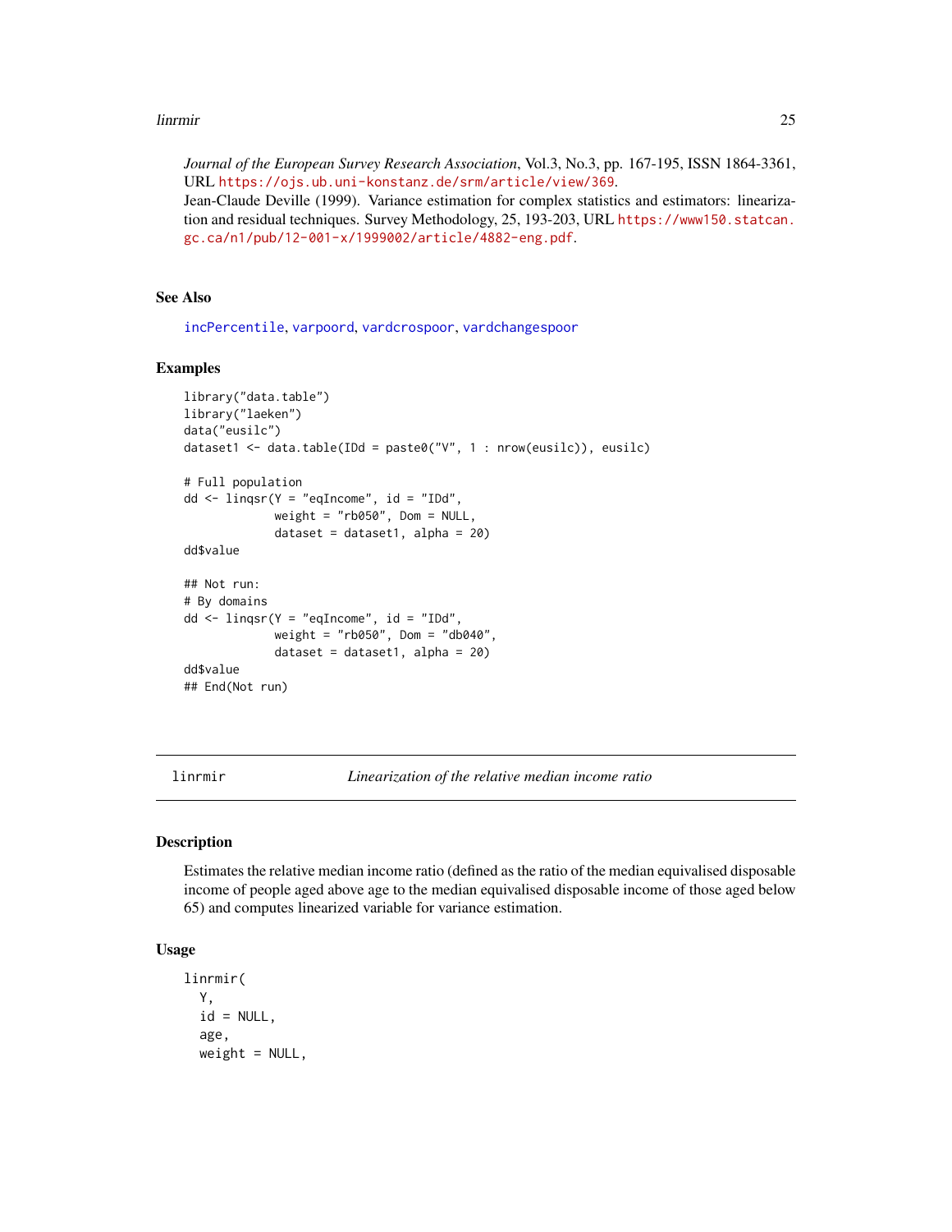*Journal of the European Survey Research Association*, Vol.3, No.3, pp. 167-195, ISSN 1864-3361, URL https://ojs.ub.uni-konstanz.de/srm/article/view/369.

Jean-Claude Deville (1999). Variance estimation for complex statistics and estimators: linearization and residual techniques. Survey Methodology, 25, 193-203, URL https://www150.statcan.gc.ca/n1/pub/12-001-x/1999002/article/4882-eng.pdf.

## See Also

incPercentile, varpoord, vardcrospoor, vardchangespoor

## Examples

```
library("data.table")
library("laeken")
data("eusilc")
dataset1 <- data.table(IDd = paste0("V", 1 : nrow(eusilc)), eusilc)

# Full population
dd <- linqsr(Y = "eqIncome", id = "IDd",
             weight = "rb050", Dom = NULL,
             dataset = dataset1, alpha = 20)
dd$value

## Not run:
# By domains
dd <- linqsr(Y = "eqIncome", id = "IDd",
             weight = "rb050", Dom = "db040",
             dataset = dataset1, alpha = 20)
dd$value
## End(Not run)
```

---

# linrmir — *Linearization of the relative median income ratio*

## Description

Estimates the relative median income ratio (defined as the ratio of the median equivalised disposable income of people aged above age to the median equivalised disposable income of those aged below 65) and computes linearized variable for variance estimation.

## Usage

```
linrmir(
  Y,
  id = NULL,
  age,
  weight = NULL,
```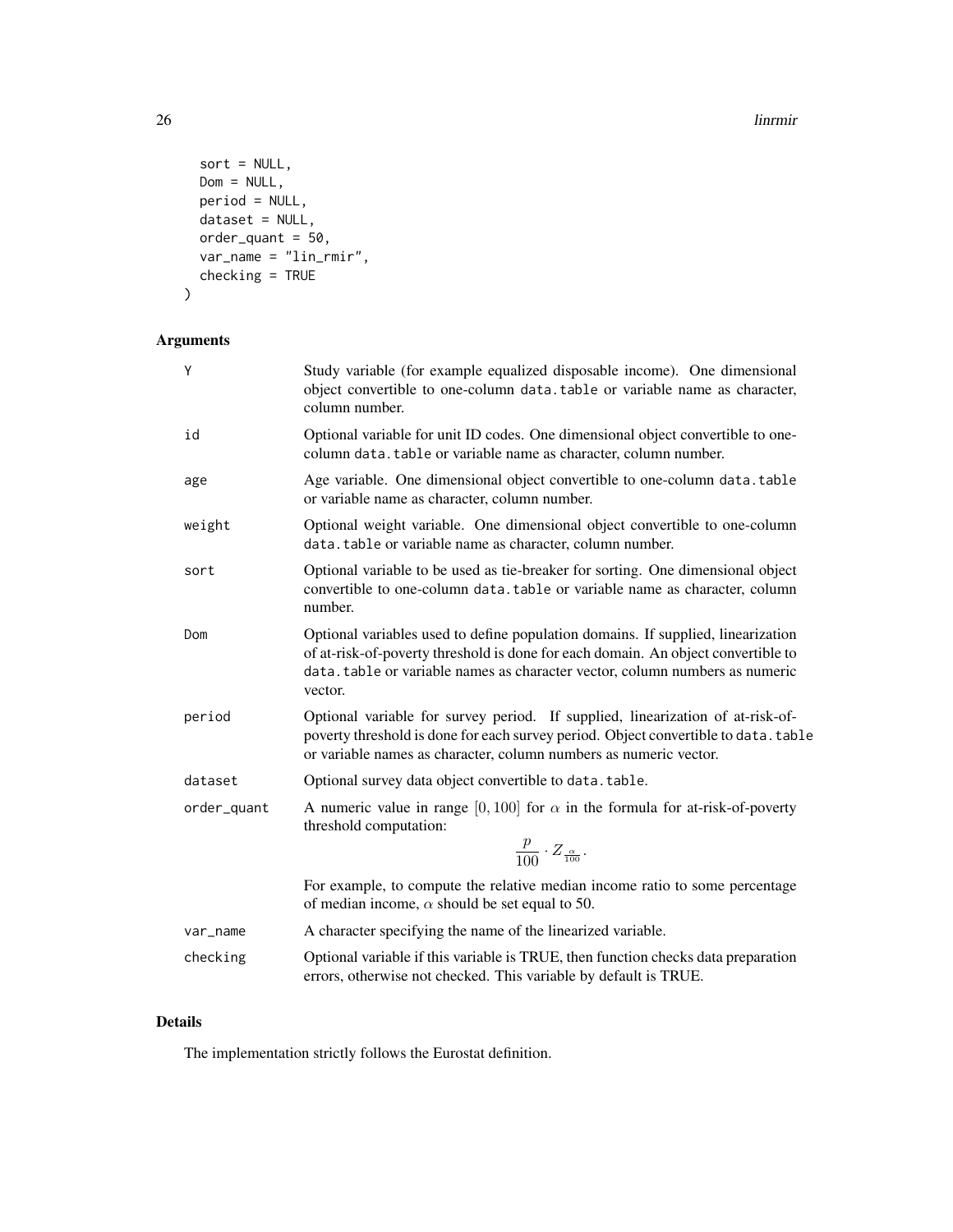```
  sort = NULL,
  Dom = NULL,
  period = NULL,
  dataset = NULL,
  order_quant = 50,
  var_name = "lin_rmir",
  checking = TRUE
)
```

## Arguments

| | |
|---|---|
| Y | Study variable (for example equalized disposable income). One dimensional object convertible to one-column data.table or variable name as character, column number. |
| id | Optional variable for unit ID codes. One dimensional object convertible to one-column data.table or variable name as character, column number. |
| age | Age variable. One dimensional object convertible to one-column data.table or variable name as character, column number. |
| weight | Optional weight variable. One dimensional object convertible to one-column data.table or variable name as character, column number. |
| sort | Optional variable to be used as tie-breaker for sorting. One dimensional object convertible to one-column data.table or variable name as character, column number. |
| Dom | Optional variables used to define population domains. If supplied, linearization of at-risk-of-poverty threshold is done for each domain. An object convertible to data.table or variable names as character vector, column numbers as numeric vector. |
| period | Optional variable for survey period. If supplied, linearization of at-risk-of-poverty threshold is done for each survey period. Object convertible to data.table or variable names as character, column numbers as numeric vector. |
| dataset | Optional survey data object convertible to data.table. |
| order_quant | A numeric value in range $[0, 100]$ for $\alpha$ in the formula for at-risk-of-poverty threshold computation: $$\frac{p}{100} \cdot Z_{\frac{\alpha}{100}}.$$ For example, to compute the relative median income ratio to some percentage of median income, $\alpha$ should be set equal to 50. |
| var_name | A character specifying the name of the linearized variable. |
| checking | Optional variable if this variable is TRUE, then function checks data preparation errors, otherwise not checked. This variable by default is TRUE. |

## Details

The implementation strictly follows the Eurostat definition.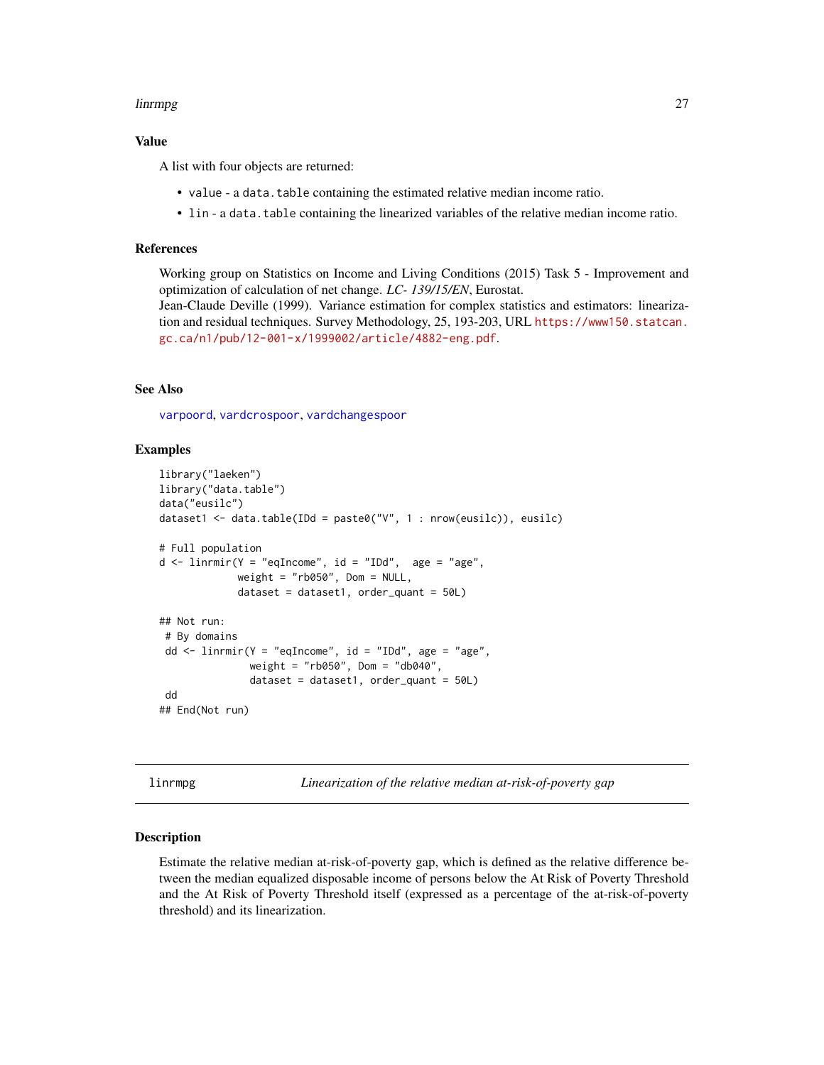### Value

A list with four objects are returned:

- `value` - a `data.table` containing the estimated relative median income ratio.
- `lin` - a `data.table` containing the linearized variables of the relative median income ratio.

### References

Working group on Statistics on Income and Living Conditions (2015) Task 5 - Improvement and optimization of calculation of net change. *LC- 139/15/EN*, Eurostat.
Jean-Claude Deville (1999). Variance estimation for complex statistics and estimators: linearization and residual techniques. Survey Methodology, 25, 193-203, URL https://www150.statcan.gc.ca/n1/pub/12-001-x/1999002/article/4882-eng.pdf.

### See Also

`varpoord`, `vardcrospoor`, `vardchangespoor`

### Examples

```
library("laeken")
library("data.table")
data("eusilc")
dataset1 <- data.table(IDd = paste0("V", 1 : nrow(eusilc)), eusilc)

# Full population
d <- linrmir(Y = "eqIncome", id = "IDd",  age = "age",
             weight = "rb050", Dom = NULL,
             dataset = dataset1, order_quant = 50L)

## Not run:
 # By domains
 dd <- linrmir(Y = "eqIncome", id = "IDd", age = "age",
               weight = "rb050", Dom = "db040",
               dataset = dataset1, order_quant = 50L)
 dd
## End(Not run)
```

---

## linrmpg — *Linearization of the relative median at-risk-of-poverty gap*

### Description

Estimate the relative median at-risk-of-poverty gap, which is defined as the relative difference between the median equalized disposable income of persons below the At Risk of Poverty Threshold and the At Risk of Poverty Threshold itself (expressed as a percentage of the at-risk-of-poverty threshold) and its linearization.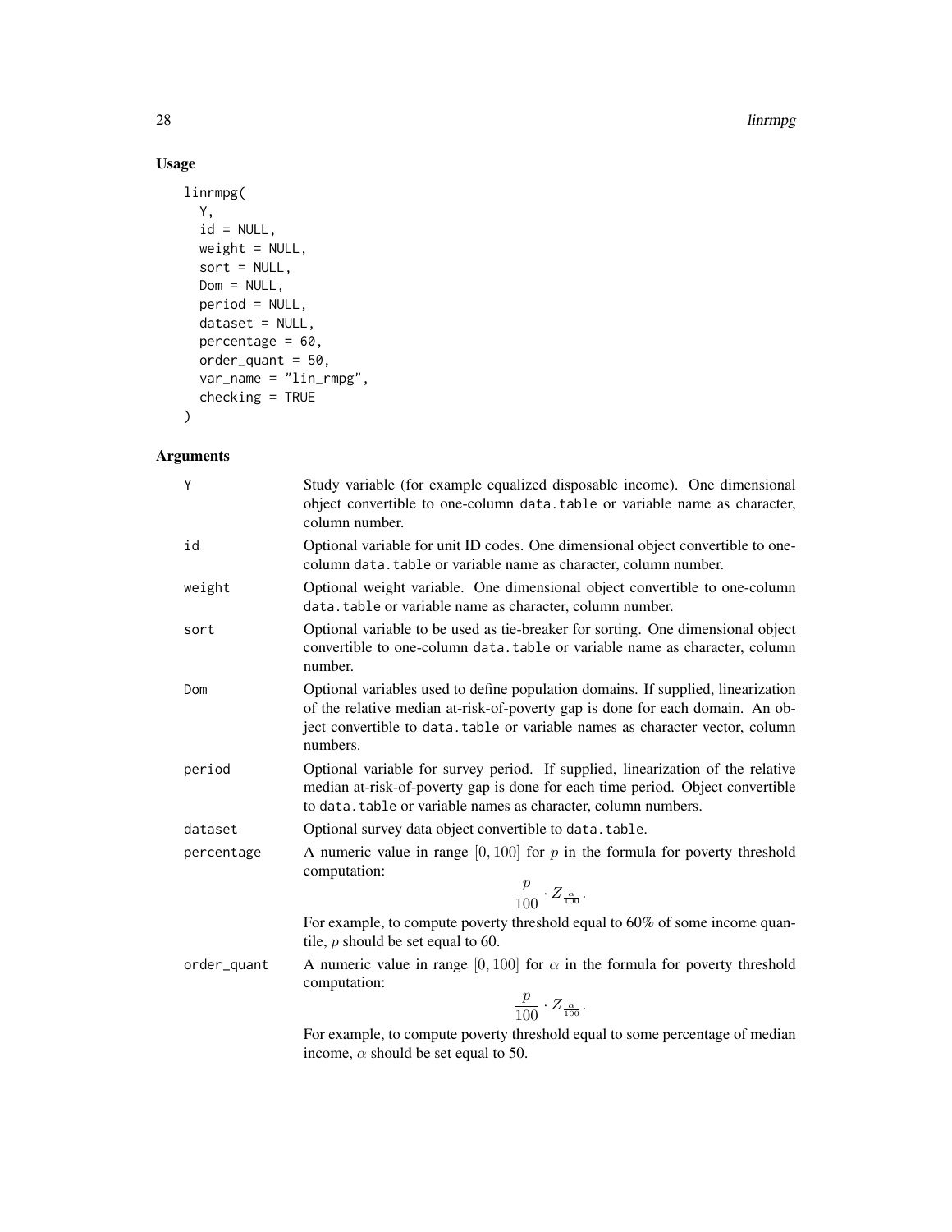## Usage

```
linrmpg(
  Y,
  id = NULL,
  weight = NULL,
  sort = NULL,
  Dom = NULL,
  period = NULL,
  dataset = NULL,
  percentage = 60,
  order_quant = 50,
  var_name = "lin_rmpg",
  checking = TRUE
)
```

## Arguments

| Argument | Description |
|---|---|
| Y | Study variable (for example equalized disposable income). One dimensional object convertible to one-column data.table or variable name as character, column number. |
| id | Optional variable for unit ID codes. One dimensional object convertible to one-column data.table or variable name as character, column number. |
| weight | Optional weight variable. One dimensional object convertible to one-column data.table or variable name as character, column number. |
| sort | Optional variable to be used as tie-breaker for sorting. One dimensional object convertible to one-column data.table or variable name as character, column number. |
| Dom | Optional variables used to define population domains. If supplied, linearization of the relative median at-risk-of-poverty gap is done for each domain. An object convertible to data.table or variable names as character vector, column numbers. |
| period | Optional variable for survey period. If supplied, linearization of the relative median at-risk-of-poverty gap is done for each time period. Object convertible to data.table or variable names as character, column numbers. |
| dataset | Optional survey data object convertible to data.table. |
| percentage | A numeric value in range $[0, 100]$ for $p$ in the formula for poverty threshold computation: $$\frac{p}{100} \cdot Z_{\frac{\alpha}{100}}.$$ For example, to compute poverty threshold equal to 60% of some income quantile, $p$ should be set equal to 60. |
| order_quant | A numeric value in range $[0, 100]$ for $\alpha$ in the formula for poverty threshold computation: $$\frac{p}{100} \cdot Z_{\frac{\alpha}{100}}.$$ For example, to compute poverty threshold equal to some percentage of median income, $\alpha$ should be set equal to 50. |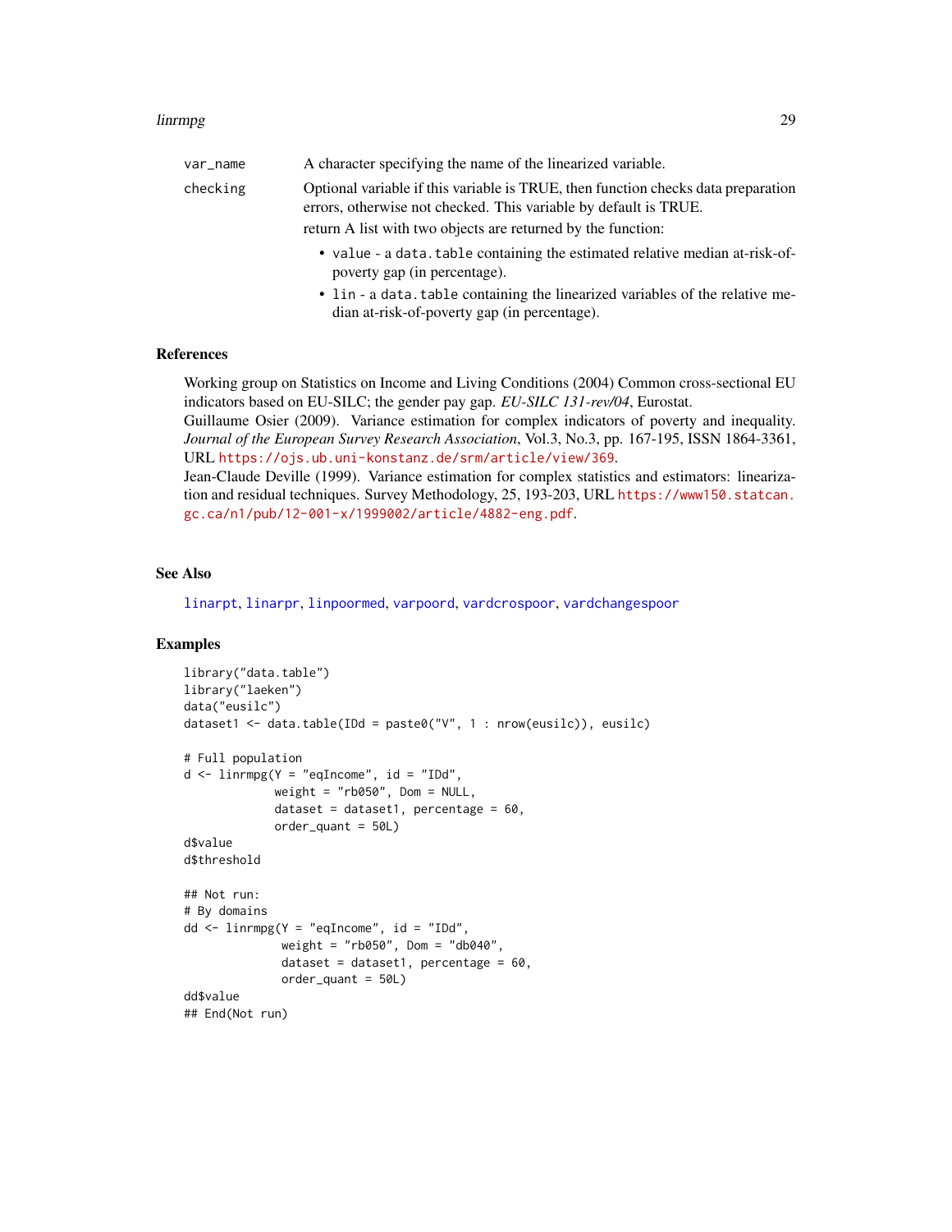| | |
|---|---|
| var_name | A character specifying the name of the linearized variable. |
| checking | Optional variable if this variable is TRUE, then function checks data preparation errors, otherwise not checked. This variable by default is TRUE. |

return A list with two objects are returned by the function:

- `value` - a `data.table` containing the estimated relative median at-risk-of-poverty gap (in percentage).
- `lin` - a `data.table` containing the linearized variables of the relative median at-risk-of-poverty gap (in percentage).

## References

Working group on Statistics on Income and Living Conditions (2004) Common cross-sectional EU indicators based on EU-SILC; the gender pay gap. *EU-SILC 131-rev/04*, Eurostat.
Guillaume Osier (2009). Variance estimation for complex indicators of poverty and inequality. *Journal of the European Survey Research Association*, Vol.3, No.3, pp. 167-195, ISSN 1864-3361, URL https://ojs.ub.uni-konstanz.de/srm/article/view/369.
Jean-Claude Deville (1999). Variance estimation for complex statistics and estimators: linearization and residual techniques. Survey Methodology, 25, 193-203, URL https://www150.statcan.gc.ca/n1/pub/12-001-x/1999002/article/4882-eng.pdf.

## See Also

linarpt, linarpr, linpoormed, varpoord, vardcrospoor, vardchangespoor

## Examples

```
library("data.table")
library("laeken")
data("eusilc")
dataset1 <- data.table(IDd = paste0("V", 1 : nrow(eusilc)), eusilc)

# Full population
d <- linrmpg(Y = "eqIncome", id = "IDd",
             weight = "rb050", Dom = NULL,
             dataset = dataset1, percentage = 60,
             order_quant = 50L)
d$value
d$threshold

## Not run:
# By domains
dd <- linrmpg(Y = "eqIncome", id = "IDd",
              weight = "rb050", Dom = "db040",
              dataset = dataset1, percentage = 60,
              order_quant = 50L)
dd$value
## End(Not run)
```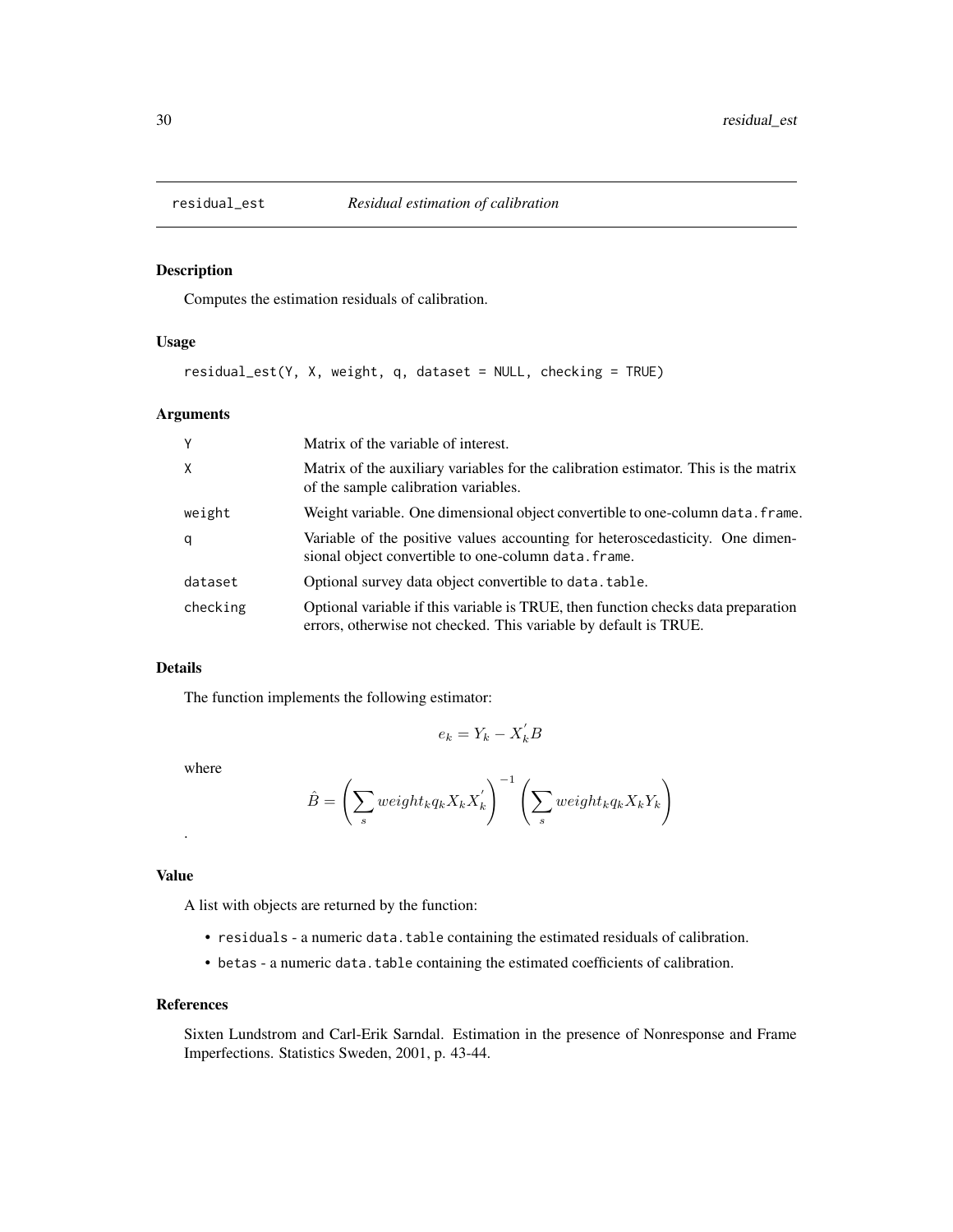## residual_est — *Residual estimation of calibration*

### Description

Computes the estimation residuals of calibration.

### Usage

```
residual_est(Y, X, weight, q, dataset = NULL, checking = TRUE)
```

### Arguments

| | |
|---|---|
| Y | Matrix of the variable of interest. |
| X | Matrix of the auxiliary variables for the calibration estimator. This is the matrix of the sample calibration variables. |
| weight | Weight variable. One dimensional object convertible to one-column `data.frame`. |
| q | Variable of the positive values accounting for heteroscedasticity. One dimensional object convertible to one-column `data.frame`. |
| dataset | Optional survey data object convertible to `data.table`. |
| checking | Optional variable if this variable is TRUE, then function checks data preparation errors, otherwise not checked. This variable by default is TRUE. |

### Details

The function implements the following estimator:

$$e_k = Y_k - X_k^{'} B$$

where

$$\hat{B} = \left( \sum_s weight_k q_k X_k X_k^{'} \right)^{-1} \left( \sum_s weight_k q_k X_k Y_k \right)$$

.

### Value

A list with objects are returned by the function:

- `residuals` - a numeric `data.table` containing the estimated residuals of calibration.
- `betas` - a numeric `data.table` containing the estimated coefficients of calibration.

### References

Sixten Lundstrom and Carl-Erik Sarndal. Estimation in the presence of Nonresponse and Frame Imperfections. Statistics Sweden, 2001, p. 43-44.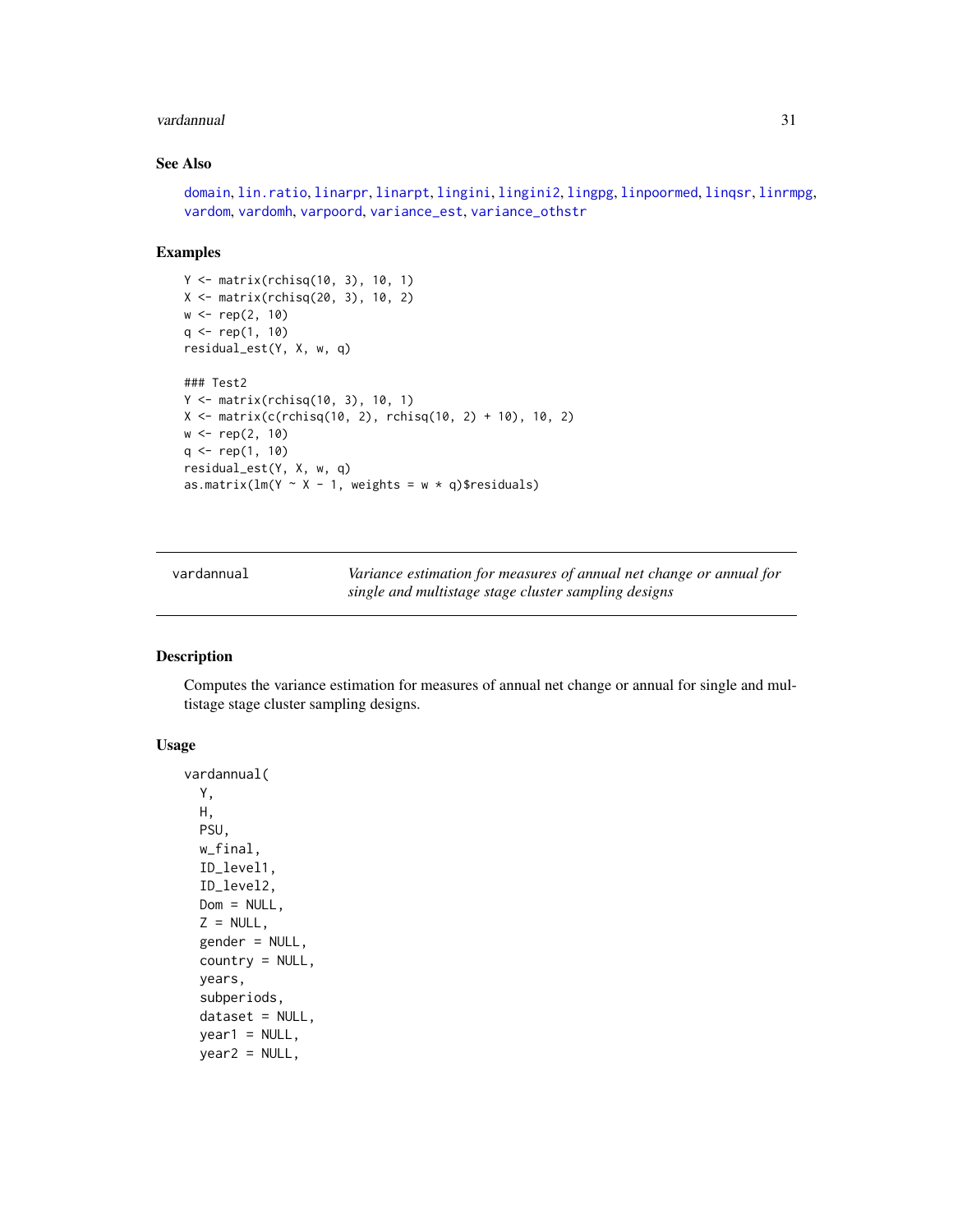## See Also

domain, lin.ratio, linarpr, linarpt, lingini, lingini2, lingpg, linpoormed, linqsr, linrmpg, vardom, vardomh, varpoord, variance_est, variance_othstr

## Examples

```
Y <- matrix(rchisq(10, 3), 10, 1)
X <- matrix(rchisq(20, 3), 10, 2)
w <- rep(2, 10)
q <- rep(1, 10)
residual_est(Y, X, w, q)

### Test2
Y <- matrix(rchisq(10, 3), 10, 1)
X <- matrix(c(rchisq(10, 2), rchisq(10, 2) + 10), 10, 2)
w <- rep(2, 10)
q <- rep(1, 10)
residual_est(Y, X, w, q)
as.matrix(lm(Y ~ X - 1, weights = w * q)$residuals)
```

---

vardannual — *Variance estimation for measures of annual net change or annual for single and multistage stage cluster sampling designs*

---

## Description

Computes the variance estimation for measures of annual net change or annual for single and multistage stage cluster sampling designs.

## Usage

```
vardannual(
  Y,
  H,
  PSU,
  w_final,
  ID_level1,
  ID_level2,
  Dom = NULL,
  Z = NULL,
  gender = NULL,
  country = NULL,
  years,
  subperiods,
  dataset = NULL,
  year1 = NULL,
  year2 = NULL,
```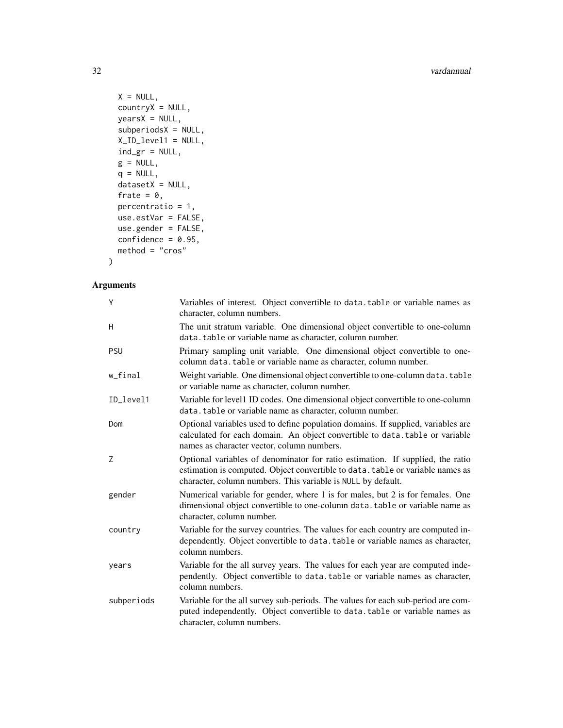```
  X = NULL,
  countryX = NULL,
  yearsX = NULL,
  subperiodsX = NULL,
  X_ID_level1 = NULL,
  ind_gr = NULL,
  g = NULL,
  q = NULL,
  datasetX = NULL,
  frate = 0,
  percentratio = 1,
  use.estVar = FALSE,
  use.gender = FALSE,
  confidence = 0.95,
  method = "cros"
)
```

## Arguments

| Argument | Description |
|---|---|
| Y | Variables of interest. Object convertible to data.table or variable names as character, column numbers. |
| H | The unit stratum variable. One dimensional object convertible to one-column data.table or variable name as character, column number. |
| PSU | Primary sampling unit variable. One dimensional object convertible to one-column data.table or variable name as character, column number. |
| w_final | Weight variable. One dimensional object convertible to one-column data.table or variable name as character, column number. |
| ID_level1 | Variable for level1 ID codes. One dimensional object convertible to one-column data.table or variable name as character, column number. |
| Dom | Optional variables used to define population domains. If supplied, variables are calculated for each domain. An object convertible to data.table or variable names as character vector, column numbers. |
| Z | Optional variables of denominator for ratio estimation. If supplied, the ratio estimation is computed. Object convertible to data.table or variable names as character, column numbers. This variable is NULL by default. |
| gender | Numerical variable for gender, where 1 is for males, but 2 is for females. One dimensional object convertible to one-column data.table or variable name as character, column number. |
| country | Variable for the survey countries. The values for each country are computed independently. Object convertible to data.table or variable names as character, column numbers. |
| years | Variable for the all survey years. The values for each year are computed independently. Object convertible to data.table or variable names as character, column numbers. |
| subperiods | Variable for the all survey sub-periods. The values for each sub-period are computed independently. Object convertible to data.table or variable names as character, column numbers. |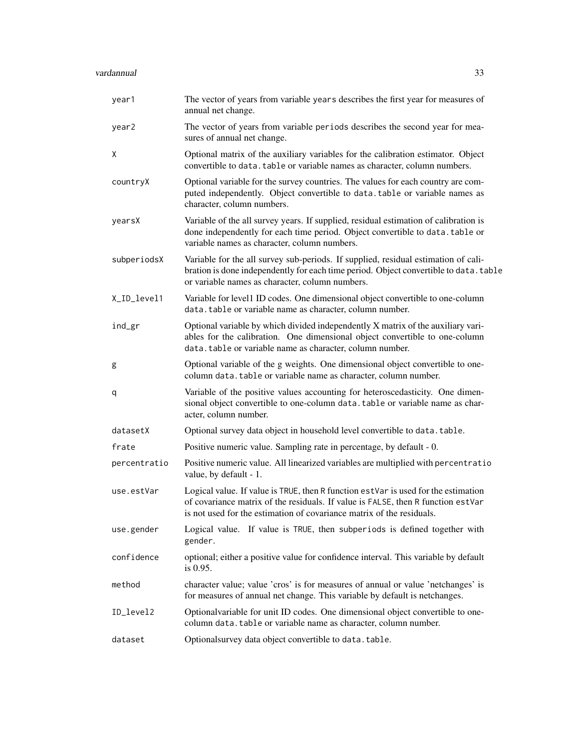| | |
|---|---|
| `year1` | The vector of years from variable `years` describes the first year for measures of annual net change. |
| `year2` | The vector of years from variable `periods` describes the second year for measures of annual net change. |
| `X` | Optional matrix of the auxiliary variables for the calibration estimator. Object convertible to `data.table` or variable names as character, column numbers. |
| `countryX` | Optional variable for the survey countries. The values for each country are computed independently. Object convertible to `data.table` or variable names as character, column numbers. |
| `yearsX` | Variable of the all survey years. If supplied, residual estimation of calibration is done independently for each time period. Object convertible to `data.table` or variable names as character, column numbers. |
| `subperiodsX` | Variable for the all survey sub-periods. If supplied, residual estimation of calibration is done independently for each time period. Object convertible to `data.table` or variable names as character, column numbers. |
| `X_ID_level1` | Variable for level1 ID codes. One dimensional object convertible to one-column `data.table` or variable name as character, column number. |
| `ind_gr` | Optional variable by which divided independently X matrix of the auxiliary variables for the calibration. One dimensional object convertible to one-column `data.table` or variable name as character, column number. |
| `g` | Optional variable of the g weights. One dimensional object convertible to one-column `data.table` or variable name as character, column number. |
| `q` | Variable of the positive values accounting for heteroscedasticity. One dimensional object convertible to one-column `data.table` or variable name as character, column number. |
| `datasetX` | Optional survey data object in household level convertible to `data.table`. |
| `frate` | Positive numeric value. Sampling rate in percentage, by default - 0. |
| `percentratio` | Positive numeric value. All linearized variables are multiplied with `percentratio` value, by default - 1. |
| `use.estVar` | Logical value. If value is `TRUE`, then `R` function `estVar` is used for the estimation of covariance matrix of the residuals. If value is `FALSE`, then `R` function `estVar` is not used for the estimation of covariance matrix of the residuals. |
| `use.gender` | Logical value. If value is `TRUE`, then `subperiods` is defined together with `gender`. |
| `confidence` | optional; either a positive value for confidence interval. This variable by default is 0.95. |
| `method` | character value; value 'cros' is for measures of annual or value 'netchanges' is for measures of annual net change. This variable by default is netchanges. |
| `ID_level2` | Optionalvariable for unit ID codes. One dimensional object convertible to one-column `data.table` or variable name as character, column number. |
| `dataset` | Optionalsurvey data object convertible to `data.table`. |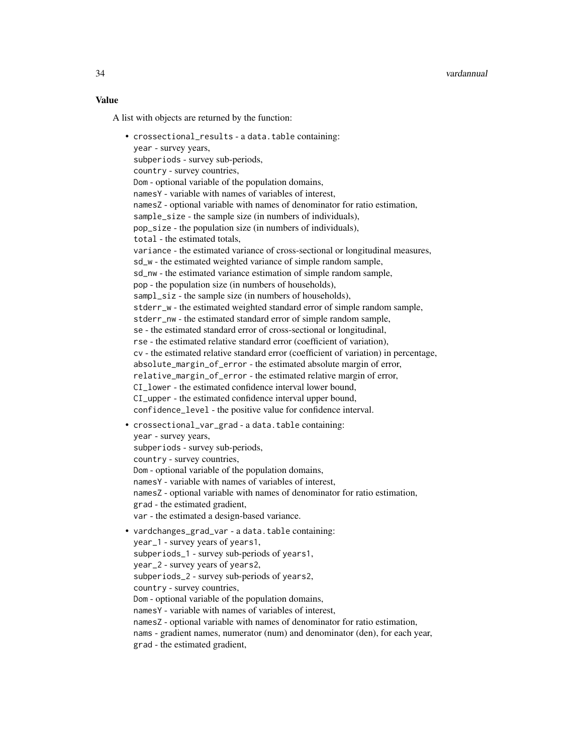### Value

A list with objects are returned by the function:

- `crossectional_results` - a `data.table` containing:
  `year` - survey years,
  `subperiods` - survey sub-periods,
  `country` - survey countries,
  `Dom` - optional variable of the population domains,
  `namesY` - variable with names of variables of interest,
  `namesZ` - optional variable with names of denominator for ratio estimation,
  `sample_size` - the sample size (in numbers of individuals),
  `pop_size` - the population size (in numbers of individuals),
  `total` - the estimated totals,
  `variance` - the estimated variance of cross-sectional or longitudinal measures,
  `sd_w` - the estimated weighted variance of simple random sample,
  `sd_nw` - the estimated variance estimation of simple random sample,
  `pop` - the population size (in numbers of households),
  `sampl_siz` - the sample size (in numbers of households),
  `stderr_w` - the estimated weighted standard error of simple random sample,
  `stderr_nw` - the estimated standard error of simple random sample,
  `se` - the estimated standard error of cross-sectional or longitudinal,
  `rse` - the estimated relative standard error (coefficient of variation),
  `cv` - the estimated relative standard error (coefficient of variation) in percentage,
  `absolute_margin_of_error` - the estimated absolute margin of error,
  `relative_margin_of_error` - the estimated relative margin of error,
  `CI_lower` - the estimated confidence interval lower bound,
  `CI_upper` - the estimated confidence interval upper bound,
  `confidence_level` - the positive value for confidence interval.
- `crossectional_var_grad` - a `data.table` containing:
  `year` - survey years,
  `subperiods` - survey sub-periods,
  `country` - survey countries,
  `Dom` - optional variable of the population domains,
  `namesY` - variable with names of variables of interest,
  `namesZ` - optional variable with names of denominator for ratio estimation,
  `grad` - the estimated gradient,
  `var` - the estimated a design-based variance.
- `vardchanges_grad_var` - a `data.table` containing:
  `year_1` - survey years of `years1`,
  `subperiods_1` - survey sub-periods of `years1`,
  `year_2` - survey years of `years2`,
  `subperiods_2` - survey sub-periods of `years2`,
  `country` - survey countries,
  `Dom` - optional variable of the population domains,
  `namesY` - variable with names of variables of interest,
  `namesZ` - optional variable with names of denominator for ratio estimation,
  `nams` - gradient names, numerator (num) and denominator (den), for each year,
  `grad` - the estimated gradient,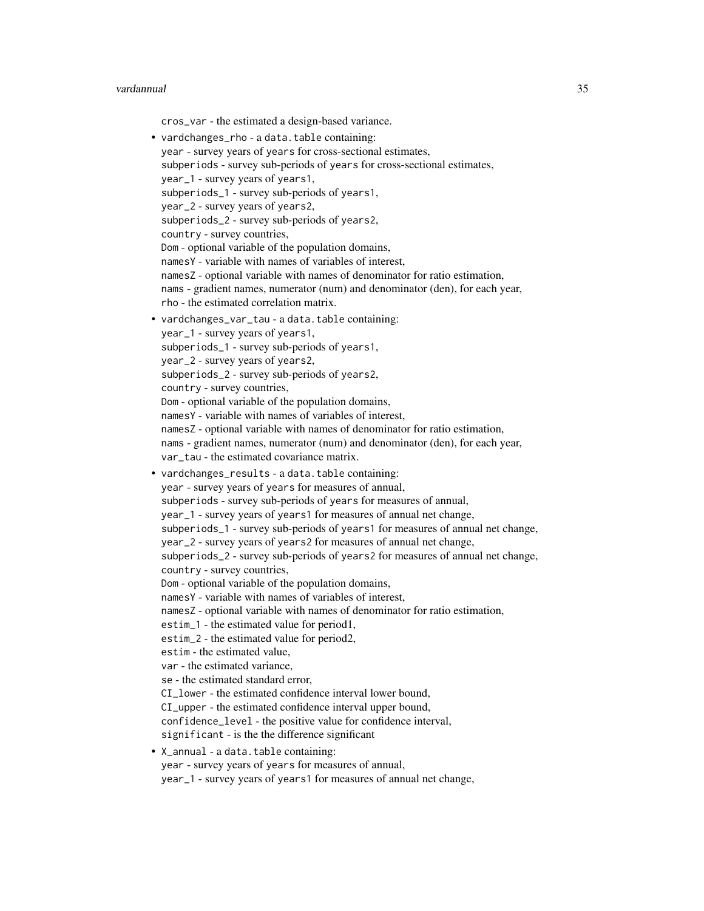cros_var - the estimated a design-based variance.

- vardchanges_rho - a data.table containing:
  year - survey years of years for cross-sectional estimates,
  subperiods - survey sub-periods of years for cross-sectional estimates,
  year_1 - survey years of years1,
  subperiods_1 - survey sub-periods of years1,
  year_2 - survey years of years2,
  subperiods_2 - survey sub-periods of years2,
  country - survey countries,
  Dom - optional variable of the population domains,
  namesY - variable with names of variables of interest,
  namesZ - optional variable with names of denominator for ratio estimation,
  nams - gradient names, numerator (num) and denominator (den), for each year,
  rho - the estimated correlation matrix.
- vardchanges_var_tau - a data.table containing:
  year_1 - survey years of years1,
  subperiods_1 - survey sub-periods of years1,
  year_2 - survey years of years2,
  subperiods_2 - survey sub-periods of years2,
  country - survey countries,
  Dom - optional variable of the population domains,
  namesY - variable with names of variables of interest,
  namesZ - optional variable with names of denominator for ratio estimation,
  nams - gradient names, numerator (num) and denominator (den), for each year,
  var_tau - the estimated covariance matrix.
- vardchanges_results - a data.table containing:
  year - survey years of years for measures of annual,
  subperiods - survey sub-periods of years for measures of annual,
  year_1 - survey years of years1 for measures of annual net change,
  subperiods_1 - survey sub-periods of years1 for measures of annual net change,
  year_2 - survey years of years2 for measures of annual net change,
  subperiods_2 - survey sub-periods of years2 for measures of annual net change,
  country - survey countries,
  Dom - optional variable of the population domains,
  namesY - variable with names of variables of interest,
  namesZ - optional variable with names of denominator for ratio estimation,
  estim_1 - the estimated value for period1,
  estim_2 - the estimated value for period2,
  estim - the estimated value,
  var - the estimated variance,
  se - the estimated standard error,
  CI_lower - the estimated confidence interval lower bound,
  CI_upper - the estimated confidence interval upper bound,
  confidence_level - the positive value for confidence interval,
  significant - is the the difference significant
- X_annual - a data.table containing:
  year - survey years of years for measures of annual,
  year_1 - survey years of years1 for measures of annual net change,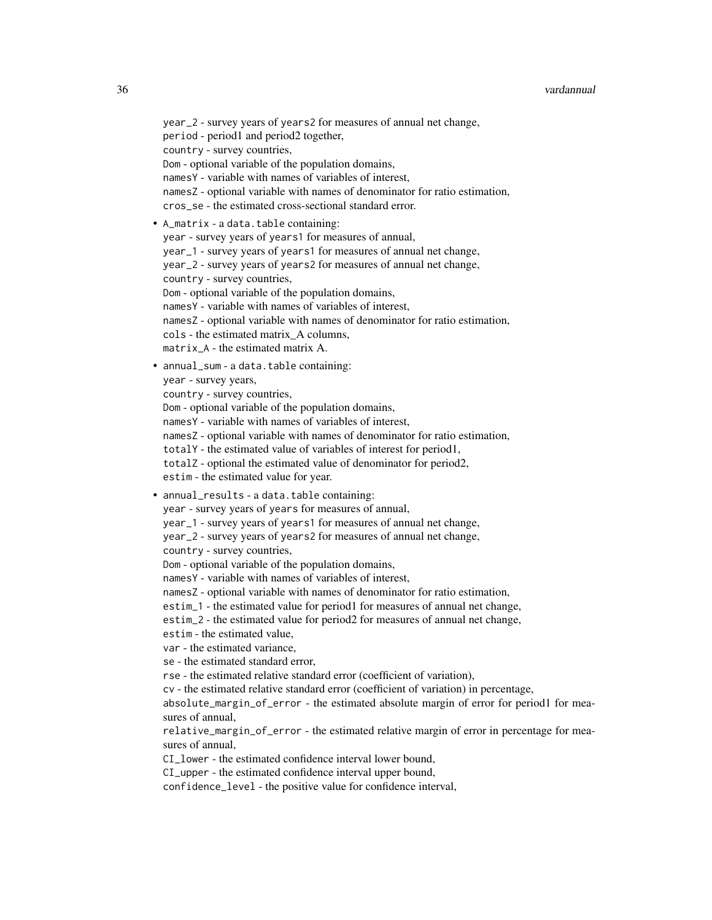year_2 - survey years of years2 for measures of annual net change,
period - period1 and period2 together,
country - survey countries,
Dom - optional variable of the population domains,
namesY - variable with names of variables of interest,
namesZ - optional variable with names of denominator for ratio estimation,
cros_se - the estimated cross-sectional standard error.

- A_matrix - a data.table containing:
  year - survey years of years1 for measures of annual,
  year_1 - survey years of years1 for measures of annual net change,
  year_2 - survey years of years2 for measures of annual net change,
  country - survey countries,
  Dom - optional variable of the population domains,
  namesY - variable with names of variables of interest,
  namesZ - optional variable with names of denominator for ratio estimation,
  cols - the estimated matrix_A columns,
  matrix_A - the estimated matrix A.
- annual_sum - a data.table containing:
  year - survey years,
  country - survey countries,
  Dom - optional variable of the population domains,
  namesY - variable with names of variables of interest,
  namesZ - optional variable with names of denominator for ratio estimation,
  totalY - the estimated value of variables of interest for period1,
  totalZ - optional the estimated value of denominator for period2,
  estim - the estimated value for year.
- annual_results - a data.table containing:
  year - survey years of years for measures of annual,
  year_1 - survey years of years1 for measures of annual net change,
  year_2 - survey years of years2 for measures of annual net change,
  country - survey countries,
  Dom - optional variable of the population domains,
  namesY - variable with names of variables of interest,
  namesZ - optional variable with names of denominator for ratio estimation,
  estim_1 - the estimated value for period1 for measures of annual net change,
  estim_2 - the estimated value for period2 for measures of annual net change,
  estim - the estimated value,
  var - the estimated variance,
  se - the estimated standard error,
  rse - the estimated relative standard error (coefficient of variation),
  cv - the estimated relative standard error (coefficient of variation) in percentage,
  absolute_margin_of_error - the estimated absolute margin of error for period1 for measures of annual,
  relative_margin_of_error - the estimated relative margin of error in percentage for measures of annual,
  CI_lower - the estimated confidence interval lower bound,
  CI_upper - the estimated confidence interval upper bound,
  confidence_level - the positive value for confidence interval,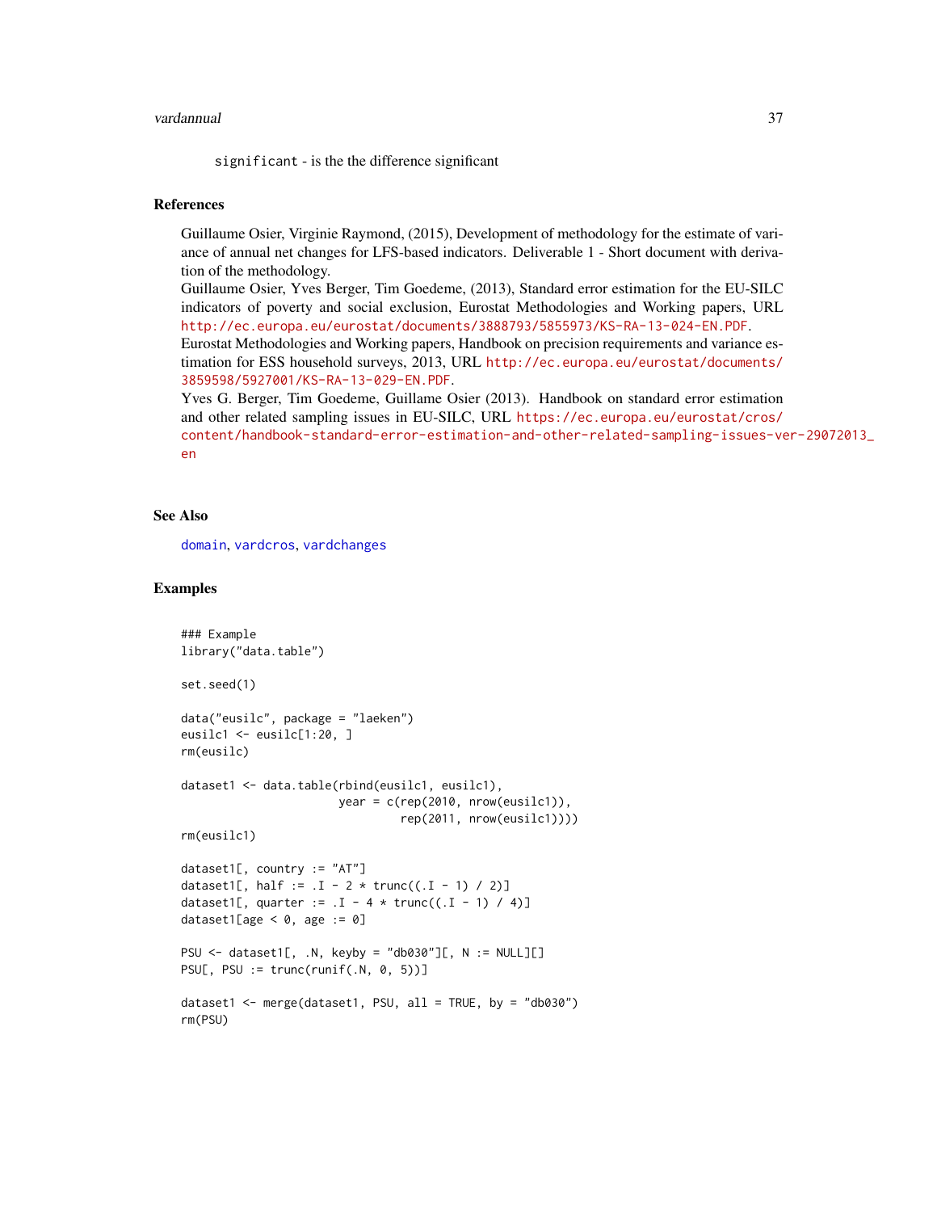significant - is the the difference significant

## References

Guillaume Osier, Virginie Raymond, (2015), Development of methodology for the estimate of variance of annual net changes for LFS-based indicators. Deliverable 1 - Short document with derivation of the methodology.

Guillaume Osier, Yves Berger, Tim Goedeme, (2013), Standard error estimation for the EU-SILC indicators of poverty and social exclusion, Eurostat Methodologies and Working papers, URL http://ec.europa.eu/eurostat/documents/3888793/5855973/KS-RA-13-024-EN.PDF.

Eurostat Methodologies and Working papers, Handbook on precision requirements and variance estimation for ESS household surveys, 2013, URL http://ec.europa.eu/eurostat/documents/3859598/5927001/KS-RA-13-029-EN.PDF.

Yves G. Berger, Tim Goedeme, Guillame Osier (2013). Handbook on standard error estimation and other related sampling issues in EU-SILC, URL https://ec.europa.eu/eurostat/cros/content/handbook-standard-error-estimation-and-other-related-sampling-issues-ver-29072013_en

## See Also

domain, vardcros, vardchanges

## Examples

```
### Example
library("data.table")

set.seed(1)

data("eusilc", package = "laeken")
eusilc1 <- eusilc[1:20, ]
rm(eusilc)

dataset1 <- data.table(rbind(eusilc1, eusilc1),
                       year = c(rep(2010, nrow(eusilc1)),
                                rep(2011, nrow(eusilc1))))
rm(eusilc1)

dataset1[, country := "AT"]
dataset1[, half := .I - 2 * trunc((.I - 1) / 2)]
dataset1[, quarter := .I - 4 * trunc((.I - 1) / 4)]
dataset1[age < 0, age := 0]

PSU <- dataset1[, .N, keyby = "db030"][, N := NULL][]
PSU[, PSU := trunc(runif(.N, 0, 5))]

dataset1 <- merge(dataset1, PSU, all = TRUE, by = "db030")
rm(PSU)
```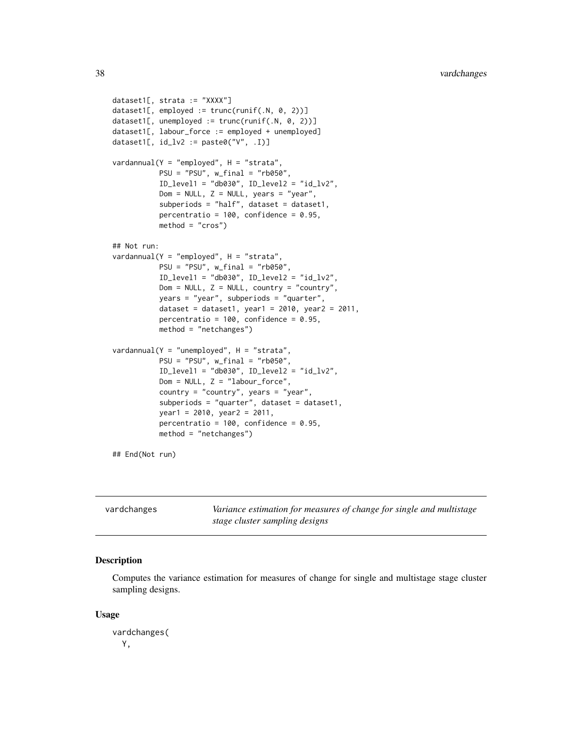```
dataset1[, strata := "XXXX"]
dataset1[, employed := trunc(runif(.N, 0, 2))]
dataset1[, unemployed := trunc(runif(.N, 0, 2))]
dataset1[, labour_force := employed + unemployed]
dataset1[, id_lv2 := paste0("V", .I)]

vardannual(Y = "employed", H = "strata",
           PSU = "PSU", w_final = "rb050",
           ID_level1 = "db030", ID_level2 = "id_lv2",
           Dom = NULL, Z = NULL, years = "year",
           subperiods = "half", dataset = dataset1,
           percentratio = 100, confidence = 0.95,
           method = "cros")

## Not run:
vardannual(Y = "employed", H = "strata",
           PSU = "PSU", w_final = "rb050",
           ID_level1 = "db030", ID_level2 = "id_lv2",
           Dom = NULL, Z = NULL, country = "country",
           years = "year", subperiods = "quarter",
           dataset = dataset1, year1 = 2010, year2 = 2011,
           percentratio = 100, confidence = 0.95,
           method = "netchanges")

vardannual(Y = "unemployed", H = "strata",
           PSU = "PSU", w_final = "rb050",
           ID_level1 = "db030", ID_level2 = "id_lv2",
           Dom = NULL, Z = "labour_force",
           country = "country", years = "year",
           subperiods = "quarter", dataset = dataset1,
           year1 = 2010, year2 = 2011,
           percentratio = 100, confidence = 0.95,
           method = "netchanges")

## End(Not run)
```

---

vardchanges — *Variance estimation for measures of change for single and multistage stage cluster sampling designs*

---

### Description

Computes the variance estimation for measures of change for single and multistage stage cluster sampling designs.

### Usage

```
vardchanges(
  Y,
```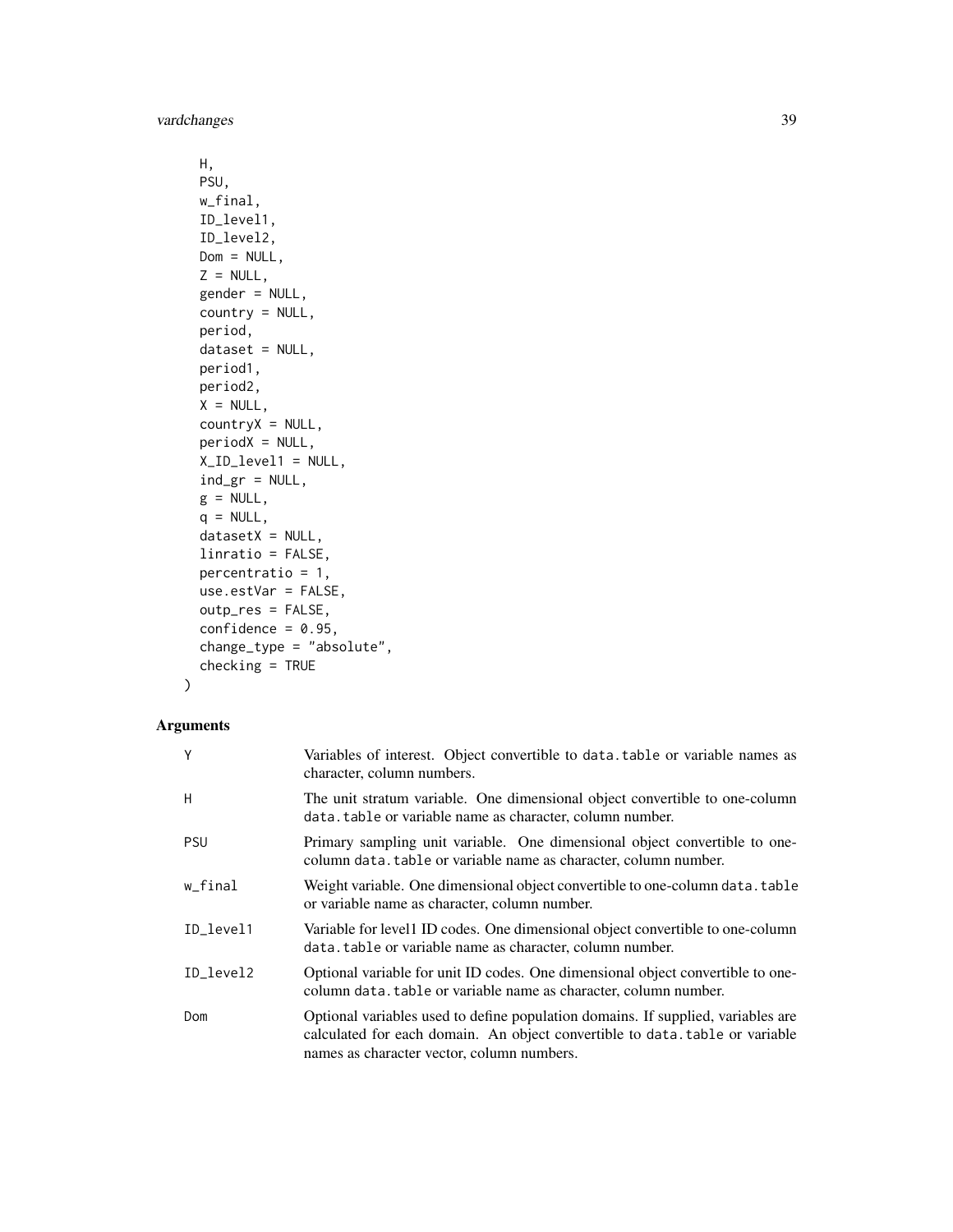```
  H,
  PSU,
  w_final,
  ID_level1,
  ID_level2,
  Dom = NULL,
  Z = NULL,
  gender = NULL,
  country = NULL,
  period,
  dataset = NULL,
  period1,
  period2,
  X = NULL,
  countryX = NULL,
  periodX = NULL,
  X_ID_level1 = NULL,
  ind_gr = NULL,
  g = NULL,
  q = NULL,
  datasetX = NULL,
  linratio = FALSE,
  percentratio = 1,
  use.estVar = FALSE,
  outp_res = FALSE,
  confidence = 0.95,
  change_type = "absolute",
  checking = TRUE
)
```

## Arguments

| | |
|---|---|
| Y | Variables of interest. Object convertible to data.table or variable names as character, column numbers. |
| H | The unit stratum variable. One dimensional object convertible to one-column data.table or variable name as character, column number. |
| PSU | Primary sampling unit variable. One dimensional object convertible to one-column data.table or variable name as character, column number. |
| w_final | Weight variable. One dimensional object convertible to one-column data.table or variable name as character, column number. |
| ID_level1 | Variable for level1 ID codes. One dimensional object convertible to one-column data.table or variable name as character, column number. |
| ID_level2 | Optional variable for unit ID codes. One dimensional object convertible to one-column data.table or variable name as character, column number. |
| Dom | Optional variables used to define population domains. If supplied, variables are calculated for each domain. An object convertible to data.table or variable names as character vector, column numbers. |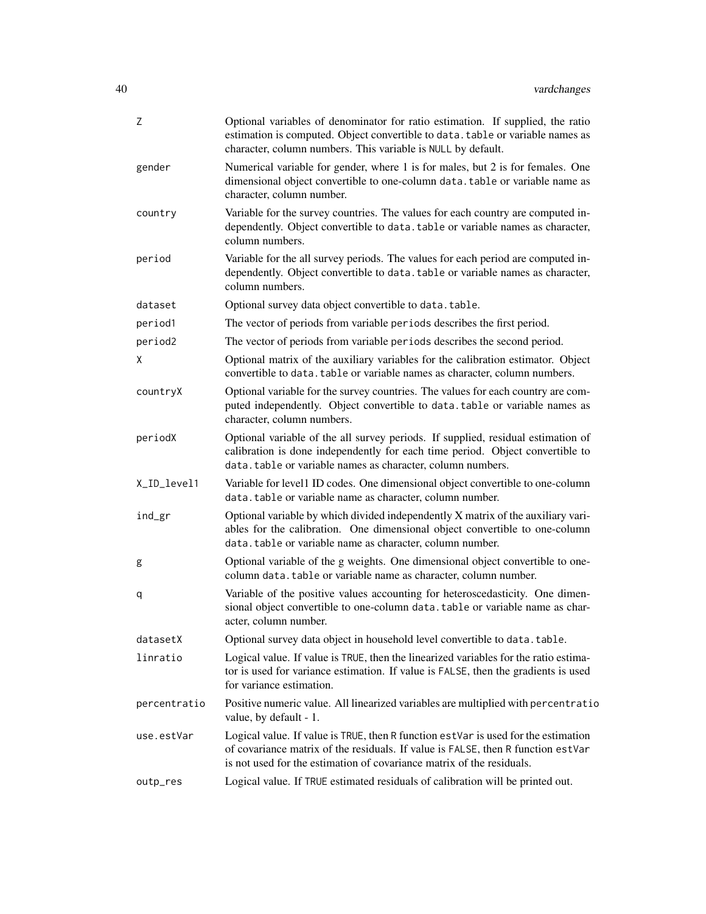| | |
|---|---|
| Z | Optional variables of denominator for ratio estimation. If supplied, the ratio estimation is computed. Object convertible to `data.table` or variable names as character, column numbers. This variable is `NULL` by default. |
| gender | Numerical variable for gender, where 1 is for males, but 2 is for females. One dimensional object convertible to one-column `data.table` or variable name as character, column number. |
| country | Variable for the survey countries. The values for each country are computed independently. Object convertible to `data.table` or variable names as character, column numbers. |
| period | Variable for the all survey periods. The values for each period are computed independently. Object convertible to `data.table` or variable names as character, column numbers. |
| dataset | Optional survey data object convertible to `data.table`. |
| period1 | The vector of periods from variable `periods` describes the first period. |
| period2 | The vector of periods from variable `periods` describes the second period. |
| X | Optional matrix of the auxiliary variables for the calibration estimator. Object convertible to `data.table` or variable names as character, column numbers. |
| countryX | Optional variable for the survey countries. The values for each country are computed independently. Object convertible to `data.table` or variable names as character, column numbers. |
| periodX | Optional variable of the all survey periods. If supplied, residual estimation of calibration is done independently for each time period. Object convertible to `data.table` or variable names as character, column numbers. |
| X_ID_level1 | Variable for level1 ID codes. One dimensional object convertible to one-column `data.table` or variable name as character, column number. |
| ind_gr | Optional variable by which divided independently X matrix of the auxiliary variables for the calibration. One dimensional object convertible to one-column `data.table` or variable name as character, column number. |
| g | Optional variable of the g weights. One dimensional object convertible to one-column `data.table` or variable name as character, column number. |
| q | Variable of the positive values accounting for heteroscedasticity. One dimensional object convertible to one-column `data.table` or variable name as character, column number. |
| datasetX | Optional survey data object in household level convertible to `data.table`. |
| linratio | Logical value. If value is `TRUE`, then the linearized variables for the ratio estimator is used for variance estimation. If value is `FALSE`, then the gradients is used for variance estimation. |
| percentratio | Positive numeric value. All linearized variables are multiplied with `percentratio` value, by default - 1. |
| use.estVar | Logical value. If value is `TRUE`, then `R` function `estVar` is used for the estimation of covariance matrix of the residuals. If value is `FALSE`, then `R` function `estVar` is not used for the estimation of covariance matrix of the residuals. |
| outp_res | Logical value. If `TRUE` estimated residuals of calibration will be printed out. |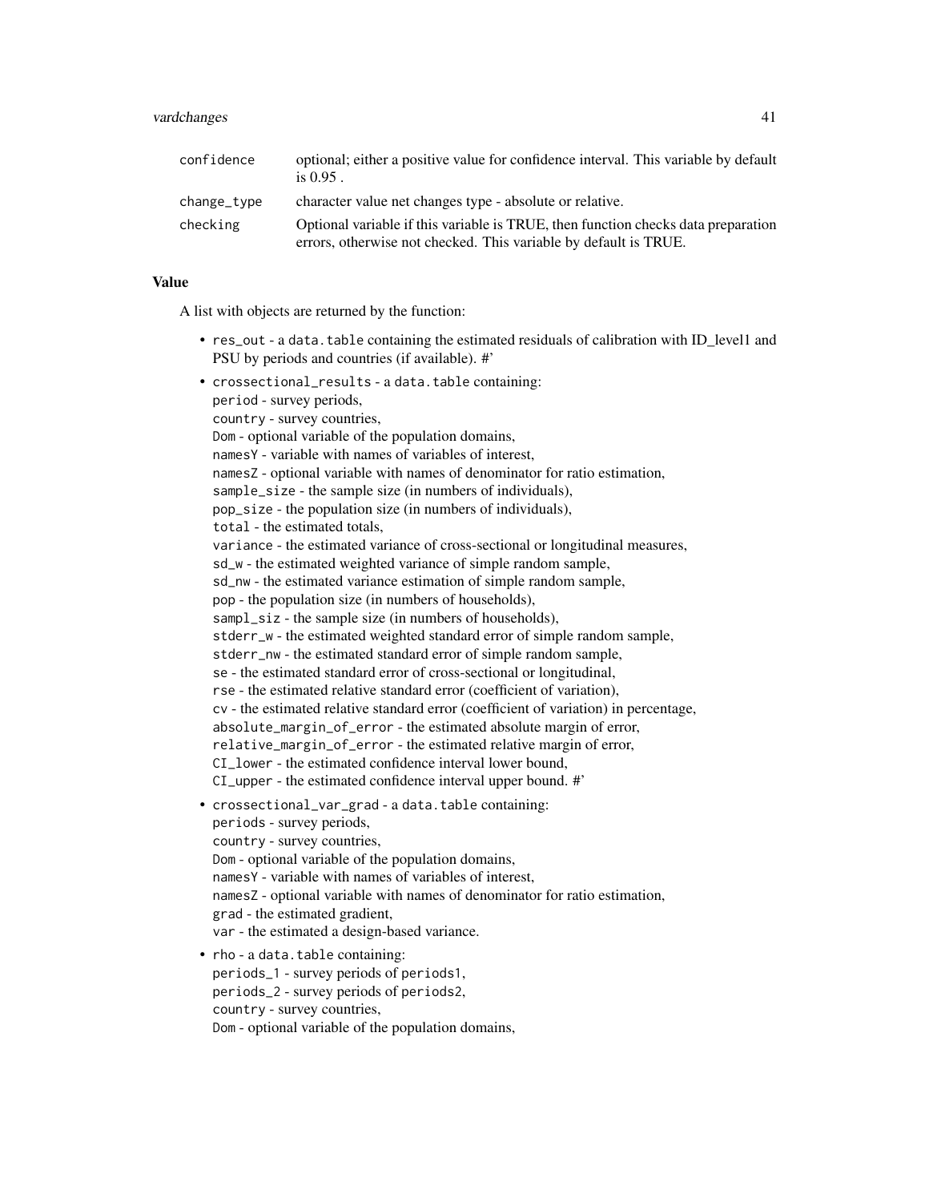| | |
|---|---|
| confidence | optional; either a positive value for confidence interval. This variable by default is 0.95 . |
| change_type | character value net changes type - absolute or relative. |
| checking | Optional variable if this variable is TRUE, then function checks data preparation errors, otherwise not checked. This variable by default is TRUE. |

### Value

A list with objects are returned by the function:

- `res_out` - a `data.table` containing the estimated residuals of calibration with ID_level1 and PSU by periods and countries (if available). #'
- `crossectional_results` - a `data.table` containing:
  `period` - survey periods,
  `country` - survey countries,
  `Dom` - optional variable of the population domains,
  `namesY` - variable with names of variables of interest,
  `namesZ` - optional variable with names of denominator for ratio estimation,
  `sample_size` - the sample size (in numbers of individuals),
  `pop_size` - the population size (in numbers of individuals),
  `total` - the estimated totals,
  `variance` - the estimated variance of cross-sectional or longitudinal measures,
  `sd_w` - the estimated weighted variance of simple random sample,
  `sd_nw` - the estimated variance estimation of simple random sample,
  `pop` - the population size (in numbers of households),
  `sampl_siz` - the sample size (in numbers of households),
  `stderr_w` - the estimated weighted standard error of simple random sample,
  `stderr_nw` - the estimated standard error of simple random sample,
  `se` - the estimated standard error of cross-sectional or longitudinal,
  `rse` - the estimated relative standard error (coefficient of variation),
  `cv` - the estimated relative standard error (coefficient of variation) in percentage,
  `absolute_margin_of_error` - the estimated absolute margin of error,
  `relative_margin_of_error` - the estimated relative margin of error,
  `CI_lower` - the estimated confidence interval lower bound,
  `CI_upper` - the estimated confidence interval upper bound. #'
- `crossectional_var_grad` - a `data.table` containing:
  `periods` - survey periods,
  `country` - survey countries,
  `Dom` - optional variable of the population domains,
  `namesY` - variable with names of variables of interest,
  `namesZ` - optional variable with names of denominator for ratio estimation,
  `grad` - the estimated gradient,
  `var` - the estimated a design-based variance.
- `rho` - a `data.table` containing:
  `periods_1` - survey periods of `periods1`,
  `periods_2` - survey periods of `periods2`,
  `country` - survey countries,
  `Dom` - optional variable of the population domains,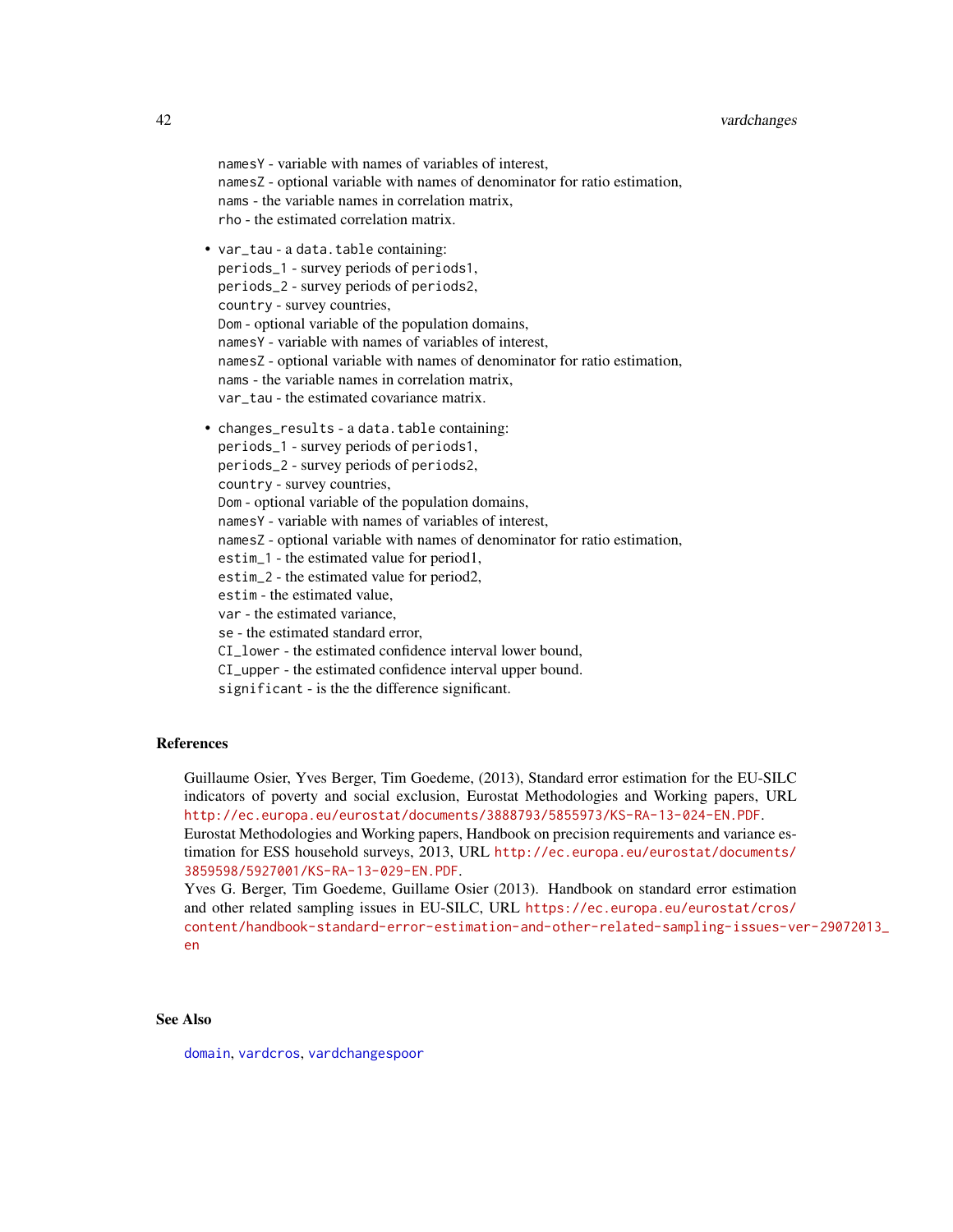namesY - variable with names of variables of interest,
namesZ - optional variable with names of denominator for ratio estimation,
nams - the variable names in correlation matrix,
rho - the estimated correlation matrix.

- var_tau - a data.table containing:
  periods_1 - survey periods of periods1,
  periods_2 - survey periods of periods2,
  country - survey countries,
  Dom - optional variable of the population domains,
  namesY - variable with names of variables of interest,
  namesZ - optional variable with names of denominator for ratio estimation,
  nams - the variable names in correlation matrix,
  var_tau - the estimated covariance matrix.

- changes_results - a data.table containing:
  periods_1 - survey periods of periods1,
  periods_2 - survey periods of periods2,
  country - survey countries,
  Dom - optional variable of the population domains,
  namesY - variable with names of variables of interest,
  namesZ - optional variable with names of denominator for ratio estimation,
  estim_1 - the estimated value for period1,
  estim_2 - the estimated value for period2,
  estim - the estimated value,
  var - the estimated variance,
  se - the estimated standard error,
  CI_lower - the estimated confidence interval lower bound,
  CI_upper - the estimated confidence interval upper bound.
  significant - is the the difference significant.

## References

Guillaume Osier, Yves Berger, Tim Goedeme, (2013), Standard error estimation for the EU-SILC indicators of poverty and social exclusion, Eurostat Methodologies and Working papers, URL http://ec.europa.eu/eurostat/documents/3888793/5855973/KS-RA-13-024-EN.PDF.
Eurostat Methodologies and Working papers, Handbook on precision requirements and variance estimation for ESS household surveys, 2013, URL http://ec.europa.eu/eurostat/documents/3859598/5927001/KS-RA-13-029-EN.PDF.
Yves G. Berger, Tim Goedeme, Guillame Osier (2013). Handbook on standard error estimation and other related sampling issues in EU-SILC, URL https://ec.europa.eu/eurostat/cros/content/handbook-standard-error-estimation-and-other-related-sampling-issues-ver-29072013_en

## See Also

domain, vardcros, vardchangespoor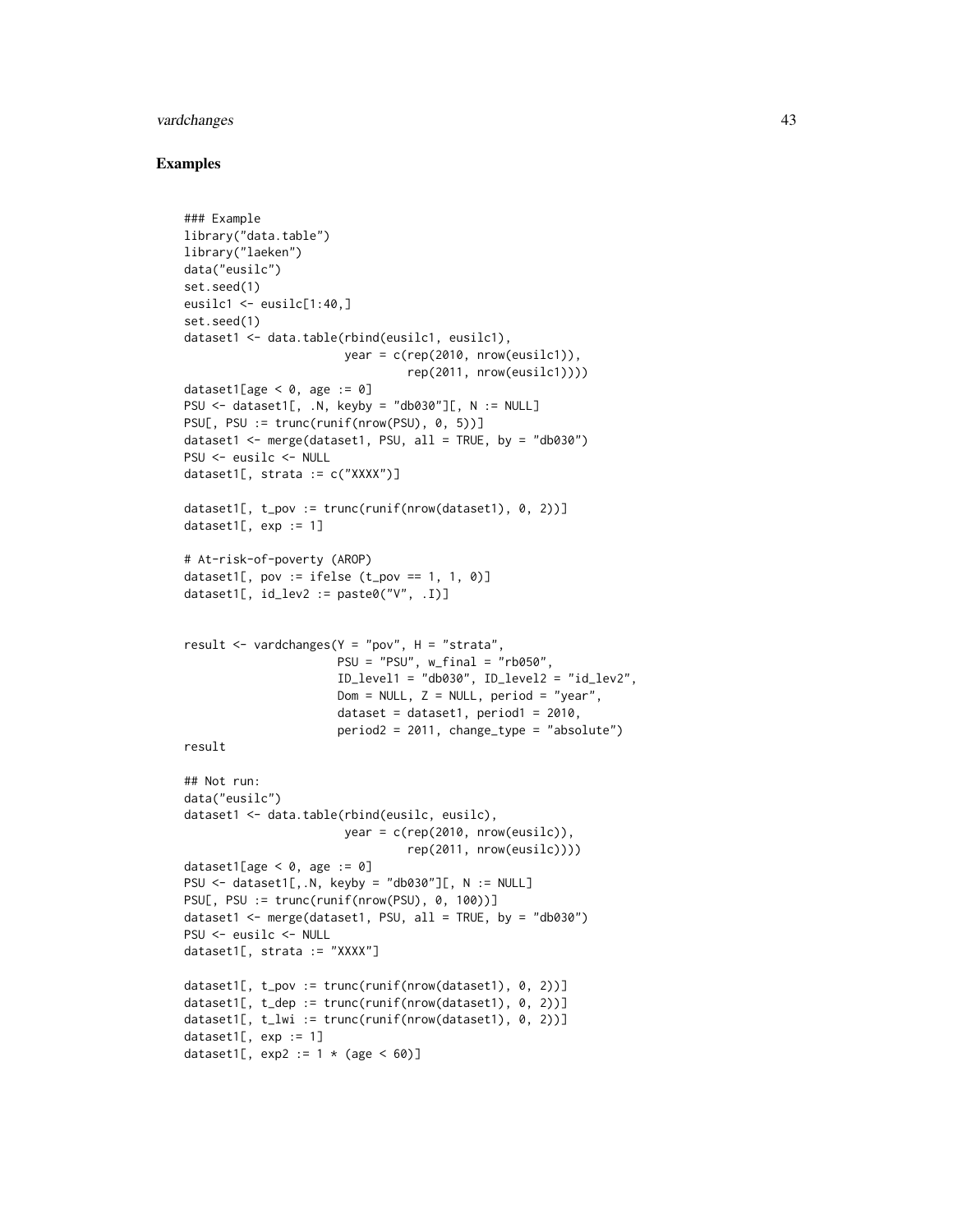## Examples

```
### Example
library("data.table")
library("laeken")
data("eusilc")
set.seed(1)
eusilc1 <- eusilc[1:40,]
set.seed(1)
dataset1 <- data.table(rbind(eusilc1, eusilc1),
                       year = c(rep(2010, nrow(eusilc1)),
                                rep(2011, nrow(eusilc1))))
dataset1[age < 0, age := 0]
PSU <- dataset1[, .N, keyby = "db030"][, N := NULL]
PSU[, PSU := trunc(runif(nrow(PSU), 0, 5))]
dataset1 <- merge(dataset1, PSU, all = TRUE, by = "db030")
PSU <- eusilc <- NULL
dataset1[, strata := c("XXXX")]

dataset1[, t_pov := trunc(runif(nrow(dataset1), 0, 2))]
dataset1[, exp := 1]

# At-risk-of-poverty (AROP)
dataset1[, pov := ifelse (t_pov == 1, 1, 0)]
dataset1[, id_lev2 := paste0("V", .I)]


result <- vardchanges(Y = "pov", H = "strata",
                      PSU = "PSU", w_final = "rb050",
                      ID_level1 = "db030", ID_level2 = "id_lev2",
                      Dom = NULL, Z = NULL, period = "year",
                      dataset = dataset1, period1 = 2010,
                      period2 = 2011, change_type = "absolute")
result

## Not run:
data("eusilc")
dataset1 <- data.table(rbind(eusilc, eusilc),
                       year = c(rep(2010, nrow(eusilc)),
                                rep(2011, nrow(eusilc))))
dataset1[age < 0, age := 0]
PSU <- dataset1[,.N, keyby = "db030"][, N := NULL]
PSU[, PSU := trunc(runif(nrow(PSU), 0, 100))]
dataset1 <- merge(dataset1, PSU, all = TRUE, by = "db030")
PSU <- eusilc <- NULL
dataset1[, strata := "XXXX"]

dataset1[, t_pov := trunc(runif(nrow(dataset1), 0, 2))]
dataset1[, t_dep := trunc(runif(nrow(dataset1), 0, 2))]
dataset1[, t_lwi := trunc(runif(nrow(dataset1), 0, 2))]
dataset1[, exp := 1]
dataset1[, exp2 := 1 * (age < 60)]
```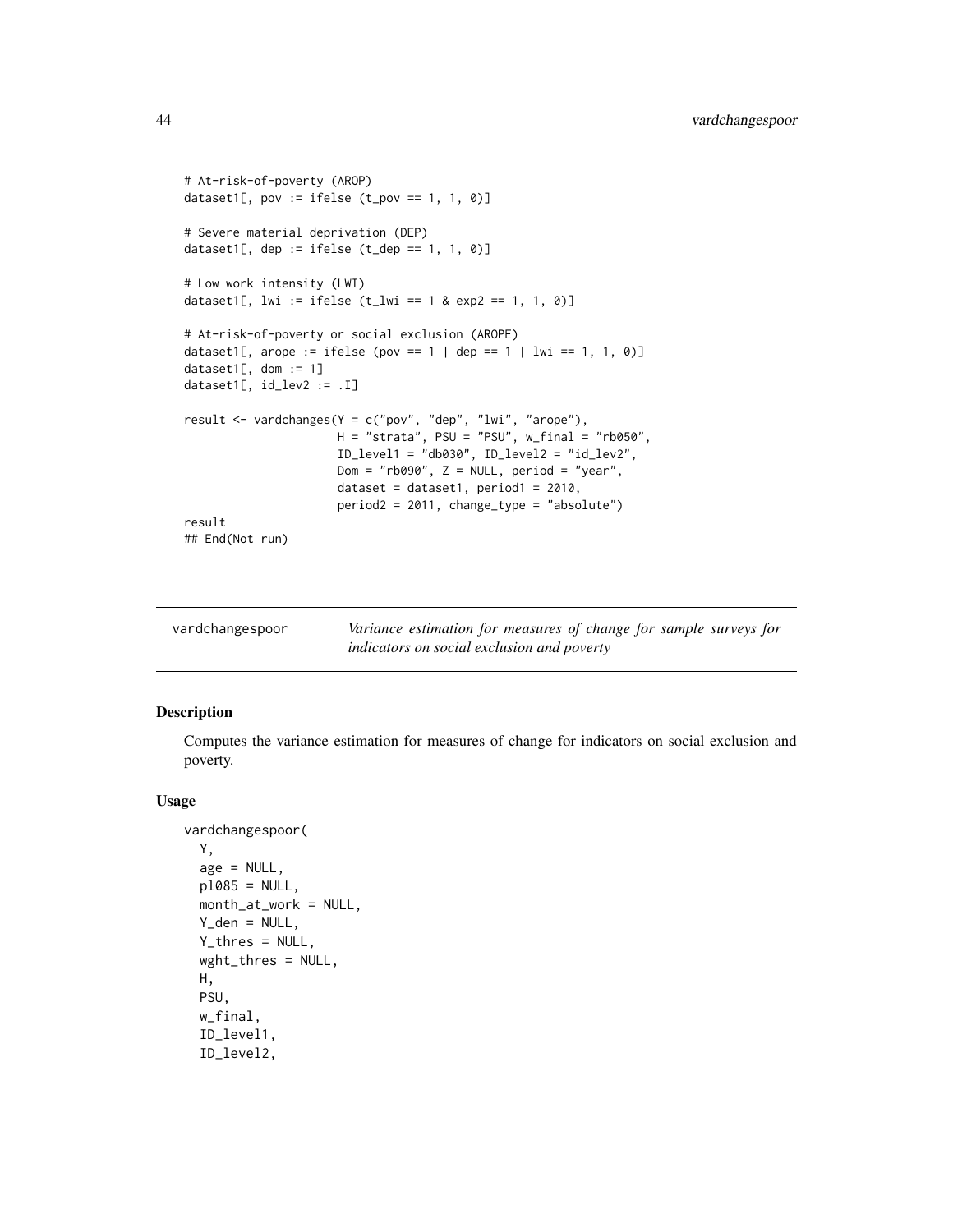```
# At-risk-of-poverty (AROP)
dataset1[, pov := ifelse (t_pov == 1, 1, 0)]

# Severe material deprivation (DEP)
dataset1[, dep := ifelse (t_dep == 1, 1, 0)]

# Low work intensity (LWI)
dataset1[, lwi := ifelse (t_lwi == 1 & exp2 == 1, 1, 0)]

# At-risk-of-poverty or social exclusion (AROPE)
dataset1[, arope := ifelse (pov == 1 | dep == 1 | lwi == 1, 1, 0)]
dataset1[, dom := 1]
dataset1[, id_lev2 := .I]

result <- vardchanges(Y = c("pov", "dep", "lwi", "arope"),
                      H = "strata", PSU = "PSU", w_final = "rb050",
                      ID_level1 = "db030", ID_level2 = "id_lev2",
                      Dom = "rb090", Z = NULL, period = "year",
                      dataset = dataset1, period1 = 2010,
                      period2 = 2011, change_type = "absolute")
result
## End(Not run)
```

---

vardchangespoor — *Variance estimation for measures of change for sample surveys for indicators on social exclusion and poverty*

---

## Description

Computes the variance estimation for measures of change for indicators on social exclusion and poverty.

## Usage

```
vardchangespoor(
  Y,
  age = NULL,
  pl085 = NULL,
  month_at_work = NULL,
  Y_den = NULL,
  Y_thres = NULL,
  wght_thres = NULL,
  H,
  PSU,
  w_final,
  ID_level1,
  ID_level2,
```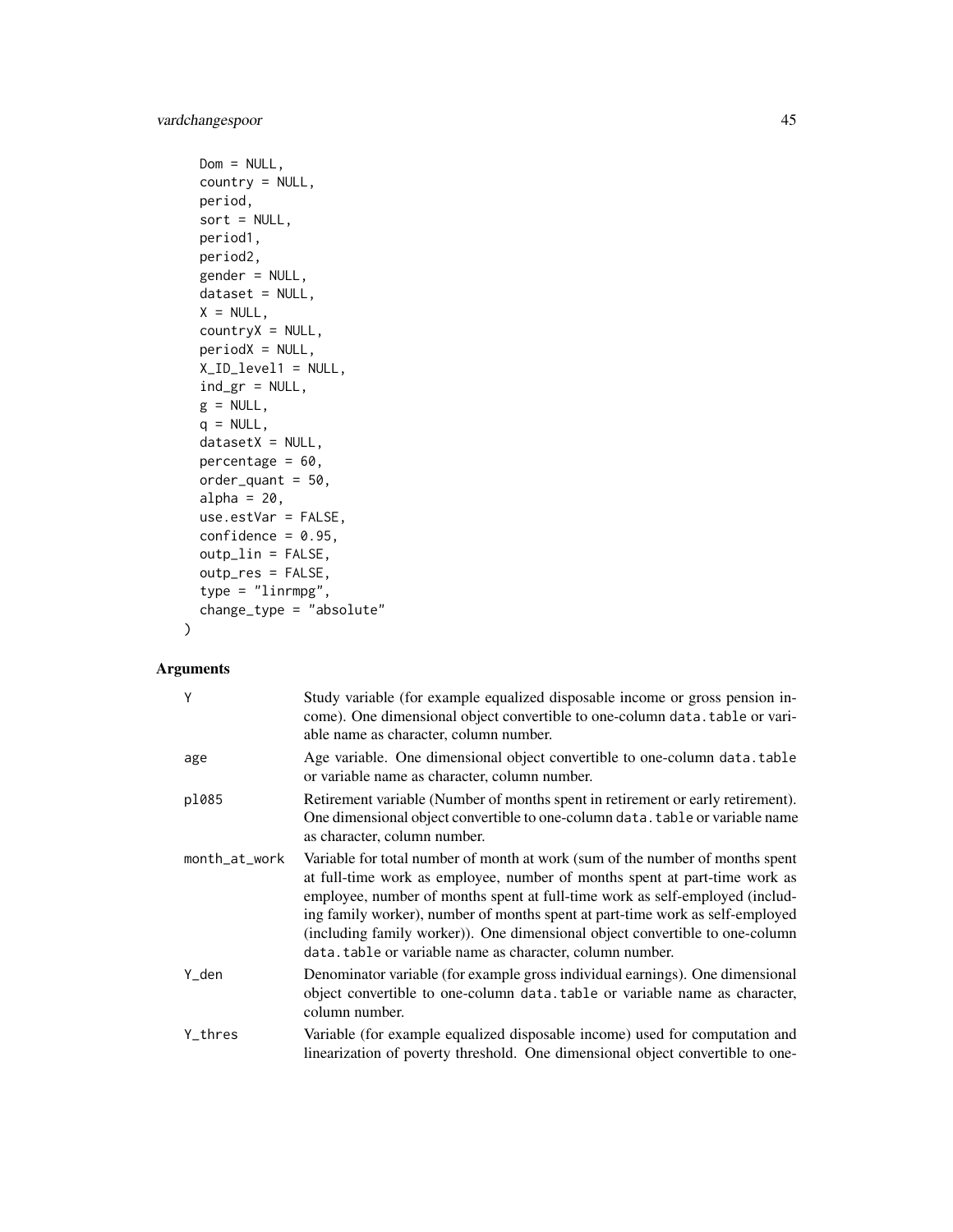```
  Dom = NULL,
  country = NULL,
  period,
  sort = NULL,
  period1,
  period2,
  gender = NULL,
  dataset = NULL,
  X = NULL,
  countryX = NULL,
  periodX = NULL,
  X_ID_level1 = NULL,
  ind_gr = NULL,
  g = NULL,
  q = NULL,
  datasetX = NULL,
  percentage = 60,
  order_quant = 50,
  alpha = 20,
  use.estVar = FALSE,
  confidence = 0.95,
  outp_lin = FALSE,
  outp_res = FALSE,
  type = "linrmpg",
  change_type = "absolute"
)
```

## Arguments

| | |
|---|---|
| `Y` | Study variable (for example equalized disposable income or gross pension income). One dimensional object convertible to one-column `data.table` or variable name as character, column number. |
| `age` | Age variable. One dimensional object convertible to one-column `data.table` or variable name as character, column number. |
| `pl085` | Retirement variable (Number of months spent in retirement or early retirement). One dimensional object convertible to one-column `data.table` or variable name as character, column number. |
| `month_at_work` | Variable for total number of month at work (sum of the number of months spent at full-time work as employee, number of months spent at part-time work as employee, number of months spent at full-time work as self-employed (including family worker), number of months spent at part-time work as self-employed (including family worker)). One dimensional object convertible to one-column `data.table` or variable name as character, column number. |
| `Y_den` | Denominator variable (for example gross individual earnings). One dimensional object convertible to one-column `data.table` or variable name as character, column number. |
| `Y_thres` | Variable (for example equalized disposable income) used for computation and linearization of poverty threshold. One dimensional object convertible to one- |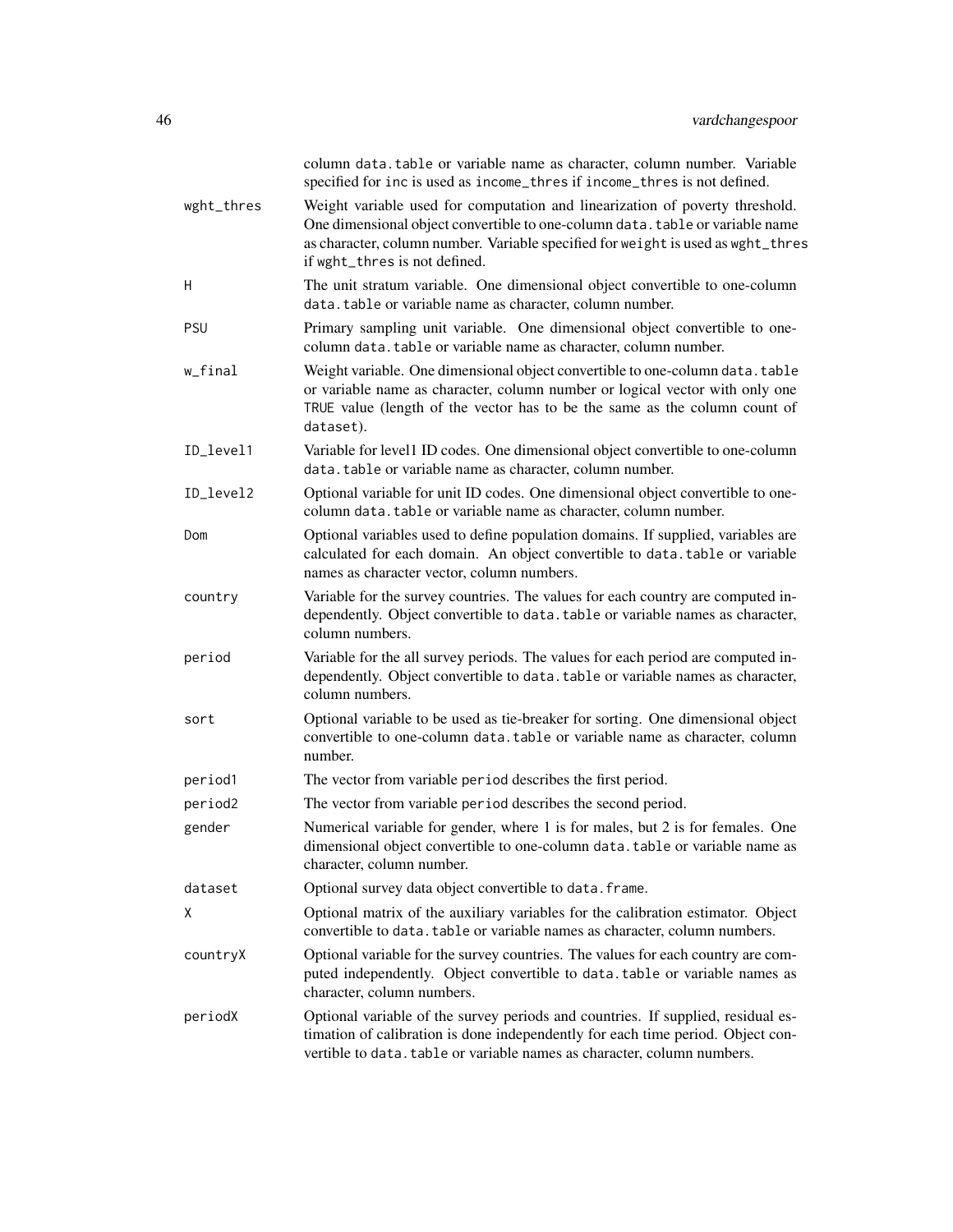column `data.table` or variable name as character, column number. Variable specified for `inc` is used as `income_thres` if `income_thres` is not defined.

| | |
|---|---|
| `wght_thres` | Weight variable used for computation and linearization of poverty threshold. One dimensional object convertible to one-column `data.table` or variable name as character, column number. Variable specified for `weight` is used as `wght_thres` if `wght_thres` is not defined. |
| `H` | The unit stratum variable. One dimensional object convertible to one-column `data.table` or variable name as character, column number. |
| `PSU` | Primary sampling unit variable. One dimensional object convertible to one-column `data.table` or variable name as character, column number. |
| `w_final` | Weight variable. One dimensional object convertible to one-column `data.table` or variable name as character, column number or logical vector with only one `TRUE` value (length of the vector has to be the same as the column count of `dataset`). |
| `ID_level1` | Variable for level1 ID codes. One dimensional object convertible to one-column `data.table` or variable name as character, column number. |
| `ID_level2` | Optional variable for unit ID codes. One dimensional object convertible to one-column `data.table` or variable name as character, column number. |
| `Dom` | Optional variables used to define population domains. If supplied, variables are calculated for each domain. An object convertible to `data.table` or variable names as character vector, column numbers. |
| `country` | Variable for the survey countries. The values for each country are computed independently. Object convertible to `data.table` or variable names as character, column numbers. |
| `period` | Variable for the all survey periods. The values for each period are computed independently. Object convertible to `data.table` or variable names as character, column numbers. |
| `sort` | Optional variable to be used as tie-breaker for sorting. One dimensional object convertible to one-column `data.table` or variable name as character, column number. |
| `period1` | The vector from variable `period` describes the first period. |
| `period2` | The vector from variable `period` describes the second period. |
| `gender` | Numerical variable for gender, where 1 is for males, but 2 is for females. One dimensional object convertible to one-column `data.table` or variable name as character, column number. |
| `dataset` | Optional survey data object convertible to `data.frame`. |
| `X` | Optional matrix of the auxiliary variables for the calibration estimator. Object convertible to `data.table` or variable names as character, column numbers. |
| `countryX` | Optional variable for the survey countries. The values for each country are computed independently. Object convertible to `data.table` or variable names as character, column numbers. |
| `periodX` | Optional variable of the survey periods and countries. If supplied, residual estimation of calibration is done independently for each time period. Object convertible to `data.table` or variable names as character, column numbers. |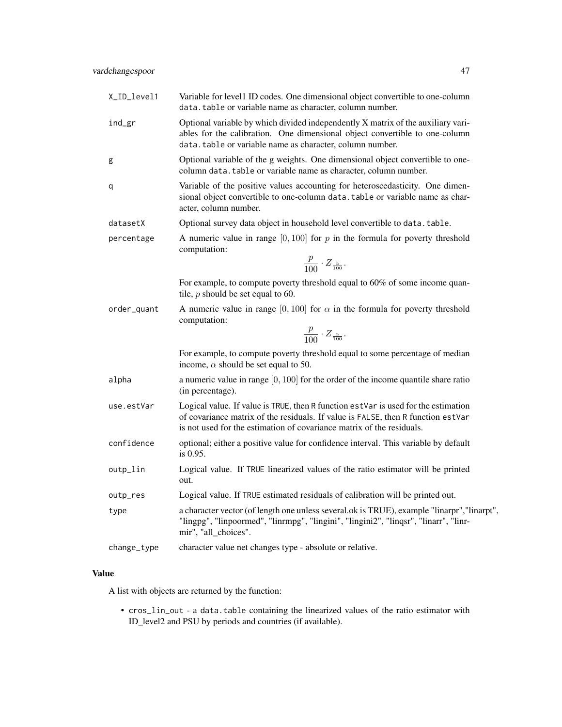| | |
|---|---|
| `X_ID_level1` | Variable for level1 ID codes. One dimensional object convertible to one-column `data.table` or variable name as character, column number. |
| `ind_gr` | Optional variable by which divided independently X matrix of the auxiliary variables for the calibration. One dimensional object convertible to one-column `data.table` or variable name as character, column number. |
| `g` | Optional variable of the g weights. One dimensional object convertible to one-column `data.table` or variable name as character, column number. |
| `q` | Variable of the positive values accounting for heteroscedasticity. One dimensional object convertible to one-column `data.table` or variable name as character, column number. |
| `datasetX` | Optional survey data object in household level convertible to `data.table`. |
| `percentage` | A numeric value in range $[0, 100]$ for $p$ in the formula for poverty threshold computation: $$\frac{p}{100} \cdot Z_{\frac{\alpha}{100}}.$$ For example, to compute poverty threshold equal to 60% of some income quantile, $p$ should be set equal to 60. |
| `order_quant` | A numeric value in range $[0, 100]$ for $\alpha$ in the formula for poverty threshold computation: $$\frac{p}{100} \cdot Z_{\frac{\alpha}{100}}.$$ For example, to compute poverty threshold equal to some percentage of median income, $\alpha$ should be set equal to 50. |
| `alpha` | a numeric value in range $[0, 100]$ for the order of the income quantile share ratio (in percentage). |
| `use.estVar` | Logical value. If value is `TRUE`, then `R` function `estVar` is used for the estimation of covariance matrix of the residuals. If value is `FALSE`, then `R` function `estVar` is not used for the estimation of covariance matrix of the residuals. |
| `confidence` | optional; either a positive value for confidence interval. This variable by default is 0.95. |
| `outp_lin` | Logical value. If `TRUE` linearized values of the ratio estimator will be printed out. |
| `outp_res` | Logical value. If `TRUE` estimated residuals of calibration will be printed out. |
| `type` | a character vector (of length one unless several.ok is TRUE), example "linarpr","linarpt", "lingpg", "linpoormed", "linrmpg", "lingini", "lingini2", "linqsr", "linarr", "linrmir", "all_choices". |
| `change_type` | character value net changes type - absolute or relative. |

## Value

A list with objects are returned by the function:

- `cros_lin_out` - a `data.table` containing the linearized values of the ratio estimator with ID_level2 and PSU by periods and countries (if available).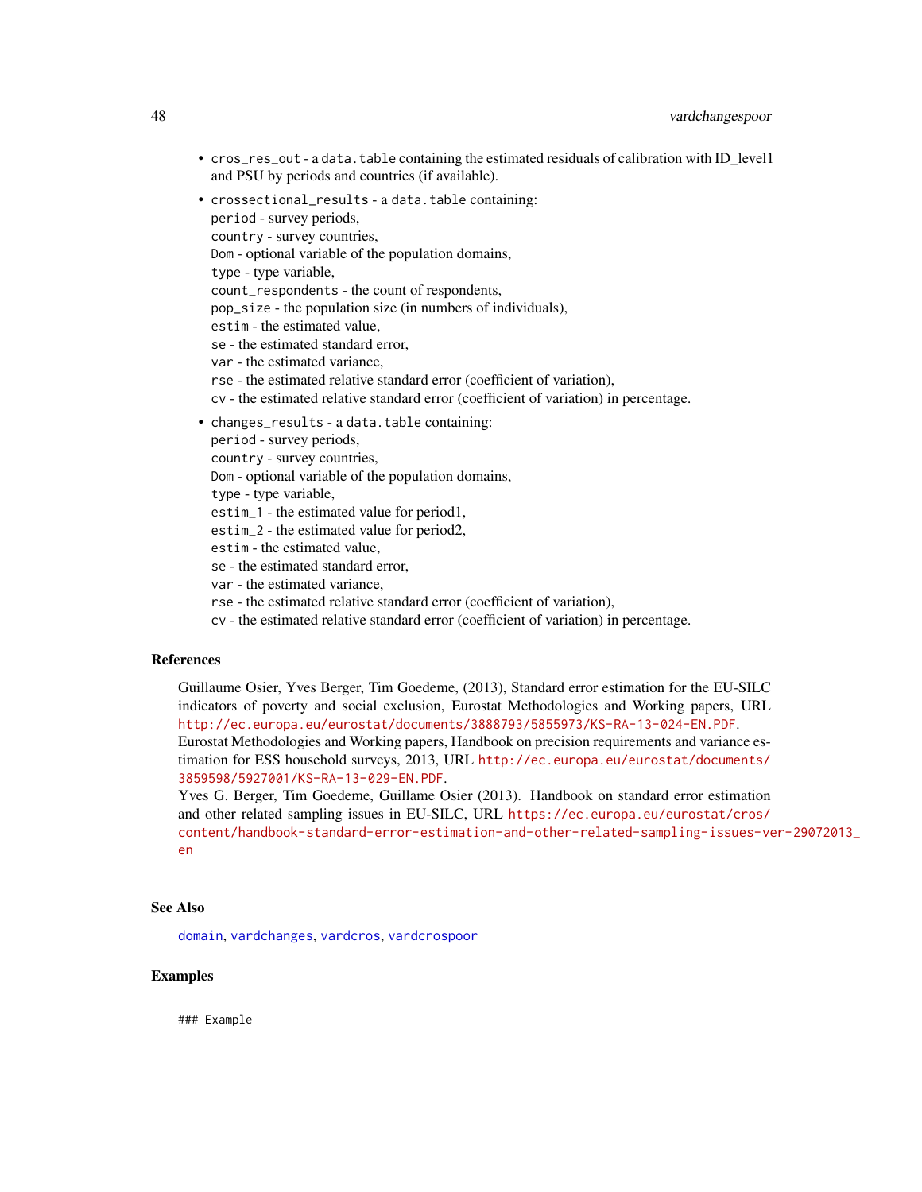- `cros_res_out` - a `data.table` containing the estimated residuals of calibration with ID_level1 and PSU by periods and countries (if available).
- `crossectional_results` - a `data.table` containing:
  `period` - survey periods,
  `country` - survey countries,
  `Dom` - optional variable of the population domains,
  `type` - type variable,
  `count_respondents` - the count of respondents,
  `pop_size` - the population size (in numbers of individuals),
  `estim` - the estimated value,
  `se` - the estimated standard error,
  `var` - the estimated variance,
  `rse` - the estimated relative standard error (coefficient of variation),
  `cv` - the estimated relative standard error (coefficient of variation) in percentage.
- `changes_results` - a `data.table` containing:
  `period` - survey periods,
  `country` - survey countries,
  `Dom` - optional variable of the population domains,
  `type` - type variable,
  `estim_1` - the estimated value for period1,
  `estim_2` - the estimated value for period2,
  `estim` - the estimated value,
  `se` - the estimated standard error,
  `var` - the estimated variance,
  `rse` - the estimated relative standard error (coefficient of variation),
  `cv` - the estimated relative standard error (coefficient of variation) in percentage.

## References

Guillaume Osier, Yves Berger, Tim Goedeme, (2013), Standard error estimation for the EU-SILC indicators of poverty and social exclusion, Eurostat Methodologies and Working papers, URL http://ec.europa.eu/eurostat/documents/3888793/5855973/KS-RA-13-024-EN.PDF.
Eurostat Methodologies and Working papers, Handbook on precision requirements and variance estimation for ESS household surveys, 2013, URL http://ec.europa.eu/eurostat/documents/3859598/5927001/KS-RA-13-029-EN.PDF.
Yves G. Berger, Tim Goedeme, Guillame Osier (2013). Handbook on standard error estimation and other related sampling issues in EU-SILC, URL https://ec.europa.eu/eurostat/cros/content/handbook-standard-error-estimation-and-other-related-sampling-issues-ver-29072013_en

## See Also

`domain`, `vardchanges`, `vardcros`, `vardcrospoor`

## Examples

```
### Example
```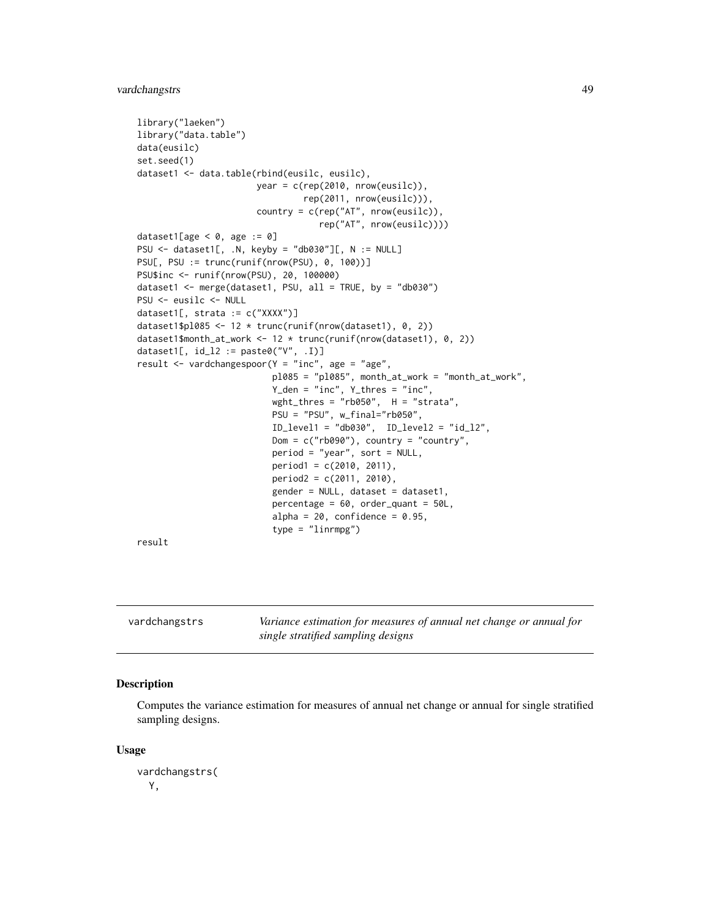```
library("laeken")
library("data.table")
data(eusilc)
set.seed(1)
dataset1 <- data.table(rbind(eusilc, eusilc),
                       year = c(rep(2010, nrow(eusilc)),
                                rep(2011, nrow(eusilc))),
                       country = c(rep("AT", nrow(eusilc)),
                                   rep("AT", nrow(eusilc))))
dataset1[age < 0, age := 0]
PSU <- dataset1[, .N, keyby = "db030"][, N := NULL]
PSU[, PSU := trunc(runif(nrow(PSU), 0, 100))]
PSU$inc <- runif(nrow(PSU), 20, 100000)
dataset1 <- merge(dataset1, PSU, all = TRUE, by = "db030")
PSU <- eusilc <- NULL
dataset1[, strata := c("XXXX")]
dataset1$pl085 <- 12 * trunc(runif(nrow(dataset1), 0, 2))
dataset1$month_at_work <- 12 * trunc(runif(nrow(dataset1), 0, 2))
dataset1[, id_l2 := paste0("V", .I)]
result <- vardchangespoor(Y = "inc", age = "age",
                          pl085 = "pl085", month_at_work = "month_at_work",
                          Y_den = "inc", Y_thres = "inc",
                          wght_thres = "rb050",  H = "strata",
                          PSU = "PSU", w_final="rb050",
                          ID_level1 = "db030",  ID_level2 = "id_l2",
                          Dom = c("rb090"), country = "country",
                          period = "year", sort = NULL,
                          period1 = c(2010, 2011),
                          period2 = c(2011, 2010),
                          gender = NULL, dataset = dataset1,
                          percentage = 60, order_quant = 50L,
                          alpha = 20, confidence = 0.95,
                          type = "linrmpg")
result
```

---

vardchangstrs — *Variance estimation for measures of annual net change or annual for single stratified sampling designs*

---

### Description

Computes the variance estimation for measures of annual net change or annual for single stratified sampling designs.

### Usage

```
vardchangstrs(
  Y,
```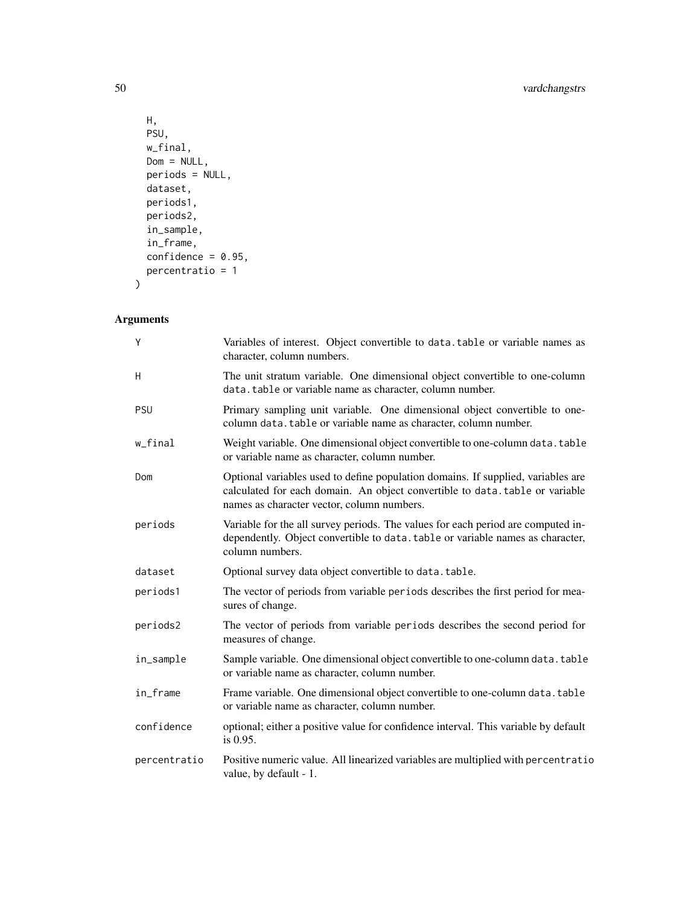```
  H,
  PSU,
  w_final,
  Dom = NULL,
  periods = NULL,
  dataset,
  periods1,
  periods2,
  in_sample,
  in_frame,
  confidence = 0.95,
  percentratio = 1
)
```

## Arguments

| | |
|---|---|
| Y | Variables of interest. Object convertible to data.table or variable names as character, column numbers. |
| H | The unit stratum variable. One dimensional object convertible to one-column data.table or variable name as character, column number. |
| PSU | Primary sampling unit variable. One dimensional object convertible to one-column data.table or variable name as character, column number. |
| w_final | Weight variable. One dimensional object convertible to one-column data.table or variable name as character, column number. |
| Dom | Optional variables used to define population domains. If supplied, variables are calculated for each domain. An object convertible to data.table or variable names as character vector, column numbers. |
| periods | Variable for the all survey periods. The values for each period are computed independently. Object convertible to data.table or variable names as character, column numbers. |
| dataset | Optional survey data object convertible to data.table. |
| periods1 | The vector of periods from variable periods describes the first period for measures of change. |
| periods2 | The vector of periods from variable periods describes the second period for measures of change. |
| in_sample | Sample variable. One dimensional object convertible to one-column data.table or variable name as character, column number. |
| in_frame | Frame variable. One dimensional object convertible to one-column data.table or variable name as character, column number. |
| confidence | optional; either a positive value for confidence interval. This variable by default is 0.95. |
| percentratio | Positive numeric value. All linearized variables are multiplied with percentratio value, by default - 1. |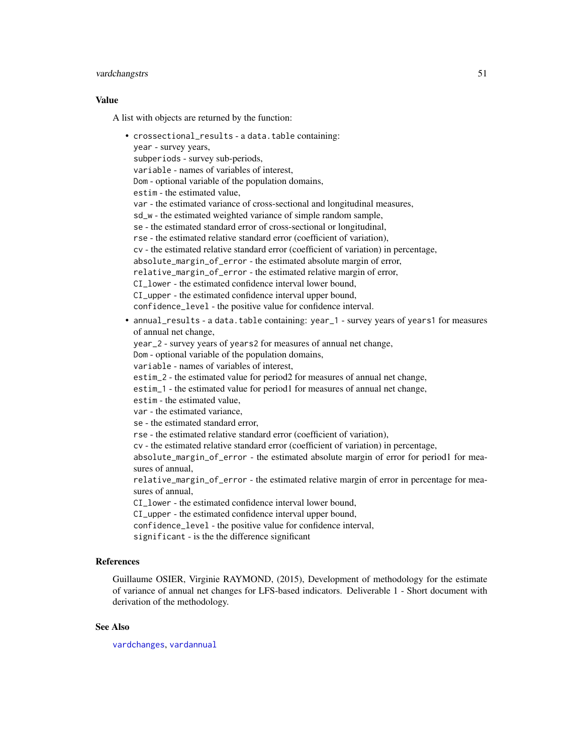### Value

A list with objects are returned by the function:

- `crossectional_results` - a `data.table` containing:
  `year` - survey years,
  `subperiods` - survey sub-periods,
  `variable` - names of variables of interest,
  `Dom` - optional variable of the population domains,
  `estim` - the estimated value,
  `var` - the estimated variance of cross-sectional and longitudinal measures,
  `sd_w` - the estimated weighted variance of simple random sample,
  `se` - the estimated standard error of cross-sectional or longitudinal,
  `rse` - the estimated relative standard error (coefficient of variation),
  `cv` - the estimated relative standard error (coefficient of variation) in percentage,
  `absolute_margin_of_error` - the estimated absolute margin of error,
  `relative_margin_of_error` - the estimated relative margin of error,
  `CI_lower` - the estimated confidence interval lower bound,
  `CI_upper` - the estimated confidence interval upper bound,
  `confidence_level` - the positive value for confidence interval.
- `annual_results` - a `data.table` containing: `year_1` - survey years of `years1` for measures of annual net change,
  `year_2` - survey years of `years2` for measures of annual net change,
  `Dom` - optional variable of the population domains,
  `variable` - names of variables of interest,
  `estim_2` - the estimated value for period2 for measures of annual net change,
  `estim_1` - the estimated value for period1 for measures of annual net change,
  `estim` - the estimated value,
  `var` - the estimated variance,
  `se` - the estimated standard error,
  `rse` - the estimated relative standard error (coefficient of variation),
  `cv` - the estimated relative standard error (coefficient of variation) in percentage,
  `absolute_margin_of_error` - the estimated absolute margin of error for period1 for measures of annual,
  `relative_margin_of_error` - the estimated relative margin of error in percentage for measures of annual,
  `CI_lower` - the estimated confidence interval lower bound,
  `CI_upper` - the estimated confidence interval upper bound,
  `confidence_level` - the positive value for confidence interval,
  `significant` - is the the difference significant

### References

Guillaume OSIER, Virginie RAYMOND, (2015), Development of methodology for the estimate of variance of annual net changes for LFS-based indicators. Deliverable 1 - Short document with derivation of the methodology.

### See Also

`vardchanges`, `vardannual`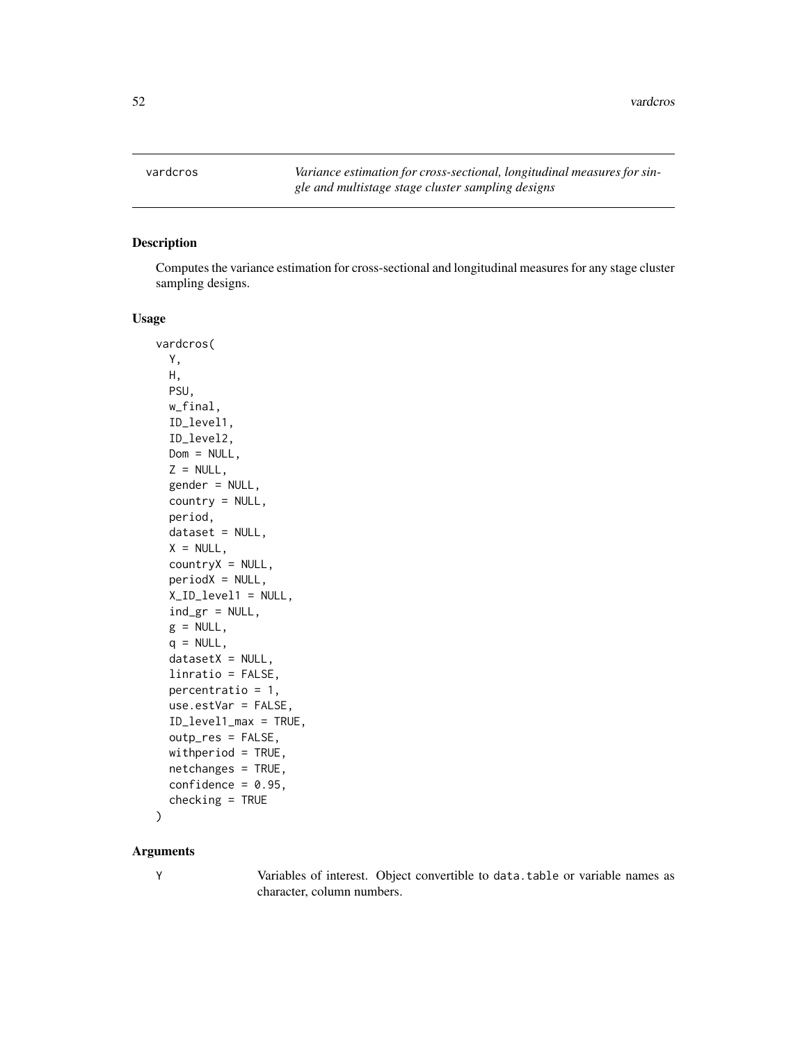vardcros — *Variance estimation for cross-sectional, longitudinal measures for single and multistage stage cluster sampling designs*

## Description

Computes the variance estimation for cross-sectional and longitudinal measures for any stage cluster sampling designs.

## Usage

```
vardcros(
  Y,
  H,
  PSU,
  w_final,
  ID_level1,
  ID_level2,
  Dom = NULL,
  Z = NULL,
  gender = NULL,
  country = NULL,
  period,
  dataset = NULL,
  X = NULL,
  countryX = NULL,
  periodX = NULL,
  X_ID_level1 = NULL,
  ind_gr = NULL,
  g = NULL,
  q = NULL,
  datasetX = NULL,
  linratio = FALSE,
  percentratio = 1,
  use.estVar = FALSE,
  ID_level1_max = TRUE,
  outp_res = FALSE,
  withperiod = TRUE,
  netchanges = TRUE,
  confidence = 0.95,
  checking = TRUE
)
```

## Arguments

Y — Variables of interest. Object convertible to data.table or variable names as character, column numbers.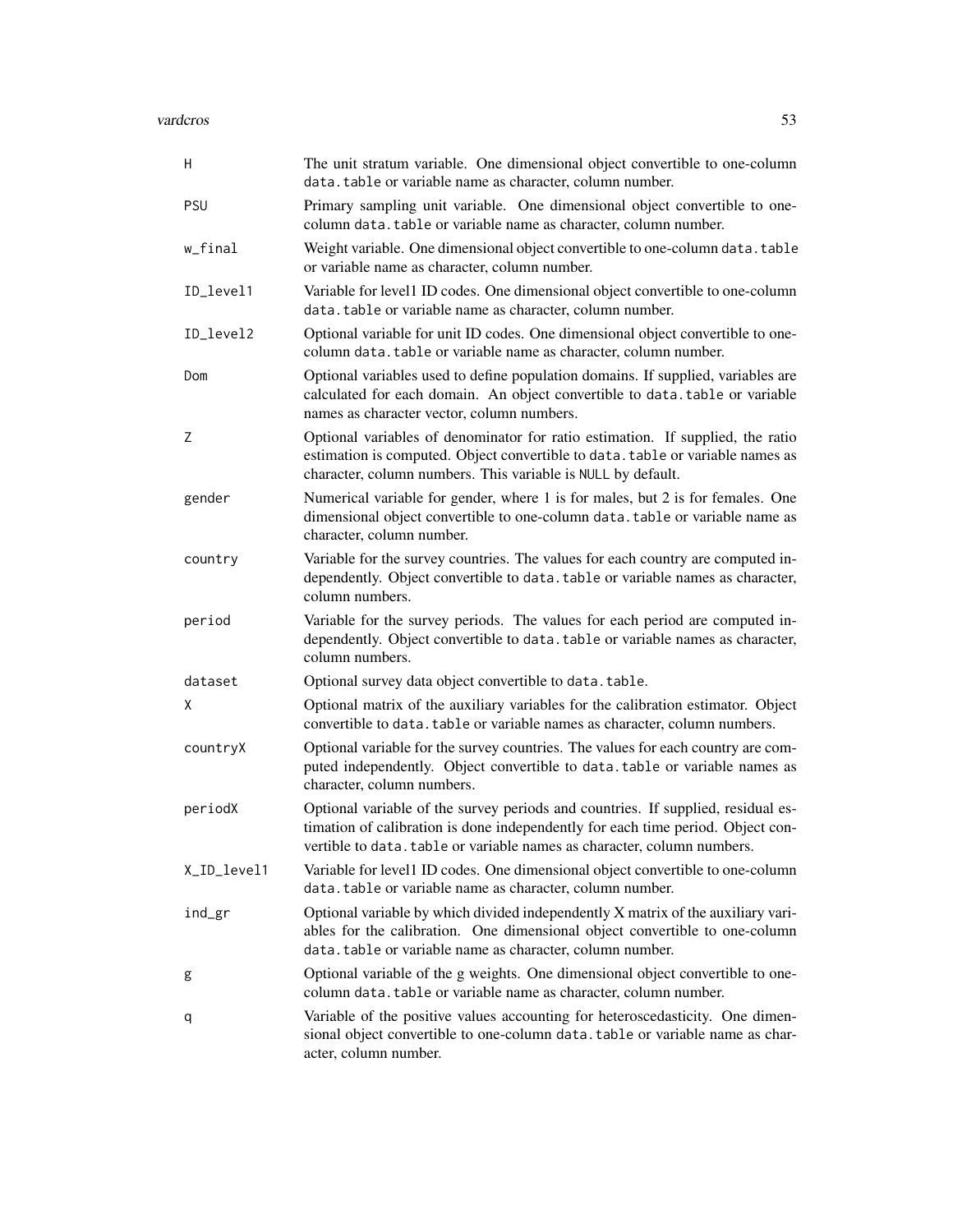| | |
|---|---|
| `H` | The unit stratum variable. One dimensional object convertible to one-column `data.table` or variable name as character, column number. |
| `PSU` | Primary sampling unit variable. One dimensional object convertible to one-column `data.table` or variable name as character, column number. |
| `w_final` | Weight variable. One dimensional object convertible to one-column `data.table` or variable name as character, column number. |
| `ID_level1` | Variable for level1 ID codes. One dimensional object convertible to one-column `data.table` or variable name as character, column number. |
| `ID_level2` | Optional variable for unit ID codes. One dimensional object convertible to one-column `data.table` or variable name as character, column number. |
| `Dom` | Optional variables used to define population domains. If supplied, variables are calculated for each domain. An object convertible to `data.table` or variable names as character vector, column numbers. |
| `Z` | Optional variables of denominator for ratio estimation. If supplied, the ratio estimation is computed. Object convertible to `data.table` or variable names as character, column numbers. This variable is `NULL` by default. |
| `gender` | Numerical variable for gender, where 1 is for males, but 2 is for females. One dimensional object convertible to one-column `data.table` or variable name as character, column number. |
| `country` | Variable for the survey countries. The values for each country are computed independently. Object convertible to `data.table` or variable names as character, column numbers. |
| `period` | Variable for the survey periods. The values for each period are computed independently. Object convertible to `data.table` or variable names as character, column numbers. |
| `dataset` | Optional survey data object convertible to `data.table`. |
| `X` | Optional matrix of the auxiliary variables for the calibration estimator. Object convertible to `data.table` or variable names as character, column numbers. |
| `countryX` | Optional variable for the survey countries. The values for each country are computed independently. Object convertible to `data.table` or variable names as character, column numbers. |
| `periodX` | Optional variable of the survey periods and countries. If supplied, residual estimation of calibration is done independently for each time period. Object convertible to `data.table` or variable names as character, column numbers. |
| `X_ID_level1` | Variable for level1 ID codes. One dimensional object convertible to one-column `data.table` or variable name as character, column number. |
| `ind_gr` | Optional variable by which divided independently X matrix of the auxiliary variables for the calibration. One dimensional object convertible to one-column `data.table` or variable name as character, column number. |
| `g` | Optional variable of the g weights. One dimensional object convertible to one-column `data.table` or variable name as character, column number. |
| `q` | Variable of the positive values accounting for heteroscedasticity. One dimensional object convertible to one-column `data.table` or variable name as character, column number. |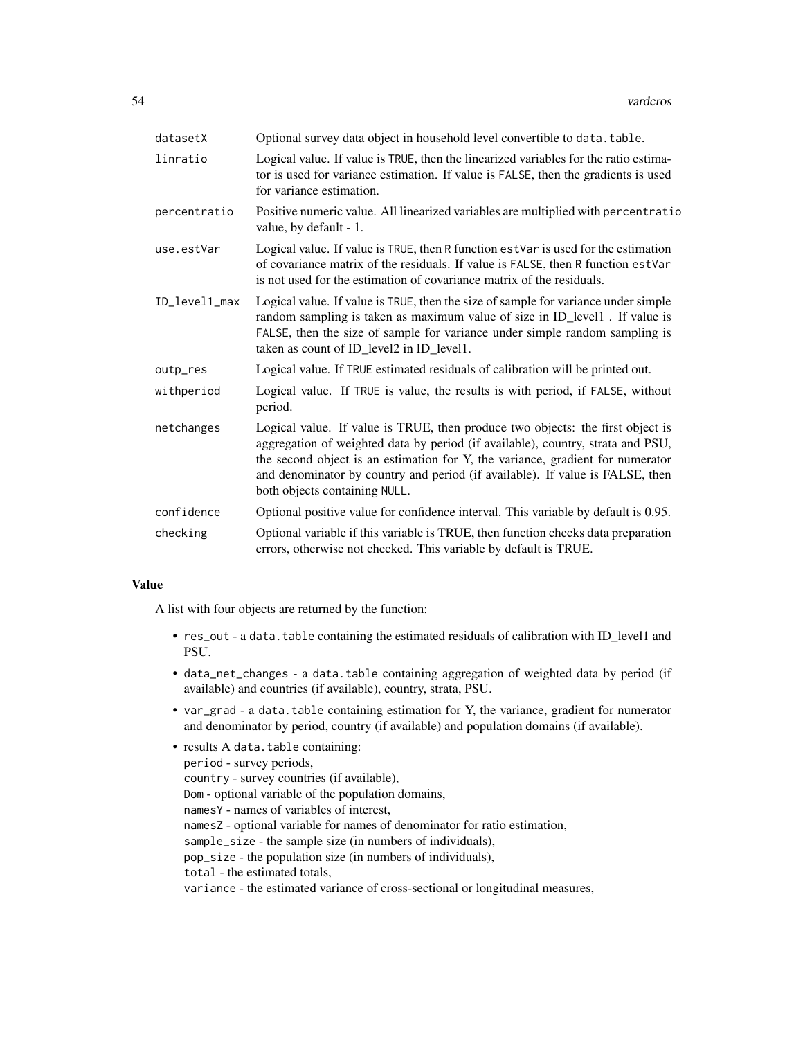| | |
|---|---|
| datasetX | Optional survey data object in household level convertible to data.table. |
| linratio | Logical value. If value is TRUE, then the linearized variables for the ratio estimator is used for variance estimation. If value is FALSE, then the gradients is used for variance estimation. |
| percentratio | Positive numeric value. All linearized variables are multiplied with percentratio value, by default - 1. |
| use.estVar | Logical value. If value is TRUE, then R function estVar is used for the estimation of covariance matrix of the residuals. If value is FALSE, then R function estVar is not used for the estimation of covariance matrix of the residuals. |
| ID_level1_max | Logical value. If value is TRUE, then the size of sample for variance under simple random sampling is taken as maximum value of size in ID_level1 . If value is FALSE, then the size of sample for variance under simple random sampling is taken as count of ID_level2 in ID_level1. |
| outp_res | Logical value. If TRUE estimated residuals of calibration will be printed out. |
| withperiod | Logical value. If TRUE is value, the results is with period, if FALSE, without period. |
| netchanges | Logical value. If value is TRUE, then produce two objects: the first object is aggregation of weighted data by period (if available), country, strata and PSU, the second object is an estimation for Y, the variance, gradient for numerator and denominator by country and period (if available). If value is FALSE, then both objects containing NULL. |
| confidence | Optional positive value for confidence interval. This variable by default is 0.95. |
| checking | Optional variable if this variable is TRUE, then function checks data preparation errors, otherwise not checked. This variable by default is TRUE. |

## Value

A list with four objects are returned by the function:

- res_out - a data.table containing the estimated residuals of calibration with ID_level1 and PSU.
- data_net_changes - a data.table containing aggregation of weighted data by period (if available) and countries (if available), country, strata, PSU.
- var_grad - a data.table containing estimation for Y, the variance, gradient for numerator and denominator by period, country (if available) and population domains (if available).
- results A data.table containing:
  period - survey periods,
  country - survey countries (if available),
  Dom - optional variable of the population domains,
  namesY - names of variables of interest,
  namesZ - optional variable for names of denominator for ratio estimation,
  sample_size - the sample size (in numbers of individuals),
  pop_size - the population size (in numbers of individuals),
  total - the estimated totals,
  variance - the estimated variance of cross-sectional or longitudinal measures,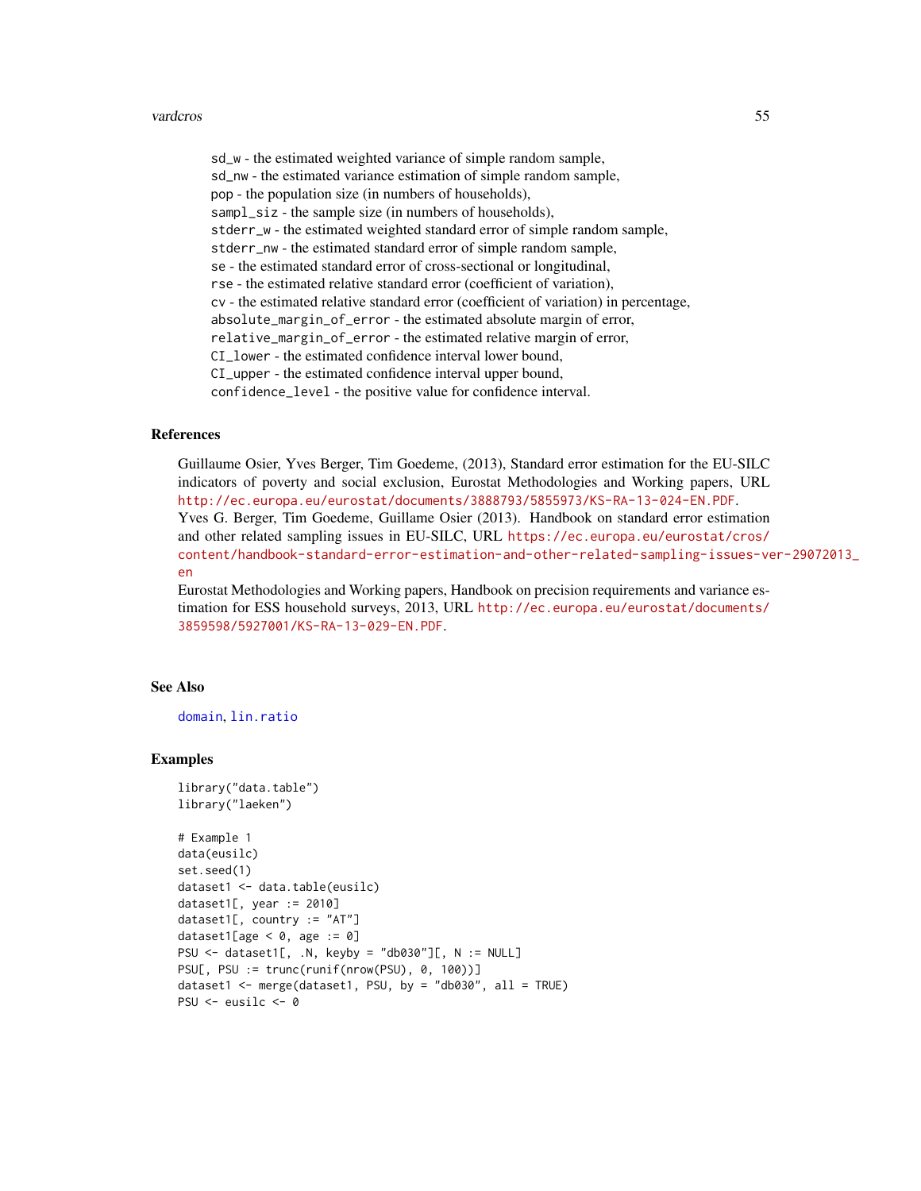sd_w - the estimated weighted variance of simple random sample,
sd_nw - the estimated variance estimation of simple random sample,
pop - the population size (in numbers of households),
sampl_siz - the sample size (in numbers of households),
stderr_w - the estimated weighted standard error of simple random sample,
stderr_nw - the estimated standard error of simple random sample,
se - the estimated standard error of cross-sectional or longitudinal,
rse - the estimated relative standard error (coefficient of variation),
cv - the estimated relative standard error (coefficient of variation) in percentage,
absolute_margin_of_error - the estimated absolute margin of error,
relative_margin_of_error - the estimated relative margin of error,
CI_lower - the estimated confidence interval lower bound,
CI_upper - the estimated confidence interval upper bound,
confidence_level - the positive value for confidence interval.

### References

Guillaume Osier, Yves Berger, Tim Goedeme, (2013), Standard error estimation for the EU-SILC indicators of poverty and social exclusion, Eurostat Methodologies and Working papers, URL http://ec.europa.eu/eurostat/documents/3888793/5855973/KS-RA-13-024-EN.PDF.
Yves G. Berger, Tim Goedeme, Guillame Osier (2013). Handbook on standard error estimation and other related sampling issues in EU-SILC, URL https://ec.europa.eu/eurostat/cros/content/handbook-standard-error-estimation-and-other-related-sampling-issues-ver-29072013_en
Eurostat Methodologies and Working papers, Handbook on precision requirements and variance estimation for ESS household surveys, 2013, URL http://ec.europa.eu/eurostat/documents/3859598/5927001/KS-RA-13-029-EN.PDF.

### See Also

domain, lin.ratio

### Examples

```
library("data.table")
library("laeken")

# Example 1
data(eusilc)
set.seed(1)
dataset1 <- data.table(eusilc)
dataset1[, year := 2010]
dataset1[, country := "AT"]
dataset1[age < 0, age := 0]
PSU <- dataset1[, .N, keyby = "db030"][, N := NULL]
PSU[, PSU := trunc(runif(nrow(PSU), 0, 100))]
dataset1 <- merge(dataset1, PSU, by = "db030", all = TRUE)
PSU <- eusilc <- 0
```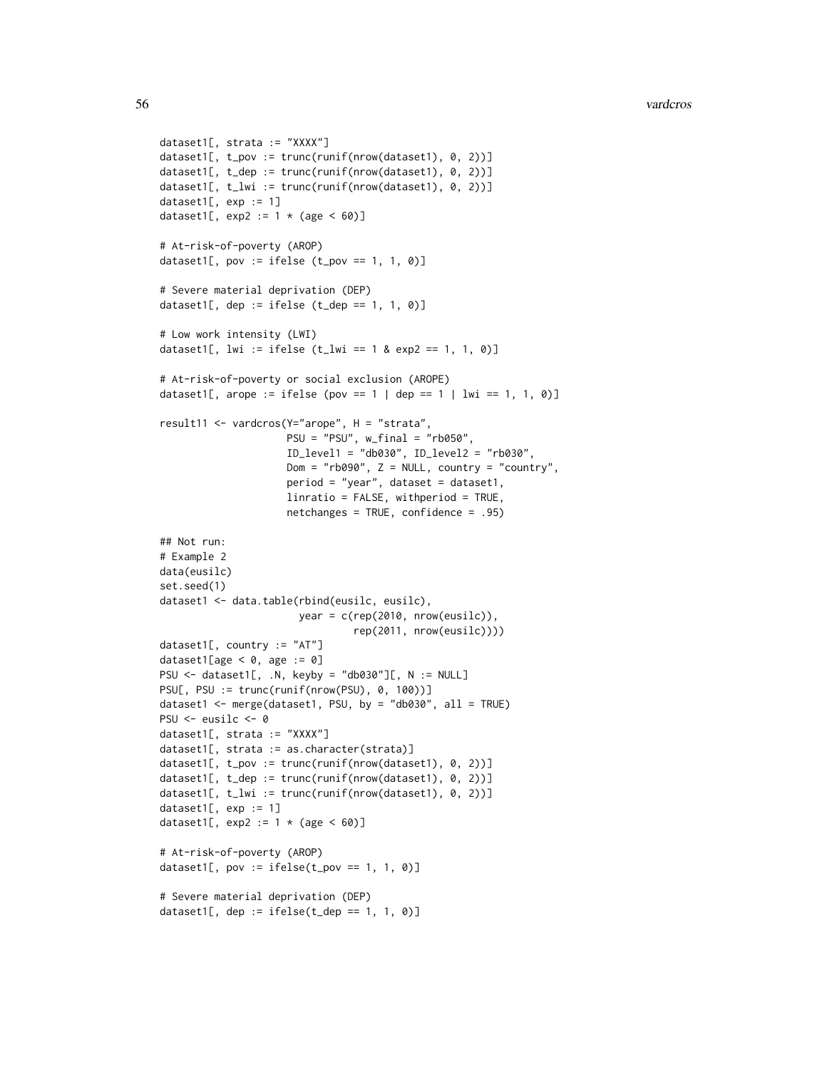```
dataset1[, strata := "XXXX"]
dataset1[, t_pov := trunc(runif(nrow(dataset1), 0, 2))]
dataset1[, t_dep := trunc(runif(nrow(dataset1), 0, 2))]
dataset1[, t_lwi := trunc(runif(nrow(dataset1), 0, 2))]
dataset1[, exp := 1]
dataset1[, exp2 := 1 * (age < 60)]

# At-risk-of-poverty (AROP)
dataset1[, pov := ifelse (t_pov == 1, 1, 0)]

# Severe material deprivation (DEP)
dataset1[, dep := ifelse (t_dep == 1, 1, 0)]

# Low work intensity (LWI)
dataset1[, lwi := ifelse (t_lwi == 1 & exp2 == 1, 1, 0)]

# At-risk-of-poverty or social exclusion (AROPE)
dataset1[, arope := ifelse (pov == 1 | dep == 1 | lwi == 1, 1, 0)]

result11 <- vardcros(Y="arope", H = "strata",
                     PSU = "PSU", w_final = "rb050",
                     ID_level1 = "db030", ID_level2 = "rb030",
                     Dom = "rb090", Z = NULL, country = "country",
                     period = "year", dataset = dataset1,
                     linratio = FALSE, withperiod = TRUE,
                     netchanges = TRUE, confidence = .95)

## Not run:
# Example 2
data(eusilc)
set.seed(1)
dataset1 <- data.table(rbind(eusilc, eusilc),
                       year = c(rep(2010, nrow(eusilc)),
                                rep(2011, nrow(eusilc))))
dataset1[, country := "AT"]
dataset1[age < 0, age := 0]
PSU <- dataset1[, .N, keyby = "db030"][, N := NULL]
PSU[, PSU := trunc(runif(nrow(PSU), 0, 100))]
dataset1 <- merge(dataset1, PSU, by = "db030", all = TRUE)
PSU <- eusilc <- 0
dataset1[, strata := "XXXX"]
dataset1[, strata := as.character(strata)]
dataset1[, t_pov := trunc(runif(nrow(dataset1), 0, 2))]
dataset1[, t_dep := trunc(runif(nrow(dataset1), 0, 2))]
dataset1[, t_lwi := trunc(runif(nrow(dataset1), 0, 2))]
dataset1[, exp := 1]
dataset1[, exp2 := 1 * (age < 60)]

# At-risk-of-poverty (AROP)
dataset1[, pov := ifelse(t_pov == 1, 1, 0)]

# Severe material deprivation (DEP)
dataset1[, dep := ifelse(t_dep == 1, 1, 0)]
```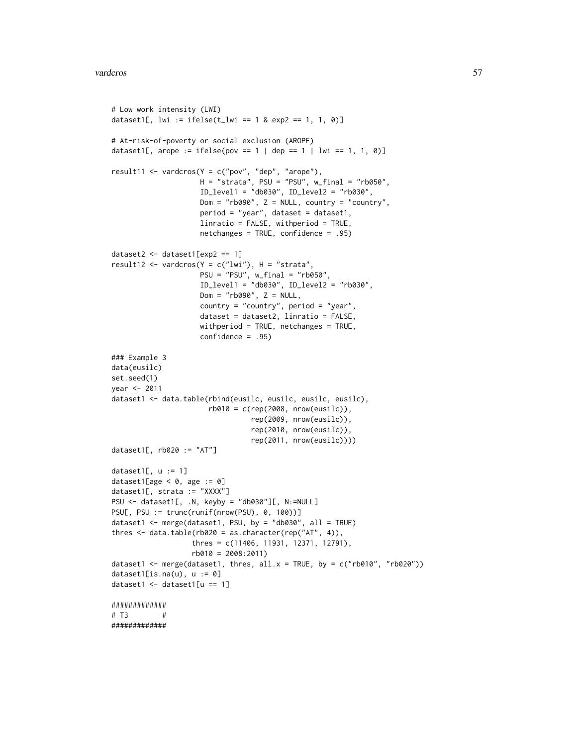```
# Low work intensity (LWI)
dataset1[, lwi := ifelse(t_lwi == 1 & exp2 == 1, 1, 0)]

# At-risk-of-poverty or social exclusion (AROPE)
dataset1[, arope := ifelse(pov == 1 | dep == 1 | lwi == 1, 1, 0)]

result11 <- vardcros(Y = c("pov", "dep", "arope"),
                     H = "strata", PSU = "PSU", w_final = "rb050",
                     ID_level1 = "db030", ID_level2 = "rb030",
                     Dom = "rb090", Z = NULL, country = "country",
                     period = "year", dataset = dataset1,
                     linratio = FALSE, withperiod = TRUE,
                     netchanges = TRUE, confidence = .95)

dataset2 <- dataset1[exp2 == 1]
result12 <- vardcros(Y = c("lwi"), H = "strata",
                     PSU = "PSU", w_final = "rb050",
                     ID_level1 = "db030", ID_level2 = "rb030",
                     Dom = "rb090", Z = NULL,
                     country = "country", period = "year",
                     dataset = dataset2, linratio = FALSE,
                     withperiod = TRUE, netchanges = TRUE,
                     confidence = .95)

### Example 3
data(eusilc)
set.seed(1)
year <- 2011
dataset1 <- data.table(rbind(eusilc, eusilc, eusilc, eusilc),
                       rb010 = c(rep(2008, nrow(eusilc)),
                                 rep(2009, nrow(eusilc)),
                                 rep(2010, nrow(eusilc)),
                                 rep(2011, nrow(eusilc))))
dataset1[, rb020 := "AT"]

dataset1[, u := 1]
dataset1[age < 0, age := 0]
dataset1[, strata := "XXXX"]
PSU <- dataset1[, .N, keyby = "db030"][, N:=NULL]
PSU[, PSU := trunc(runif(nrow(PSU), 0, 100))]
dataset1 <- merge(dataset1, PSU, by = "db030", all = TRUE)
thres <- data.table(rb020 = as.character(rep("AT", 4)),
                    thres = c(11406, 11931, 12371, 12791),
                    rb010 = 2008:2011)
dataset1 <- merge(dataset1, thres, all.x = TRUE, by = c("rb010", "rb020"))
dataset1[is.na(u), u := 0]
dataset1 <- dataset1[u == 1]

#############
# T3        #
#############
```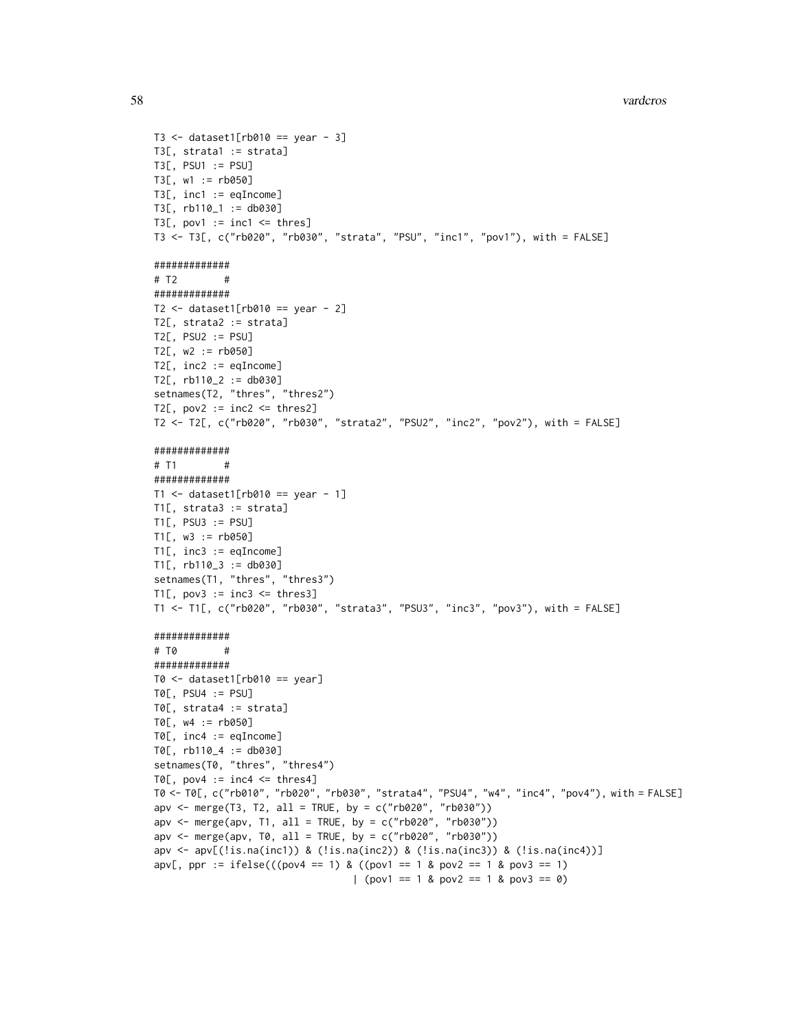```
T3 <- dataset1[rb010 == year - 3]
T3[, strata1 := strata]
T3[, PSU1 := PSU]
T3[, w1 := rb050]
T3[, inc1 := eqIncome]
T3[, rb110_1 := db030]
T3[, pov1 := inc1 <= thres]
T3 <- T3[, c("rb020", "rb030", "strata", "PSU", "inc1", "pov1"), with = FALSE]

#############
# T2        #
#############
T2 <- dataset1[rb010 == year - 2]
T2[, strata2 := strata]
T2[, PSU2 := PSU]
T2[, w2 := rb050]
T2[, inc2 := eqIncome]
T2[, rb110_2 := db030]
setnames(T2, "thres", "thres2")
T2[, pov2 := inc2 <= thres2]
T2 <- T2[, c("rb020", "rb030", "strata2", "PSU2", "inc2", "pov2"), with = FALSE]

#############
# T1        #
#############
T1 <- dataset1[rb010 == year - 1]
T1[, strata3 := strata]
T1[, PSU3 := PSU]
T1[, w3 := rb050]
T1[, inc3 := eqIncome]
T1[, rb110_3 := db030]
setnames(T1, "thres", "thres3")
T1[, pov3 := inc3 <= thres3]
T1 <- T1[, c("rb020", "rb030", "strata3", "PSU3", "inc3", "pov3"), with = FALSE]

#############
# T0        #
#############
T0 <- dataset1[rb010 == year]
T0[, PSU4 := PSU]
T0[, strata4 := strata]
T0[, w4 := rb050]
T0[, inc4 := eqIncome]
T0[, rb110_4 := db030]
setnames(T0, "thres", "thres4")
T0[, pov4 := inc4 <= thres4]
T0 <- T0[, c("rb010", "rb020", "rb030", "strata4", "PSU4", "w4", "inc4", "pov4"), with = FALSE]
apv <- merge(T3, T2, all = TRUE, by = c("rb020", "rb030"))
apv <- merge(apv, T1, all = TRUE, by = c("rb020", "rb030"))
apv <- merge(apv, T0, all = TRUE, by = c("rb020", "rb030"))
apv <- apv[(!is.na(inc1)) & (!is.na(inc2)) & (!is.na(inc3)) & (!is.na(inc4))]
apv[, ppr := ifelse(((pov4 == 1) & ((pov1 == 1 & pov2 == 1 & pov3 == 1)
                                 | (pov1 == 1 & pov2 == 1 & pov3 == 0)
```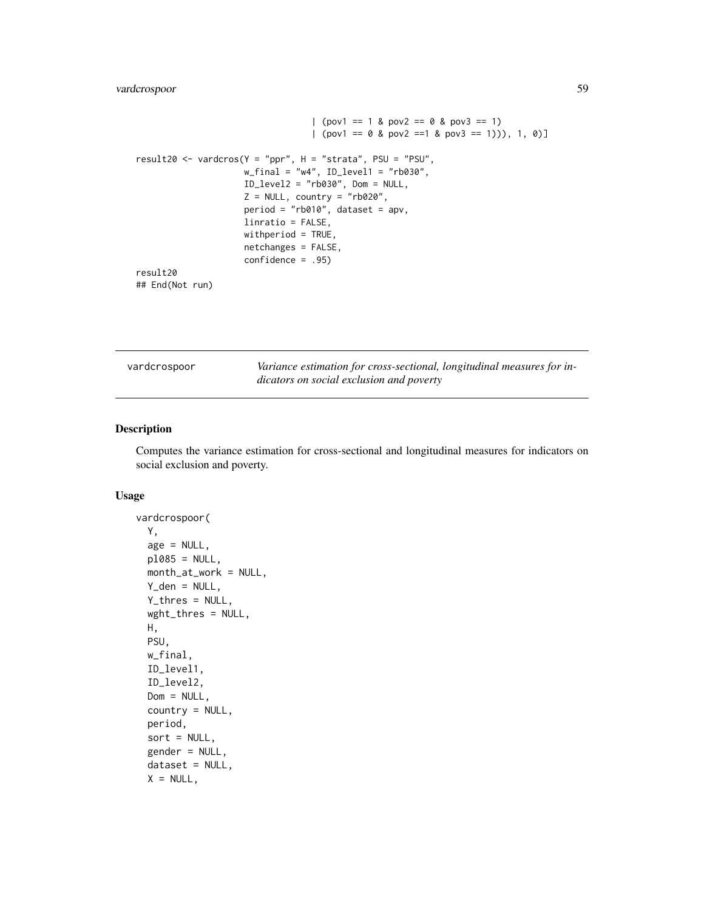```
                              | (pov1 == 1 & pov2 == 0 & pov3 == 1)
                              | (pov1 == 0 & pov2 ==1 & pov3 == 1))), 1, 0)]

result20 <- vardcros(Y = "ppr", H = "strata", PSU = "PSU",
                     w_final = "w4", ID_level1 = "rb030",
                     ID_level2 = "rb030", Dom = NULL,
                     Z = NULL, country = "rb020",
                     period = "rb010", dataset = apv,
                     linratio = FALSE,
                     withperiod = TRUE,
                     netchanges = FALSE,
                     confidence = .95)
result20
## End(Not run)
```

---

vardcrospoor — *Variance estimation for cross-sectional, longitudinal measures for indicators on social exclusion and poverty*

---

## Description

Computes the variance estimation for cross-sectional and longitudinal measures for indicators on social exclusion and poverty.

## Usage

```
vardcrospoor(
  Y,
  age = NULL,
  pl085 = NULL,
  month_at_work = NULL,
  Y_den = NULL,
  Y_thres = NULL,
  wght_thres = NULL,
  H,
  PSU,
  w_final,
  ID_level1,
  ID_level2,
  Dom = NULL,
  country = NULL,
  period,
  sort = NULL,
  gender = NULL,
  dataset = NULL,
  X = NULL,
```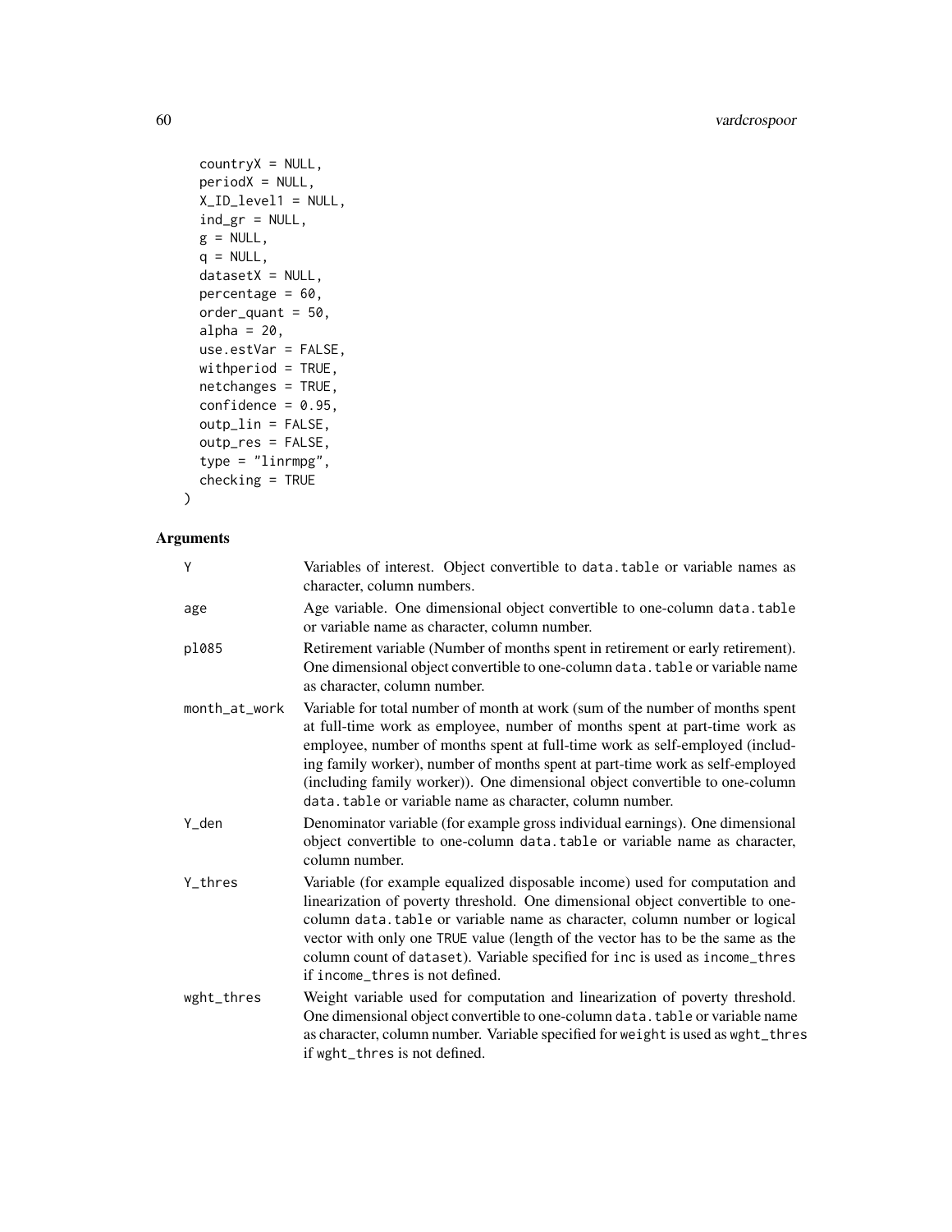```
  countryX = NULL,
  periodX = NULL,
  X_ID_level1 = NULL,
  ind_gr = NULL,
  g = NULL,
  q = NULL,
  datasetX = NULL,
  percentage = 60,
  order_quant = 50,
  alpha = 20,
  use.estVar = FALSE,
  withperiod = TRUE,
  netchanges = TRUE,
  confidence = 0.95,
  outp_lin = FALSE,
  outp_res = FALSE,
  type = "linrmpg",
  checking = TRUE
)
```

## Arguments

| | |
|---|---|
| Y | Variables of interest. Object convertible to data.table or variable names as character, column numbers. |
| age | Age variable. One dimensional object convertible to one-column data.table or variable name as character, column number. |
| pl085 | Retirement variable (Number of months spent in retirement or early retirement). One dimensional object convertible to one-column data.table or variable name as character, column number. |
| month_at_work | Variable for total number of month at work (sum of the number of months spent at full-time work as employee, number of months spent at part-time work as employee, number of months spent at full-time work as self-employed (including family worker), number of months spent at part-time work as self-employed (including family worker)). One dimensional object convertible to one-column data.table or variable name as character, column number. |
| Y_den | Denominator variable (for example gross individual earnings). One dimensional object convertible to one-column data.table or variable name as character, column number. |
| Y_thres | Variable (for example equalized disposable income) used for computation and linearization of poverty threshold. One dimensional object convertible to one-column data.table or variable name as character, column number or logical vector with only one TRUE value (length of the vector has to be the same as the column count of dataset). Variable specified for inc is used as income_thres if income_thres is not defined. |
| wght_thres | Weight variable used for computation and linearization of poverty threshold. One dimensional object convertible to one-column data.table or variable name as character, column number. Variable specified for weight is used as wght_thres if wght_thres is not defined. |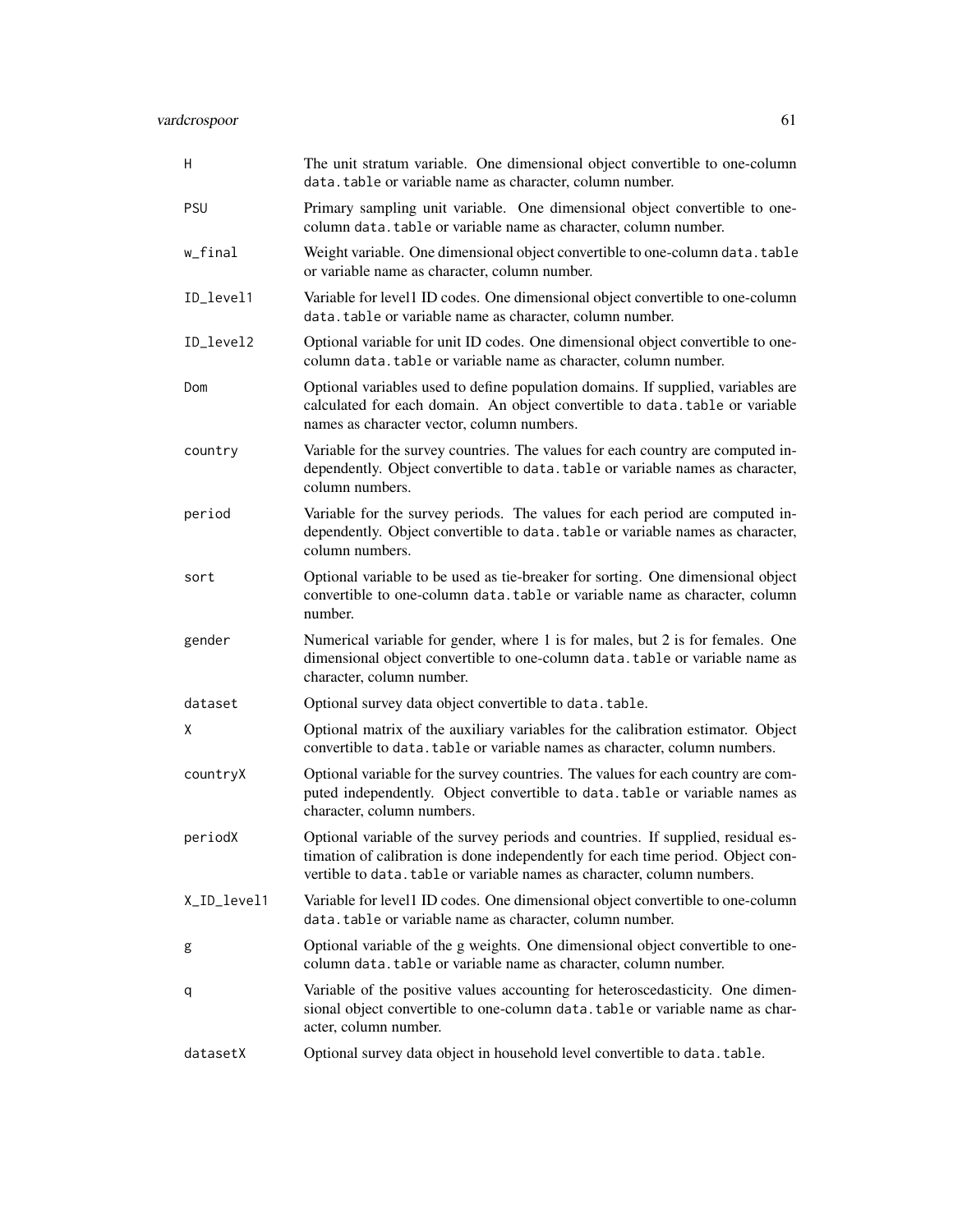| | |
|---|---|
| `H` | The unit stratum variable. One dimensional object convertible to one-column `data.table` or variable name as character, column number. |
| `PSU` | Primary sampling unit variable. One dimensional object convertible to one-column `data.table` or variable name as character, column number. |
| `w_final` | Weight variable. One dimensional object convertible to one-column `data.table` or variable name as character, column number. |
| `ID_level1` | Variable for level1 ID codes. One dimensional object convertible to one-column `data.table` or variable name as character, column number. |
| `ID_level2` | Optional variable for unit ID codes. One dimensional object convertible to one-column `data.table` or variable name as character, column number. |
| `Dom` | Optional variables used to define population domains. If supplied, variables are calculated for each domain. An object convertible to `data.table` or variable names as character vector, column numbers. |
| `country` | Variable for the survey countries. The values for each country are computed independently. Object convertible to `data.table` or variable names as character, column numbers. |
| `period` | Variable for the survey periods. The values for each period are computed independently. Object convertible to `data.table` or variable names as character, column numbers. |
| `sort` | Optional variable to be used as tie-breaker for sorting. One dimensional object convertible to one-column `data.table` or variable name as character, column number. |
| `gender` | Numerical variable for gender, where 1 is for males, but 2 is for females. One dimensional object convertible to one-column `data.table` or variable name as character, column number. |
| `dataset` | Optional survey data object convertible to `data.table`. |
| `X` | Optional matrix of the auxiliary variables for the calibration estimator. Object convertible to `data.table` or variable names as character, column numbers. |
| `countryX` | Optional variable for the survey countries. The values for each country are computed independently. Object convertible to `data.table` or variable names as character, column numbers. |
| `periodX` | Optional variable of the survey periods and countries. If supplied, residual estimation of calibration is done independently for each time period. Object convertible to `data.table` or variable names as character, column numbers. |
| `X_ID_level1` | Variable for level1 ID codes. One dimensional object convertible to one-column `data.table` or variable name as character, column number. |
| `g` | Optional variable of the g weights. One dimensional object convertible to one-column `data.table` or variable name as character, column number. |
| `q` | Variable of the positive values accounting for heteroscedasticity. One dimensional object convertible to one-column `data.table` or variable name as character, column number. |
| `datasetX` | Optional survey data object in household level convertible to `data.table`. |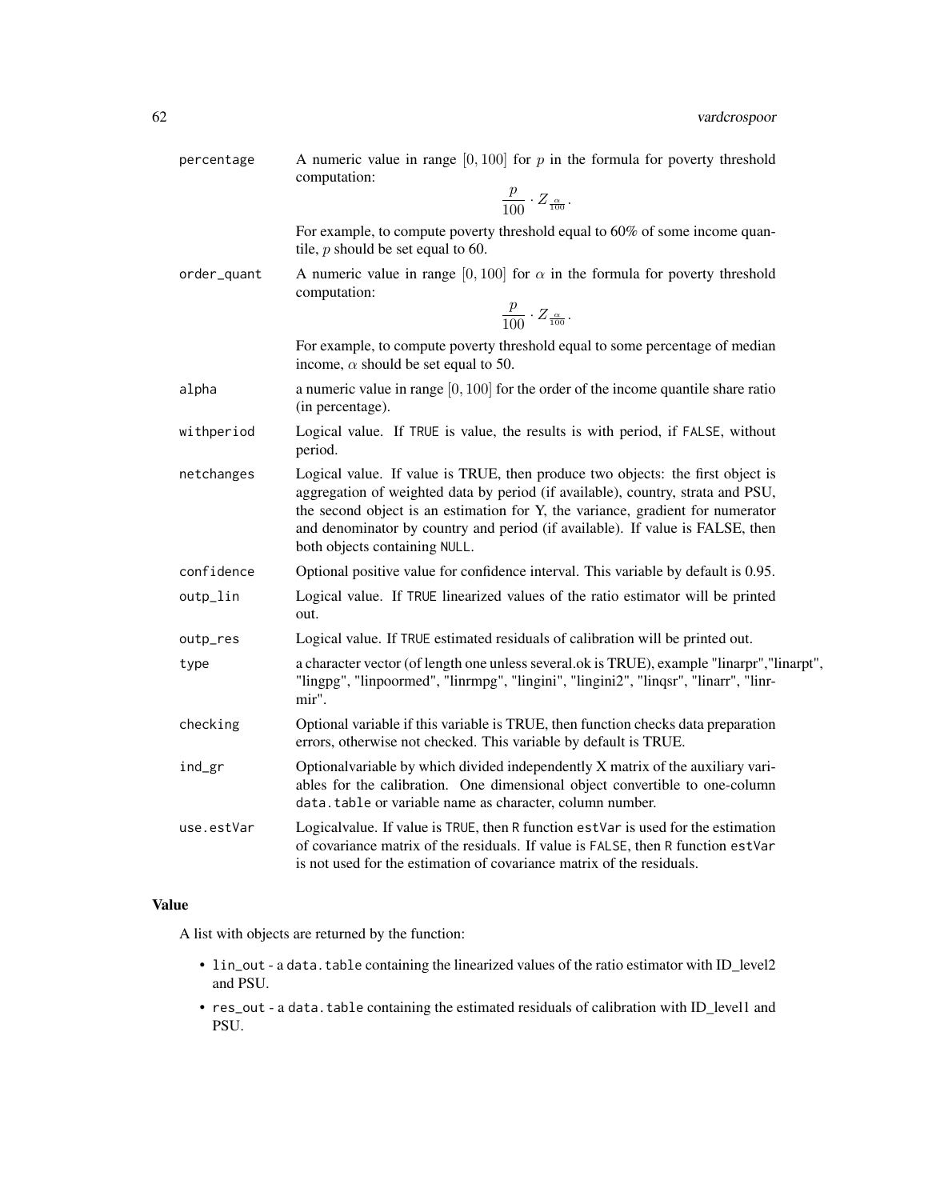percentage
: A numeric value in range $[0, 100]$ for $p$ in the formula for poverty threshold computation:

$$\frac{p}{100} \cdot Z_{\frac{\alpha}{100}}.$$

For example, to compute poverty threshold equal to 60% of some income quantile, $p$ should be set equal to 60.

order_quant
: A numeric value in range $[0, 100]$ for $\alpha$ in the formula for poverty threshold computation:

$$\frac{p}{100} \cdot Z_{\frac{\alpha}{100}}.$$

For example, to compute poverty threshold equal to some percentage of median income, $\alpha$ should be set equal to 50.

alpha
: a numeric value in range $[0, 100]$ for the order of the income quantile share ratio (in percentage).

withperiod
: Logical value. If `TRUE` is value, the results is with period, if `FALSE`, without period.

netchanges
: Logical value. If value is TRUE, then produce two objects: the first object is aggregation of weighted data by period (if available), country, strata and PSU, the second object is an estimation for Y, the variance, gradient for numerator and denominator by country and period (if available). If value is FALSE, then both objects containing `NULL`.

confidence
: Optional positive value for confidence interval. This variable by default is 0.95.

outp_lin
: Logical value. If `TRUE` linearized values of the ratio estimator will be printed out.

outp_res
: Logical value. If `TRUE` estimated residuals of calibration will be printed out.

type
: a character vector (of length one unless several.ok is TRUE), example "linarpr","linarpt", "lingpg", "linpoormed", "linrmpg", "lingini", "lingini2", "linqsr", "linarr", "linrmir".

checking
: Optional variable if this variable is TRUE, then function checks data preparation errors, otherwise not checked. This variable by default is TRUE.

ind_gr
: Optionalvariable by which divided independently X matrix of the auxiliary variables for the calibration. One dimensional object convertible to one-column `data.table` or variable name as character, column number.

use.estVar
: Logicalvalue. If value is `TRUE`, then `R` function `estVar` is used for the estimation of covariance matrix of the residuals. If value is `FALSE`, then `R` function `estVar` is not used for the estimation of covariance matrix of the residuals.

## Value

A list with objects are returned by the function:

- `lin_out` - a `data.table` containing the linearized values of the ratio estimator with ID_level2 and PSU.
- `res_out` - a `data.table` containing the estimated residuals of calibration with ID_level1 and PSU.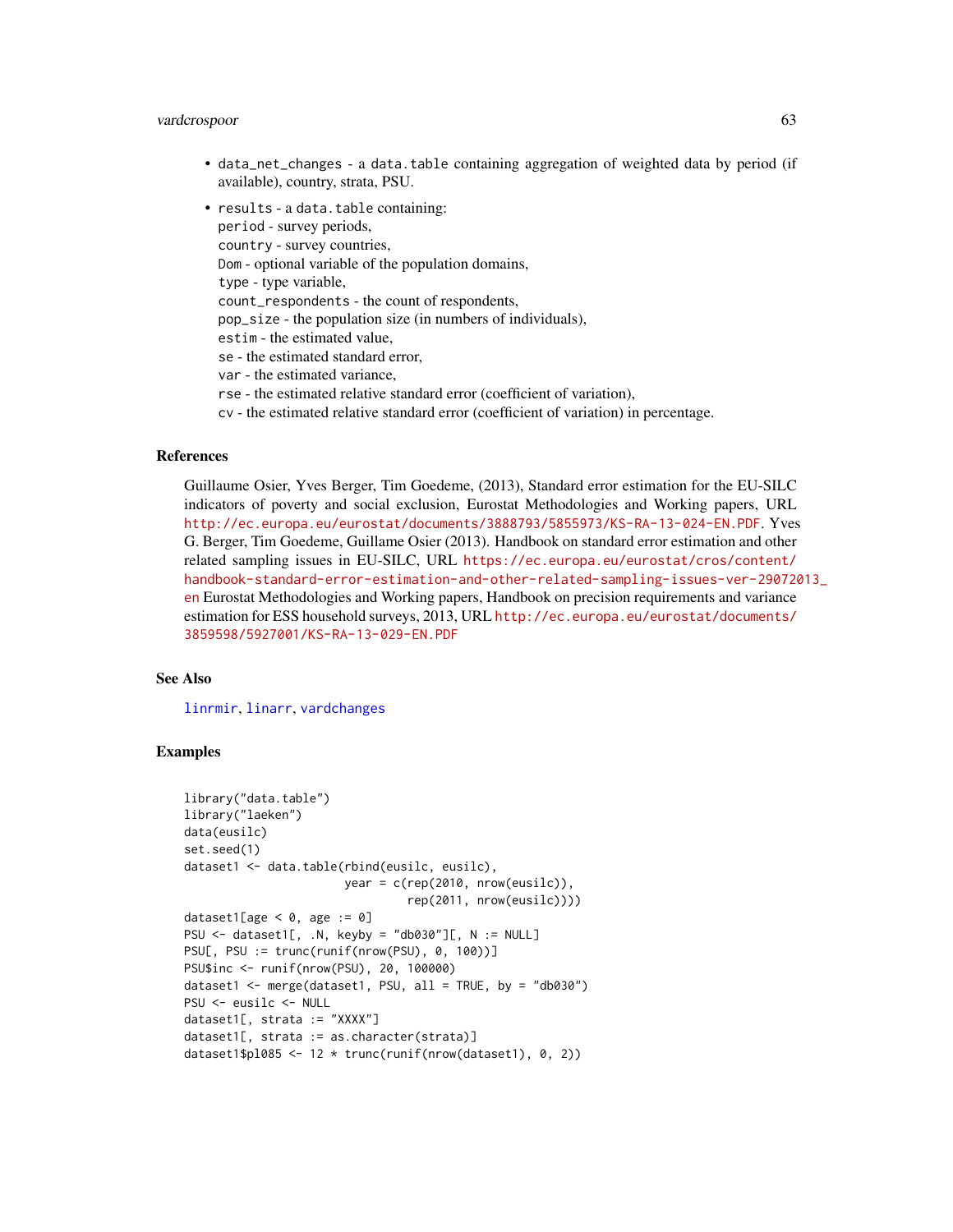- `data_net_changes` - a `data.table` containing aggregation of weighted data by period (if available), country, strata, PSU.
- `results` - a `data.table` containing:
  `period` - survey periods,
  `country` - survey countries,
  `Dom` - optional variable of the population domains,
  `type` - type variable,
  `count_respondents` - the count of respondents,
  `pop_size` - the population size (in numbers of individuals),
  `estim` - the estimated value,
  `se` - the estimated standard error,
  `var` - the estimated variance,
  `rse` - the estimated relative standard error (coefficient of variation),
  `cv` - the estimated relative standard error (coefficient of variation) in percentage.

### References

Guillaume Osier, Yves Berger, Tim Goedeme, (2013), Standard error estimation for the EU-SILC indicators of poverty and social exclusion, Eurostat Methodologies and Working papers, URL http://ec.europa.eu/eurostat/documents/3888793/5855973/KS-RA-13-024-EN.PDF. Yves G. Berger, Tim Goedeme, Guillame Osier (2013). Handbook on standard error estimation and other related sampling issues in EU-SILC, URL https://ec.europa.eu/eurostat/cros/content/handbook-standard-error-estimation-and-other-related-sampling-issues-ver-29072013_en Eurostat Methodologies and Working papers, Handbook on precision requirements and variance estimation for ESS household surveys, 2013, URL http://ec.europa.eu/eurostat/documents/3859598/5927001/KS-RA-13-029-EN.PDF

### See Also

`linrmir`, `linarr`, `vardchanges`

### Examples

```
library("data.table")
library("laeken")
data(eusilc)
set.seed(1)
dataset1 <- data.table(rbind(eusilc, eusilc),
                       year = c(rep(2010, nrow(eusilc)),
                                rep(2011, nrow(eusilc))))
dataset1[age < 0, age := 0]
PSU <- dataset1[, .N, keyby = "db030"][, N := NULL]
PSU[, PSU := trunc(runif(nrow(PSU), 0, 100))]
PSU$inc <- runif(nrow(PSU), 20, 100000)
dataset1 <- merge(dataset1, PSU, all = TRUE, by = "db030")
PSU <- eusilc <- NULL
dataset1[, strata := "XXXX"]
dataset1[, strata := as.character(strata)]
dataset1$pl085 <- 12 * trunc(runif(nrow(dataset1), 0, 2))
```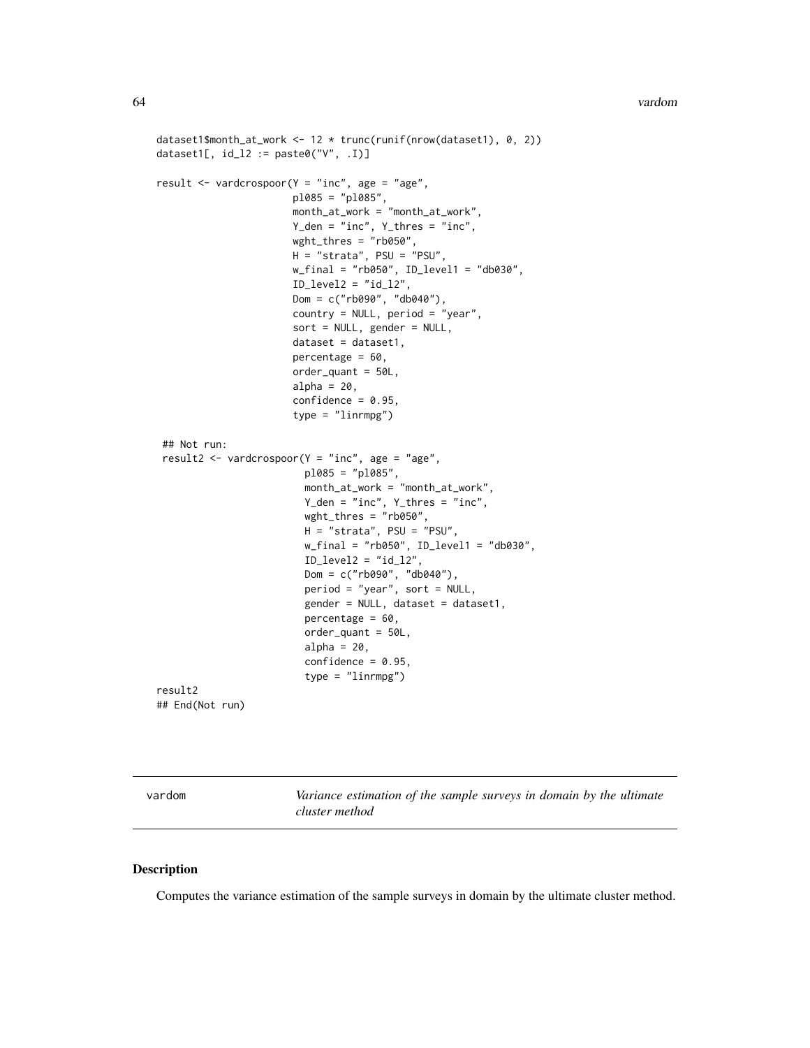```
dataset1$month_at_work <- 12 * trunc(runif(nrow(dataset1), 0, 2))
dataset1[, id_l2 := paste0("V", .I)]

result <- vardcrospoor(Y = "inc", age = "age",
                       pl085 = "pl085",
                       month_at_work = "month_at_work",
                       Y_den = "inc", Y_thres = "inc",
                       wght_thres = "rb050",
                       H = "strata", PSU = "PSU",
                       w_final = "rb050", ID_level1 = "db030",
                       ID_level2 = "id_l2",
                       Dom = c("rb090", "db040"),
                       country = NULL, period = "year",
                       sort = NULL, gender = NULL,
                       dataset = dataset1,
                       percentage = 60,
                       order_quant = 50L,
                       alpha = 20,
                       confidence = 0.95,
                       type = "linrmpg")

 ## Not run:
 result2 <- vardcrospoor(Y = "inc", age = "age",
                         pl085 = "pl085",
                         month_at_work = "month_at_work",
                         Y_den = "inc", Y_thres = "inc",
                         wght_thres = "rb050",
                         H = "strata", PSU = "PSU",
                         w_final = "rb050", ID_level1 = "db030",
                         ID_level2 = "id_l2",
                         Dom = c("rb090", "db040"),
                         period = "year", sort = NULL,
                         gender = NULL, dataset = dataset1,
                         percentage = 60,
                         order_quant = 50L,
                         alpha = 20,
                         confidence = 0.95,
                         type = "linrmpg")
result2
## End(Not run)
```

## vardom — *Variance estimation of the sample surveys in domain by the ultimate cluster method*

### Description

Computes the variance estimation of the sample surveys in domain by the ultimate cluster method.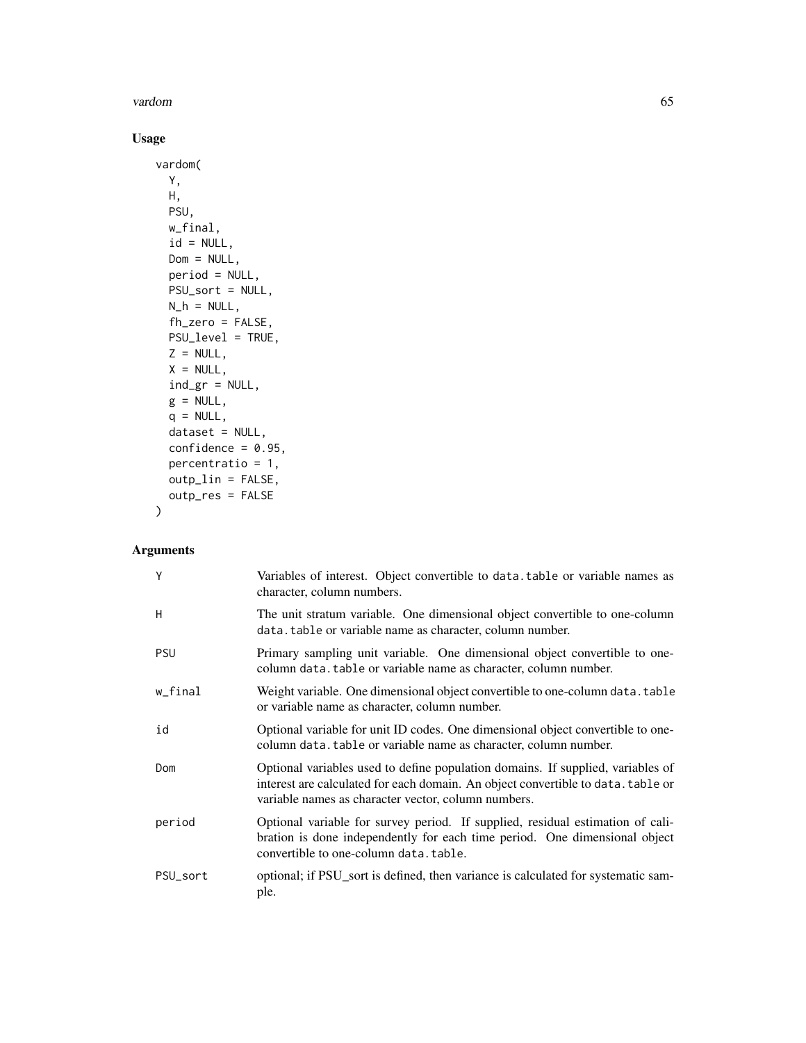## Usage

```
vardom(
  Y,
  H,
  PSU,
  w_final,
  id = NULL,
  Dom = NULL,
  period = NULL,
  PSU_sort = NULL,
  N_h = NULL,
  fh_zero = FALSE,
  PSU_level = TRUE,
  Z = NULL,
  X = NULL,
  ind_gr = NULL,
  g = NULL,
  q = NULL,
  dataset = NULL,
  confidence = 0.95,
  percentratio = 1,
  outp_lin = FALSE,
  outp_res = FALSE
)
```

## Arguments

| | |
|---|---|
| Y | Variables of interest. Object convertible to `data.table` or variable names as character, column numbers. |
| H | The unit stratum variable. One dimensional object convertible to one-column `data.table` or variable name as character, column number. |
| PSU | Primary sampling unit variable. One dimensional object convertible to one-column `data.table` or variable name as character, column number. |
| w_final | Weight variable. One dimensional object convertible to one-column `data.table` or variable name as character, column number. |
| id | Optional variable for unit ID codes. One dimensional object convertible to one-column `data.table` or variable name as character, column number. |
| Dom | Optional variables used to define population domains. If supplied, variables of interest are calculated for each domain. An object convertible to `data.table` or variable names as character vector, column numbers. |
| period | Optional variable for survey period. If supplied, residual estimation of calibration is done independently for each time period. One dimensional object convertible to one-column `data.table`. |
| PSU_sort | optional; if PSU_sort is defined, then variance is calculated for systematic sample. |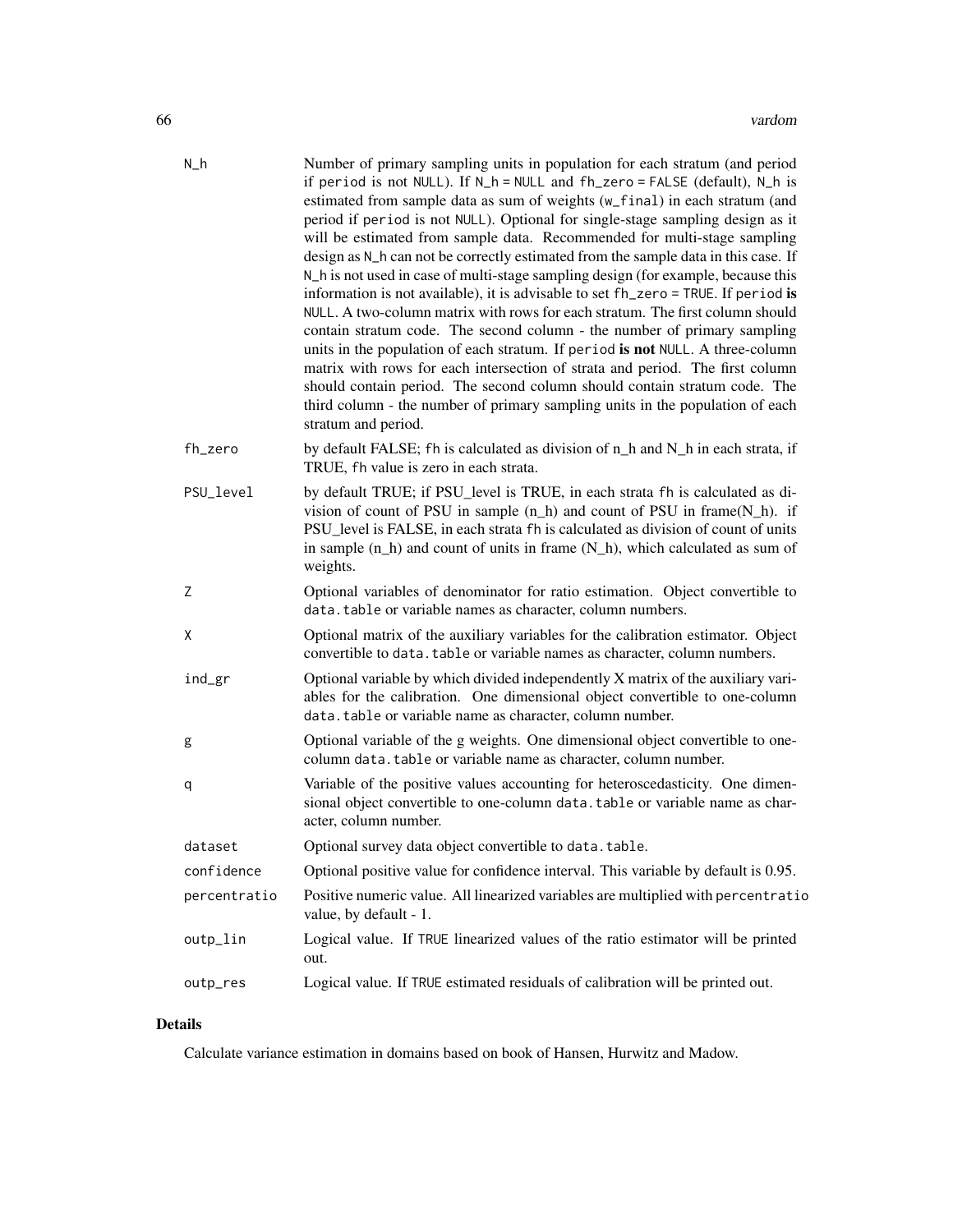| | |
|---|---|
| `N_h` | Number of primary sampling units in population for each stratum (and period if `period` is not `NULL`). If `N_h = NULL` and `fh_zero = FALSE` (default), `N_h` is estimated from sample data as sum of weights (`w_final`) in each stratum (and period if `period` is not `NULL`). Optional for single-stage sampling design as it will be estimated from sample data. Recommended for multi-stage sampling design as `N_h` can not be correctly estimated from the sample data in this case. If `N_h` is not used in case of multi-stage sampling design (for example, because this information is not available), it is advisable to set `fh_zero = TRUE`. If `period` **is** `NULL`. A two-column matrix with rows for each stratum. The first column should contain stratum code. The second column - the number of primary sampling units in the population of each stratum. If `period` **is not** `NULL`. A three-column matrix with rows for each intersection of strata and period. The first column should contain period. The second column should contain stratum code. The third column - the number of primary sampling units in the population of each stratum and period. |
| `fh_zero` | by default FALSE; `fh` is calculated as division of n_h and N_h in each strata, if TRUE, `fh` value is zero in each strata. |
| `PSU_level` | by default TRUE; if PSU_level is TRUE, in each strata `fh` is calculated as division of count of PSU in sample (n_h) and count of PSU in frame(N_h). if PSU_level is FALSE, in each strata `fh` is calculated as division of count of units in sample (n_h) and count of units in frame (N_h), which calculated as sum of weights. |
| `Z` | Optional variables of denominator for ratio estimation. Object convertible to `data.table` or variable names as character, column numbers. |
| `X` | Optional matrix of the auxiliary variables for the calibration estimator. Object convertible to `data.table` or variable names as character, column numbers. |
| `ind_gr` | Optional variable by which divided independently X matrix of the auxiliary variables for the calibration. One dimensional object convertible to one-column `data.table` or variable name as character, column number. |
| `g` | Optional variable of the g weights. One dimensional object convertible to one-column `data.table` or variable name as character, column number. |
| `q` | Variable of the positive values accounting for heteroscedasticity. One dimensional object convertible to one-column `data.table` or variable name as character, column number. |
| `dataset` | Optional survey data object convertible to `data.table`. |
| `confidence` | Optional positive value for confidence interval. This variable by default is 0.95. |
| `percentratio` | Positive numeric value. All linearized variables are multiplied with `percentratio` value, by default - 1. |
| `outp_lin` | Logical value. If `TRUE` linearized values of the ratio estimator will be printed out. |
| `outp_res` | Logical value. If `TRUE` estimated residuals of calibration will be printed out. |

## Details

Calculate variance estimation in domains based on book of Hansen, Hurwitz and Madow.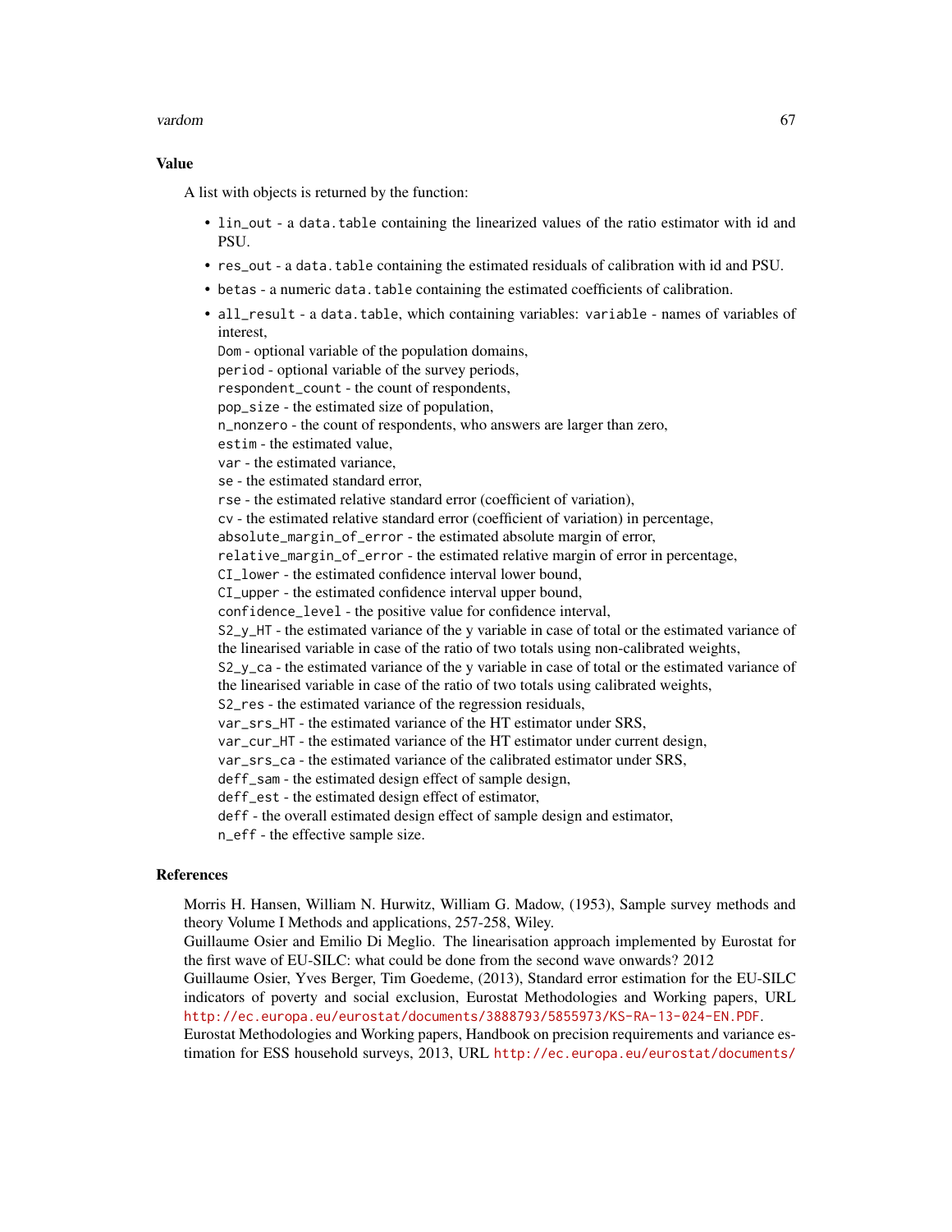## Value

A list with objects is returned by the function:

- `lin_out` - a `data.table` containing the linearized values of the ratio estimator with id and PSU.
- `res_out` - a `data.table` containing the estimated residuals of calibration with id and PSU.
- `betas` - a numeric `data.table` containing the estimated coefficients of calibration.
- `all_result` - a `data.table`, which containing variables: `variable` - names of variables of interest,
  `Dom` - optional variable of the population domains,
  `period` - optional variable of the survey periods,
  `respondent_count` - the count of respondents,
  `pop_size` - the estimated size of population,
  `n_nonzero` - the count of respondents, who answers are larger than zero,
  `estim` - the estimated value,
  `var` - the estimated variance,
  `se` - the estimated standard error,
  `rse` - the estimated relative standard error (coefficient of variation),
  `cv` - the estimated relative standard error (coefficient of variation) in percentage,
  `absolute_margin_of_error` - the estimated absolute margin of error,
  `relative_margin_of_error` - the estimated relative margin of error in percentage,
  `CI_lower` - the estimated confidence interval lower bound,
  `CI_upper` - the estimated confidence interval upper bound,
  `confidence_level` - the positive value for confidence interval,
  `S2_y_HT` - the estimated variance of the y variable in case of total or the estimated variance of the linearised variable in case of the ratio of two totals using non-calibrated weights,
  `S2_y_ca` - the estimated variance of the y variable in case of total or the estimated variance of the linearised variable in case of the ratio of two totals using calibrated weights,
  `S2_res` - the estimated variance of the regression residuals,
  `var_srs_HT` - the estimated variance of the HT estimator under SRS,
  `var_cur_HT` - the estimated variance of the HT estimator under current design,
  `var_srs_ca` - the estimated variance of the calibrated estimator under SRS,
  `deff_sam` - the estimated design effect of sample design,
  `deff_est` - the estimated design effect of estimator,
  `deff` - the overall estimated design effect of sample design and estimator,
  `n_eff` - the effective sample size.

## References

Morris H. Hansen, William N. Hurwitz, William G. Madow, (1953), Sample survey methods and theory Volume I Methods and applications, 257-258, Wiley.
Guillaume Osier and Emilio Di Meglio. The linearisation approach implemented by Eurostat for the first wave of EU-SILC: what could be done from the second wave onwards? 2012
Guillaume Osier, Yves Berger, Tim Goedeme, (2013), Standard error estimation for the EU-SILC indicators of poverty and social exclusion, Eurostat Methodologies and Working papers, URL http://ec.europa.eu/eurostat/documents/3888793/5855973/KS-RA-13-024-EN.PDF.
Eurostat Methodologies and Working papers, Handbook on precision requirements and variance estimation for ESS household surveys, 2013, URL http://ec.europa.eu/eurostat/documents/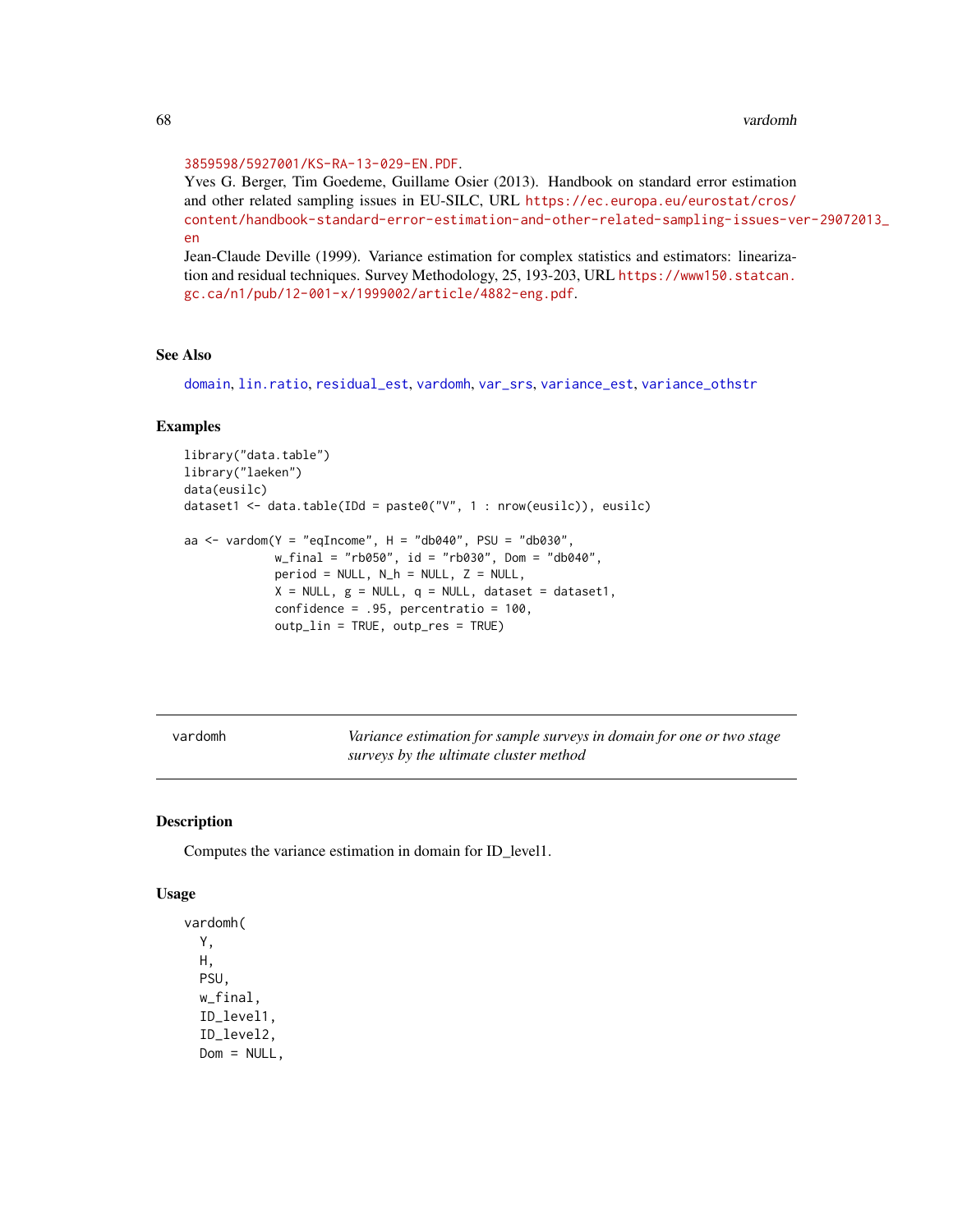3859598/5927001/KS-RA-13-029-EN.PDF.

Yves G. Berger, Tim Goedeme, Guillame Osier (2013). Handbook on standard error estimation and other related sampling issues in EU-SILC, URL https://ec.europa.eu/eurostat/cros/content/handbook-standard-error-estimation-and-other-related-sampling-issues-ver-29072013_en

Jean-Claude Deville (1999). Variance estimation for complex statistics and estimators: linearization and residual techniques. Survey Methodology, 25, 193-203, URL https://www150.statcan.gc.ca/n1/pub/12-001-x/1999002/article/4882-eng.pdf.

### See Also

domain, lin.ratio, residual_est, vardomh, var_srs, variance_est, variance_othstr

### Examples

```
library("data.table")
library("laeken")
data(eusilc)
dataset1 <- data.table(IDd = paste0("V", 1 : nrow(eusilc)), eusilc)

aa <- vardom(Y = "eqIncome", H = "db040", PSU = "db030",
             w_final = "rb050", id = "rb030", Dom = "db040",
             period = NULL, N_h = NULL, Z = NULL,
             X = NULL, g = NULL, q = NULL, dataset = dataset1,
             confidence = .95, percentratio = 100,
             outp_lin = TRUE, outp_res = TRUE)
```

---

## vardomh

*Variance estimation for sample surveys in domain for one or two stage surveys by the ultimate cluster method*

### Description

Computes the variance estimation in domain for ID_level1.

### Usage

```
vardomh(
  Y,
  H,
  PSU,
  w_final,
  ID_level1,
  ID_level2,
  Dom = NULL,
```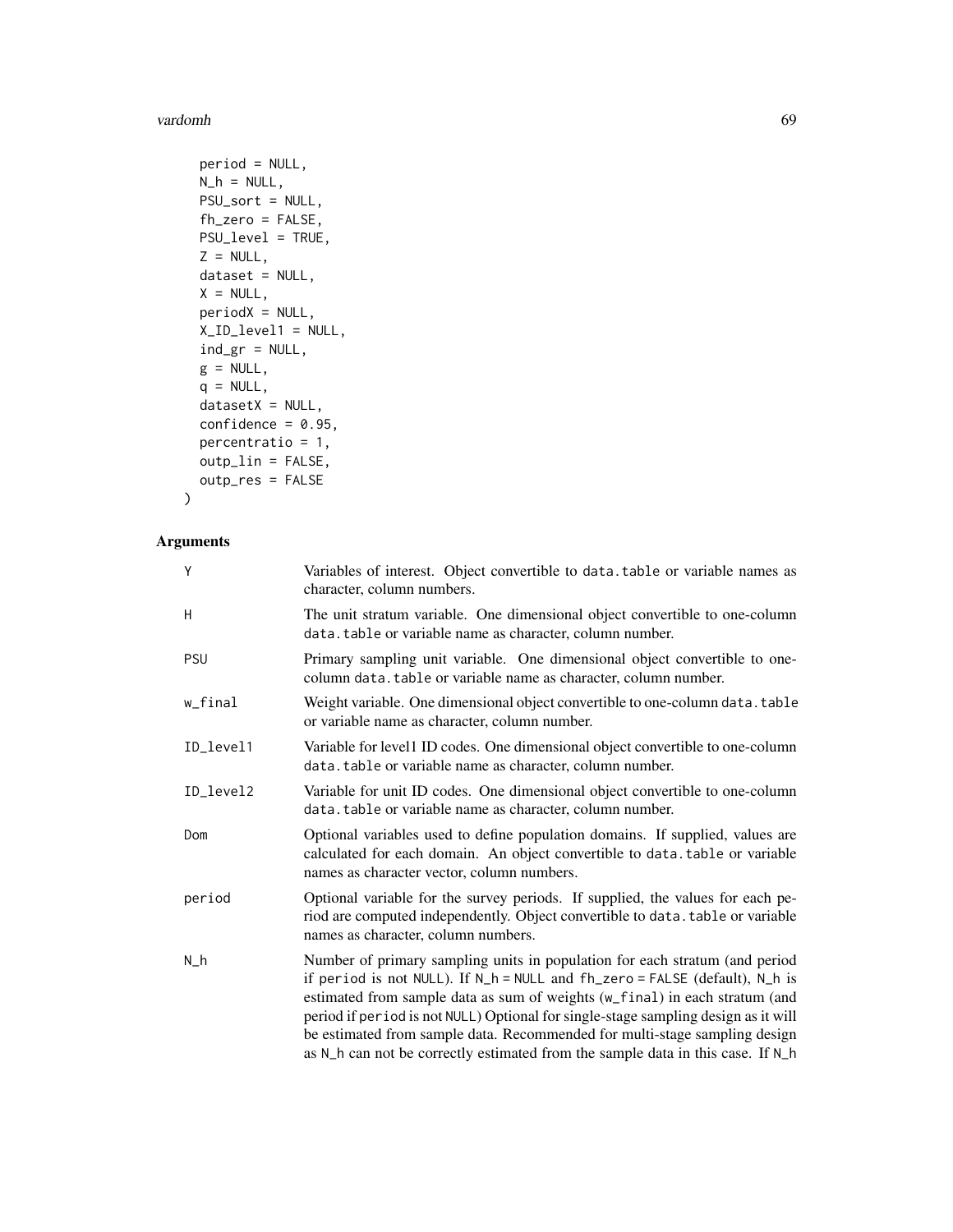```
  period = NULL,
  N_h = NULL,
  PSU_sort = NULL,
  fh_zero = FALSE,
  PSU_level = TRUE,
  Z = NULL,
  dataset = NULL,
  X = NULL,
  periodX = NULL,
  X_ID_level1 = NULL,
  ind_gr = NULL,
  g = NULL,
  q = NULL,
  datasetX = NULL,
  confidence = 0.95,
  percentratio = 1,
  outp_lin = FALSE,
  outp_res = FALSE
)
```

## Arguments

| | |
|---|---|
| Y | Variables of interest. Object convertible to data.table or variable names as character, column numbers. |
| H | The unit stratum variable. One dimensional object convertible to one-column data.table or variable name as character, column number. |
| PSU | Primary sampling unit variable. One dimensional object convertible to one-column data.table or variable name as character, column number. |
| w_final | Weight variable. One dimensional object convertible to one-column data.table or variable name as character, column number. |
| ID_level1 | Variable for level1 ID codes. One dimensional object convertible to one-column data.table or variable name as character, column number. |
| ID_level2 | Variable for unit ID codes. One dimensional object convertible to one-column data.table or variable name as character, column number. |
| Dom | Optional variables used to define population domains. If supplied, values are calculated for each domain. An object convertible to data.table or variable names as character vector, column numbers. |
| period | Optional variable for the survey periods. If supplied, the values for each period are computed independently. Object convertible to data.table or variable names as character, column numbers. |
| N_h | Number of primary sampling units in population for each stratum (and period if period is not NULL). If N_h = NULL and fh_zero = FALSE (default), N_h is estimated from sample data as sum of weights (w_final) in each stratum (and period if period is not NULL) Optional for single-stage sampling design as it will be estimated from sample data. Recommended for multi-stage sampling design as N_h can not be correctly estimated from the sample data in this case. If N_h |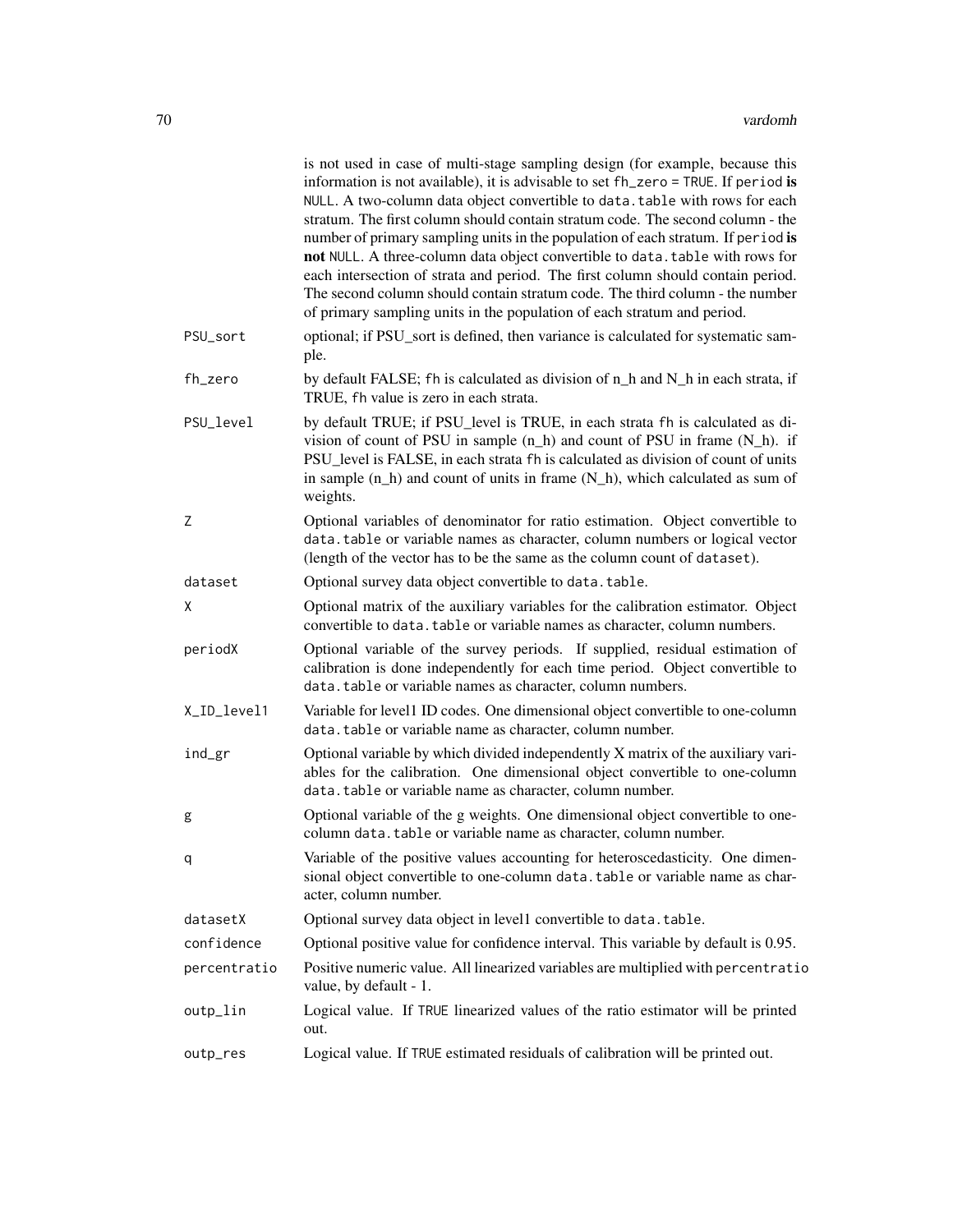is not used in case of multi-stage sampling design (for example, because this information is not available), it is advisable to set `fh_zero = TRUE`. If `period` **is** `NULL`. A two-column data object convertible to `data.table` with rows for each stratum. The first column should contain stratum code. The second column - the number of primary sampling units in the population of each stratum. If `period` **is not** `NULL`. A three-column data object convertible to `data.table` with rows for each intersection of strata and period. The first column should contain period. The second column should contain stratum code. The third column - the number of primary sampling units in the population of each stratum and period.

`PSU_sort`
: optional; if PSU_sort is defined, then variance is calculated for systematic sample.

`fh_zero`
: by default FALSE; `fh` is calculated as division of n_h and N_h in each strata, if TRUE, `fh` value is zero in each strata.

`PSU_level`
: by default TRUE; if PSU_level is TRUE, in each strata `fh` is calculated as division of count of PSU in sample (n_h) and count of PSU in frame (N_h). if PSU_level is FALSE, in each strata `fh` is calculated as division of count of units in sample (n_h) and count of units in frame (N_h), which calculated as sum of weights.

`Z`
: Optional variables of denominator for ratio estimation. Object convertible to `data.table` or variable names as character, column numbers or logical vector (length of the vector has to be the same as the column count of `dataset`).

`dataset`
: Optional survey data object convertible to `data.table`.

`X`
: Optional matrix of the auxiliary variables for the calibration estimator. Object convertible to `data.table` or variable names as character, column numbers.

`periodX`
: Optional variable of the survey periods. If supplied, residual estimation of calibration is done independently for each time period. Object convertible to `data.table` or variable names as character, column numbers.

`X_ID_level1`
: Variable for level1 ID codes. One dimensional object convertible to one-column `data.table` or variable name as character, column number.

`ind_gr`
: Optional variable by which divided independently X matrix of the auxiliary variables for the calibration. One dimensional object convertible to one-column `data.table` or variable name as character, column number.

`g`
: Optional variable of the g weights. One dimensional object convertible to one-column `data.table` or variable name as character, column number.

`q`
: Variable of the positive values accounting for heteroscedasticity. One dimensional object convertible to one-column `data.table` or variable name as character, column number.

`datasetX`
: Optional survey data object in level1 convertible to `data.table`.

`confidence`
: Optional positive value for confidence interval. This variable by default is 0.95.

`percentratio`
: Positive numeric value. All linearized variables are multiplied with `percentratio` value, by default - 1.

`outp_lin`
: Logical value. If `TRUE` linearized values of the ratio estimator will be printed out.

`outp_res`
: Logical value. If `TRUE` estimated residuals of calibration will be printed out.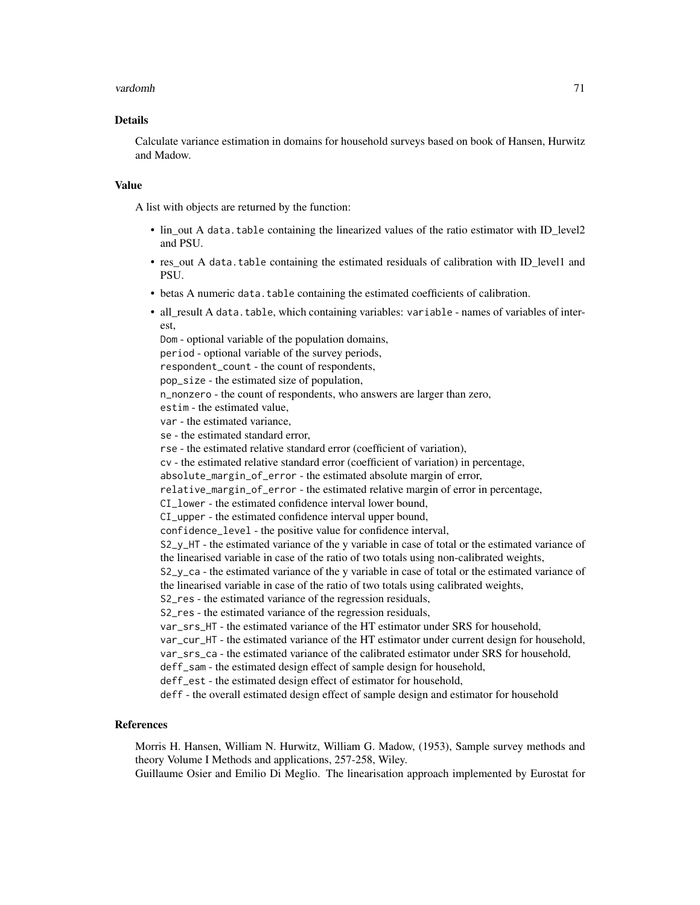## Details

Calculate variance estimation in domains for household surveys based on book of Hansen, Hurwitz and Madow.

## Value

A list with objects are returned by the function:

- lin_out A `data.table` containing the linearized values of the ratio estimator with ID_level2 and PSU.
- res_out A `data.table` containing the estimated residuals of calibration with ID_level1 and PSU.
- betas A numeric `data.table` containing the estimated coefficients of calibration.
- all_result A `data.table`, which containing variables: `variable` - names of variables of interest,
  `Dom` - optional variable of the population domains,
  `period` - optional variable of the survey periods,
  `respondent_count` - the count of respondents,
  `pop_size` - the estimated size of population,
  `n_nonzero` - the count of respondents, who answers are larger than zero,
  `estim` - the estimated value,
  `var` - the estimated variance,
  `se` - the estimated standard error,
  `rse` - the estimated relative standard error (coefficient of variation),
  `cv` - the estimated relative standard error (coefficient of variation) in percentage,
  `absolute_margin_of_error` - the estimated absolute margin of error,
  `relative_margin_of_error` - the estimated relative margin of error in percentage,
  `CI_lower` - the estimated confidence interval lower bound,
  `CI_upper` - the estimated confidence interval upper bound,
  `confidence_level` - the positive value for confidence interval,
  `S2_y_HT` - the estimated variance of the y variable in case of total or the estimated variance of the linearised variable in case of the ratio of two totals using non-calibrated weights,
  `S2_y_ca` - the estimated variance of the y variable in case of total or the estimated variance of the linearised variable in case of the ratio of two totals using calibrated weights,
  `S2_res` - the estimated variance of the regression residuals,
  `S2_res` - the estimated variance of the regression residuals,
  `var_srs_HT` - the estimated variance of the HT estimator under SRS for household,
  `var_cur_HT` - the estimated variance of the HT estimator under current design for household,
  `var_srs_ca` - the estimated variance of the calibrated estimator under SRS for household,
  `deff_sam` - the estimated design effect of sample design for household,
  `deff_est` - the estimated design effect of estimator for household,
  `deff` - the overall estimated design effect of sample design and estimator for household

## References

Morris H. Hansen, William N. Hurwitz, William G. Madow, (1953), Sample survey methods and theory Volume I Methods and applications, 257-258, Wiley.
Guillaume Osier and Emilio Di Meglio. The linearisation approach implemented by Eurostat for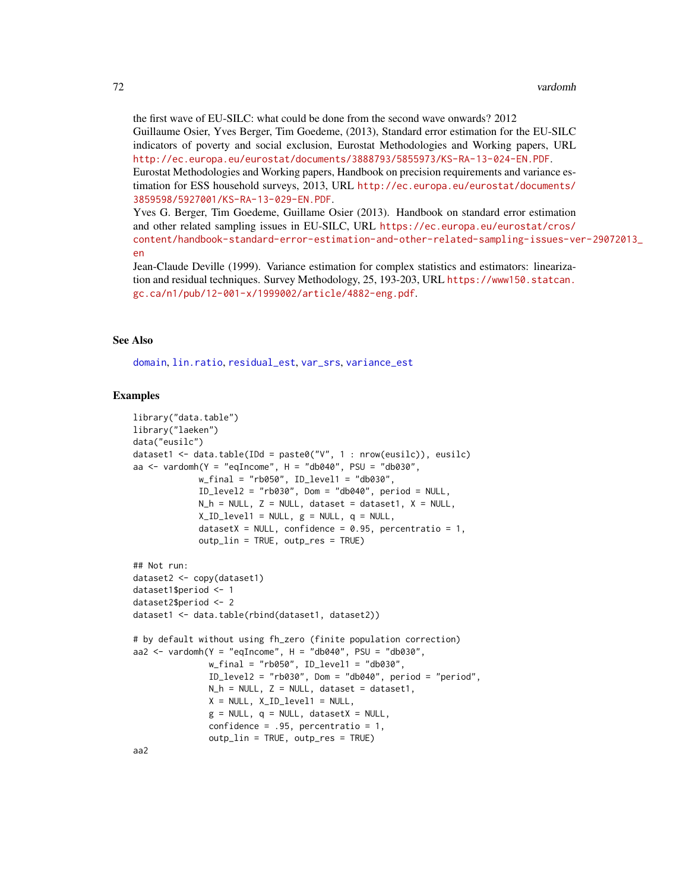the first wave of EU-SILC: what could be done from the second wave onwards? 2012
Guillaume Osier, Yves Berger, Tim Goedeme, (2013), Standard error estimation for the EU-SILC indicators of poverty and social exclusion, Eurostat Methodologies and Working papers, URL http://ec.europa.eu/eurostat/documents/3888793/5855973/KS-RA-13-024-EN.PDF.
Eurostat Methodologies and Working papers, Handbook on precision requirements and variance estimation for ESS household surveys, 2013, URL http://ec.europa.eu/eurostat/documents/3859598/5927001/KS-RA-13-029-EN.PDF.
Yves G. Berger, Tim Goedeme, Guillame Osier (2013). Handbook on standard error estimation and other related sampling issues in EU-SILC, URL https://ec.europa.eu/eurostat/cros/content/handbook-standard-error-estimation-and-other-related-sampling-issues-ver-29072013_en
Jean-Claude Deville (1999). Variance estimation for complex statistics and estimators: linearization and residual techniques. Survey Methodology, 25, 193-203, URL https://www150.statcan.gc.ca/n1/pub/12-001-x/1999002/article/4882-eng.pdf.

## See Also

domain, lin.ratio, residual_est, var_srs, variance_est

## Examples

```
library("data.table")
library("laeken")
data("eusilc")
dataset1 <- data.table(IDd = paste0("V", 1 : nrow(eusilc)), eusilc)
aa <- vardomh(Y = "eqIncome", H = "db040", PSU = "db030",
             w_final = "rb050", ID_level1 = "db030",
             ID_level2 = "rb030", Dom = "db040", period = NULL,
             N_h = NULL, Z = NULL, dataset = dataset1, X = NULL,
             X_ID_level1 = NULL, g = NULL, q = NULL,
             datasetX = NULL, confidence = 0.95, percentratio = 1,
             outp_lin = TRUE, outp_res = TRUE)

## Not run:
dataset2 <- copy(dataset1)
dataset1$period <- 1
dataset2$period <- 2
dataset1 <- data.table(rbind(dataset1, dataset2))

# by default without using fh_zero (finite population correction)
aa2 <- vardomh(Y = "eqIncome", H = "db040", PSU = "db030",
               w_final = "rb050", ID_level1 = "db030",
               ID_level2 = "rb030", Dom = "db040", period = "period",
               N_h = NULL, Z = NULL, dataset = dataset1,
               X = NULL, X_ID_level1 = NULL,
               g = NULL, q = NULL, datasetX = NULL,
               confidence = .95, percentratio = 1,
               outp_lin = TRUE, outp_res = TRUE)
aa2
```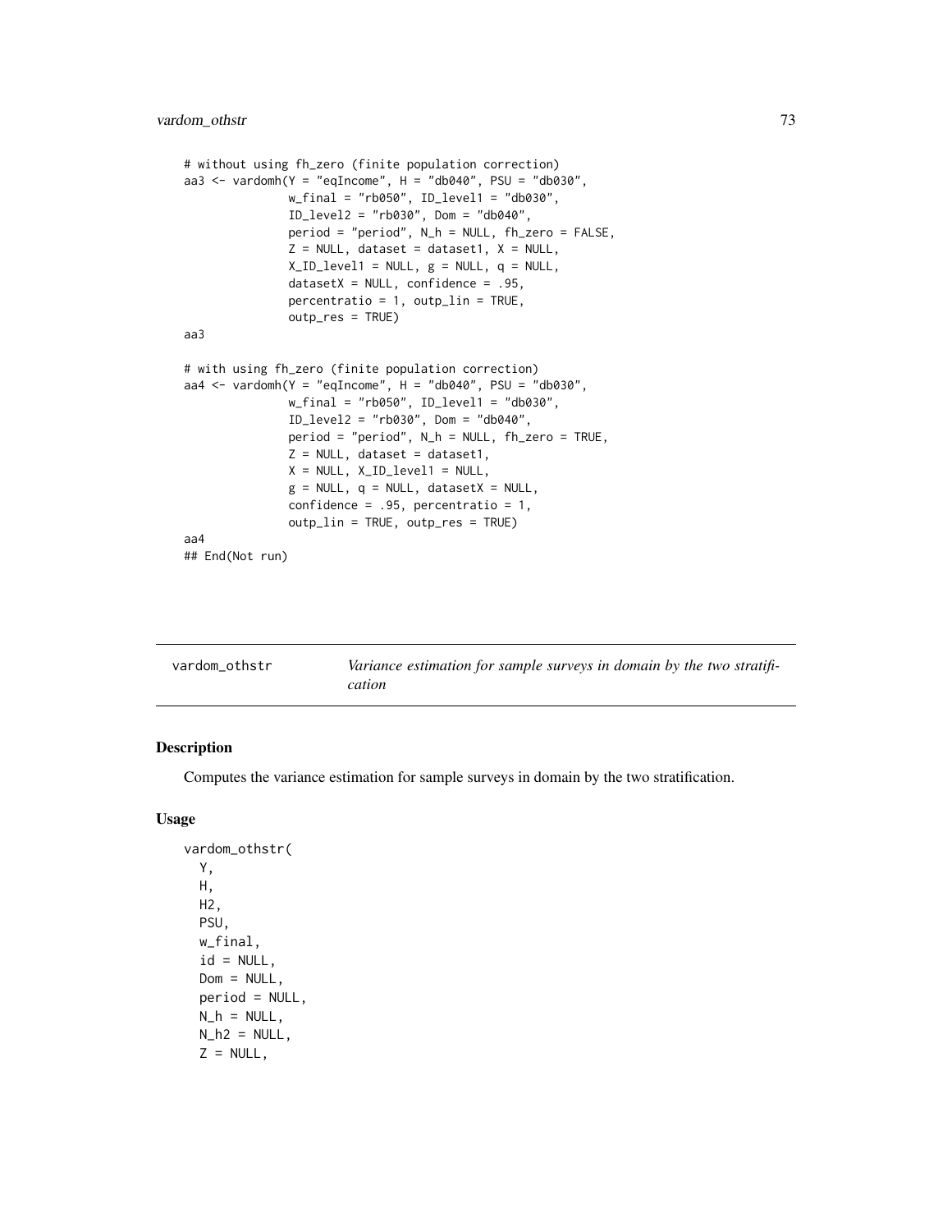```
# without using fh_zero (finite population correction)
aa3 <- vardomh(Y = "eqIncome", H = "db040", PSU = "db030",
               w_final = "rb050", ID_level1 = "db030",
               ID_level2 = "rb030", Dom = "db040",
               period = "period", N_h = NULL, fh_zero = FALSE,
               Z = NULL, dataset = dataset1, X = NULL,
               X_ID_level1 = NULL, g = NULL, q = NULL,
               datasetX = NULL, confidence = .95,
               percentratio = 1, outp_lin = TRUE,
               outp_res = TRUE)
aa3

# with using fh_zero (finite population correction)
aa4 <- vardomh(Y = "eqIncome", H = "db040", PSU = "db030",
               w_final = "rb050", ID_level1 = "db030",
               ID_level2 = "rb030", Dom = "db040",
               period = "period", N_h = NULL, fh_zero = TRUE,
               Z = NULL, dataset = dataset1,
               X = NULL, X_ID_level1 = NULL,
               g = NULL, q = NULL, datasetX = NULL,
               confidence = .95, percentratio = 1,
               outp_lin = TRUE, outp_res = TRUE)
aa4
## End(Not run)
```

---

vardom_othstr — *Variance estimation for sample surveys in domain by the two stratification*

---

## Description

Computes the variance estimation for sample surveys in domain by the two stratification.

## Usage

```
vardom_othstr(
  Y,
  H,
  H2,
  PSU,
  w_final,
  id = NULL,
  Dom = NULL,
  period = NULL,
  N_h = NULL,
  N_h2 = NULL,
  Z = NULL,
```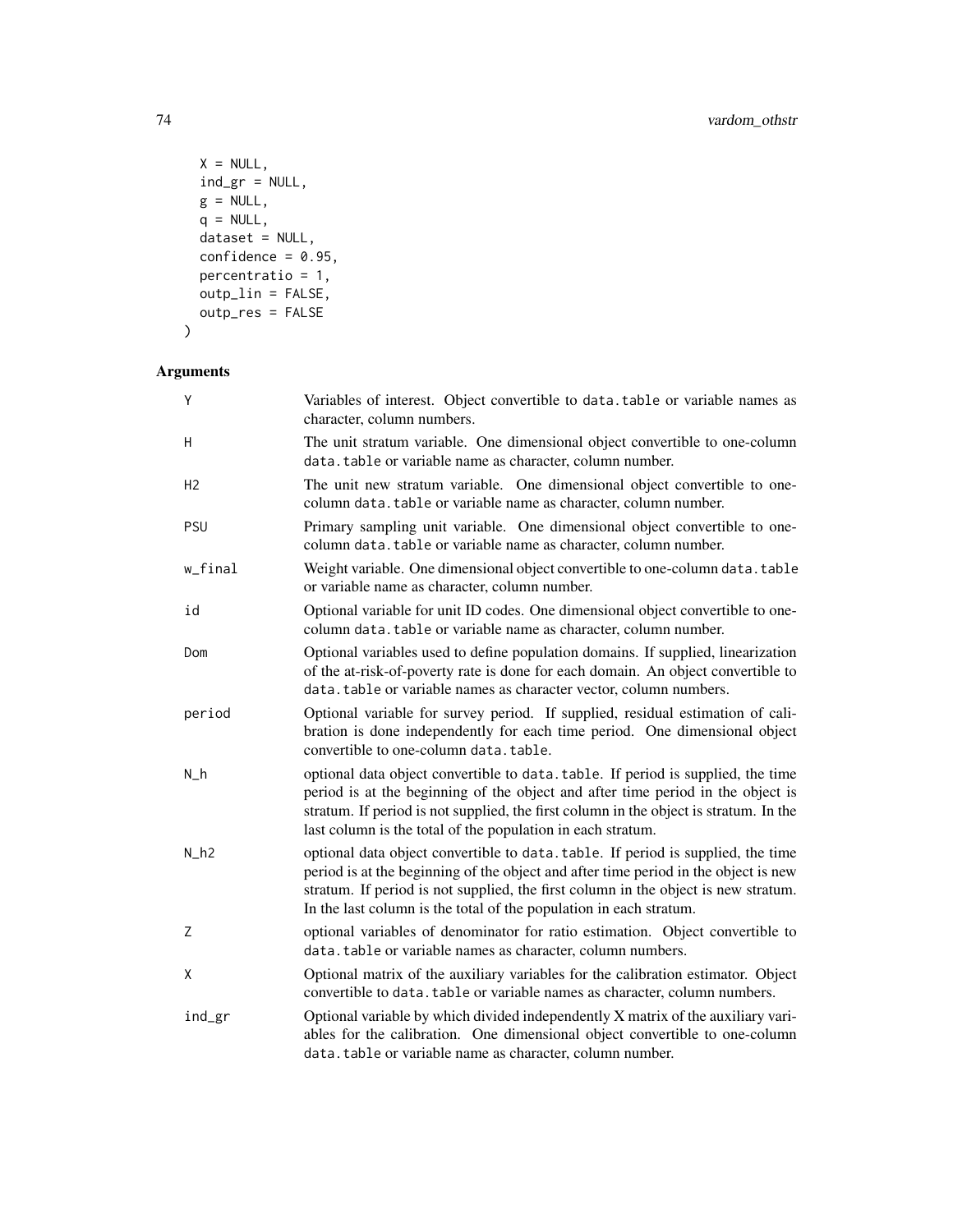```
  X = NULL,
  ind_gr = NULL,
  g = NULL,
  q = NULL,
  dataset = NULL,
  confidence = 0.95,
  percentratio = 1,
  outp_lin = FALSE,
  outp_res = FALSE
)
```

## Arguments

| | |
|---|---|
| `Y` | Variables of interest. Object convertible to `data.table` or variable names as character, column numbers. |
| `H` | The unit stratum variable. One dimensional object convertible to one-column `data.table` or variable name as character, column number. |
| `H2` | The unit new stratum variable. One dimensional object convertible to one-column `data.table` or variable name as character, column number. |
| `PSU` | Primary sampling unit variable. One dimensional object convertible to one-column `data.table` or variable name as character, column number. |
| `w_final` | Weight variable. One dimensional object convertible to one-column `data.table` or variable name as character, column number. |
| `id` | Optional variable for unit ID codes. One dimensional object convertible to one-column `data.table` or variable name as character, column number. |
| `Dom` | Optional variables used to define population domains. If supplied, linearization of the at-risk-of-poverty rate is done for each domain. An object convertible to `data.table` or variable names as character vector, column numbers. |
| `period` | Optional variable for survey period. If supplied, residual estimation of calibration is done independently for each time period. One dimensional object convertible to one-column `data.table`. |
| `N_h` | optional data object convertible to `data.table`. If period is supplied, the time period is at the beginning of the object and after time period in the object is stratum. If period is not supplied, the first column in the object is stratum. In the last column is the total of the population in each stratum. |
| `N_h2` | optional data object convertible to `data.table`. If period is supplied, the time period is at the beginning of the object and after time period in the object is new stratum. If period is not supplied, the first column in the object is new stratum. In the last column is the total of the population in each stratum. |
| `Z` | optional variables of denominator for ratio estimation. Object convertible to `data.table` or variable names as character, column numbers. |
| `X` | Optional matrix of the auxiliary variables for the calibration estimator. Object convertible to `data.table` or variable names as character, column numbers. |
| `ind_gr` | Optional variable by which divided independently X matrix of the auxiliary variables for the calibration. One dimensional object convertible to one-column `data.table` or variable name as character, column number. |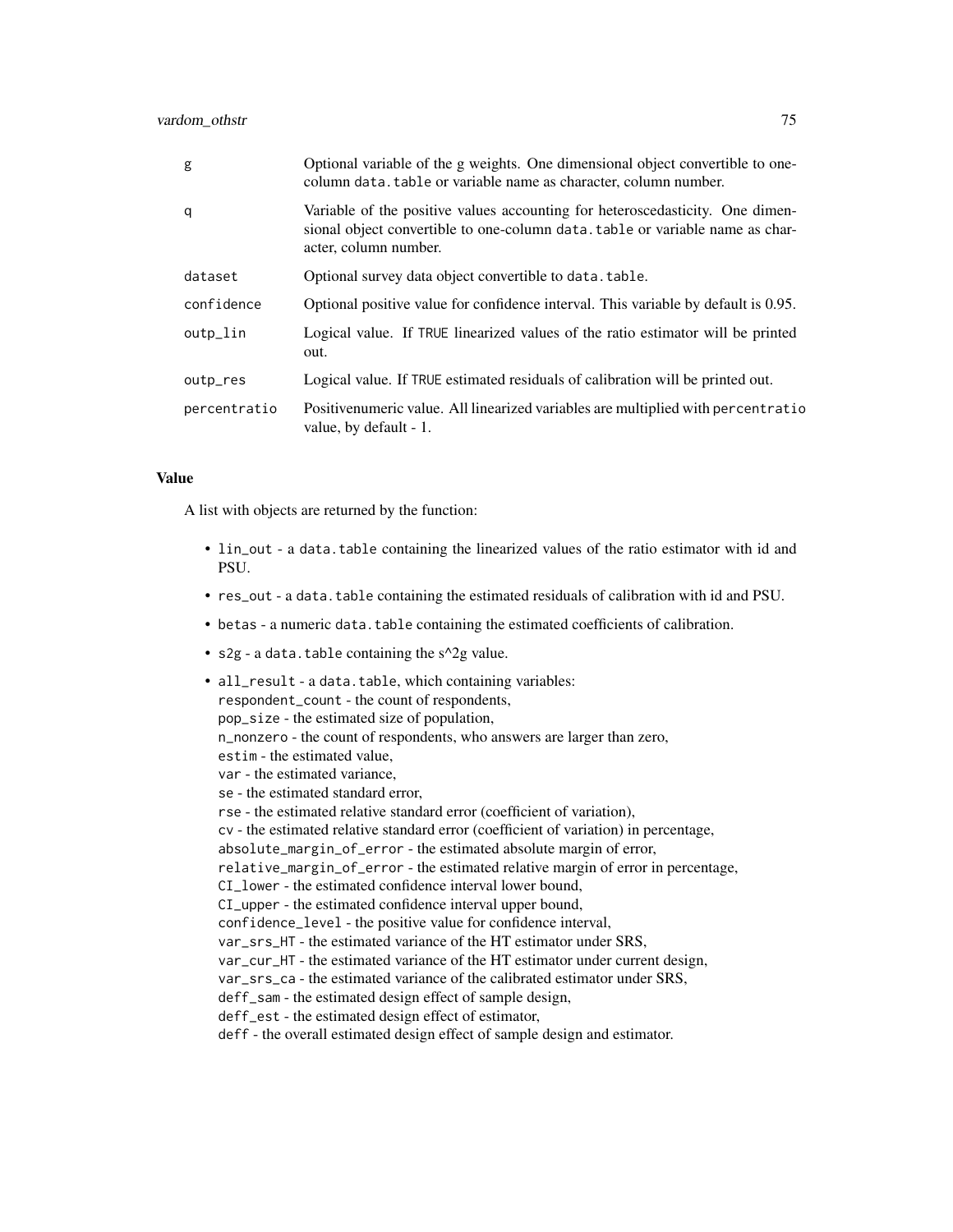| | |
|---|---|
| g | Optional variable of the g weights. One dimensional object convertible to one-column data.table or variable name as character, column number. |
| q | Variable of the positive values accounting for heteroscedasticity. One dimensional object convertible to one-column data.table or variable name as character, column number. |
| dataset | Optional survey data object convertible to data.table. |
| confidence | Optional positive value for confidence interval. This variable by default is 0.95. |
| outp_lin | Logical value. If TRUE linearized values of the ratio estimator will be printed out. |
| outp_res | Logical value. If TRUE estimated residuals of calibration will be printed out. |
| percentratio | Positivenumeric value. All linearized variables are multiplied with percentratio value, by default - 1. |

### Value

A list with objects are returned by the function:

- lin_out - a data.table containing the linearized values of the ratio estimator with id and PSU.
- res_out - a data.table containing the estimated residuals of calibration with id and PSU.
- betas - a numeric data.table containing the estimated coefficients of calibration.
- s2g - a data.table containing the s^2g value.
- all_result - a data.table, which containing variables:
  respondent_count - the count of respondents,
  pop_size - the estimated size of population,
  n_nonzero - the count of respondents, who answers are larger than zero,
  estim - the estimated value,
  var - the estimated variance,
  se - the estimated standard error,
  rse - the estimated relative standard error (coefficient of variation),
  cv - the estimated relative standard error (coefficient of variation) in percentage,
  absolute_margin_of_error - the estimated absolute margin of error,
  relative_margin_of_error - the estimated relative margin of error in percentage,
  CI_lower - the estimated confidence interval lower bound,
  CI_upper - the estimated confidence interval upper bound,
  confidence_level - the positive value for confidence interval,
  var_srs_HT - the estimated variance of the HT estimator under SRS,
  var_cur_HT - the estimated variance of the HT estimator under current design,
  var_srs_ca - the estimated variance of the calibrated estimator under SRS,
  deff_sam - the estimated design effect of sample design,
  deff_est - the estimated design effect of estimator,
  deff - the overall estimated design effect of sample design and estimator.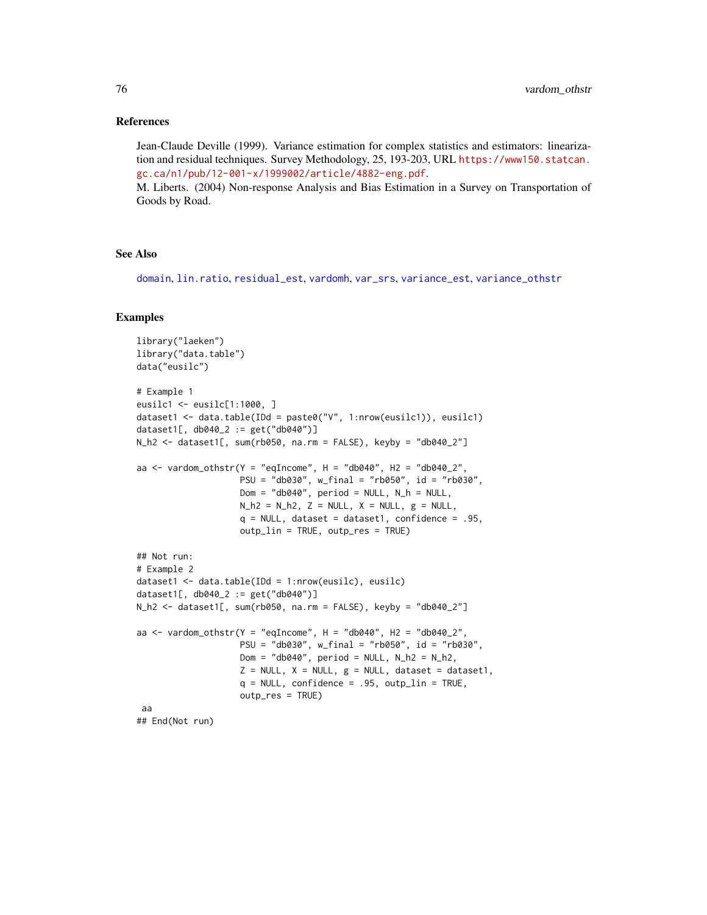## References

Jean-Claude Deville (1999). Variance estimation for complex statistics and estimators: linearization and residual techniques. Survey Methodology, 25, 193-203, URL https://www150.statcan.gc.ca/n1/pub/12-001-x/1999002/article/4882-eng.pdf.

M. Liberts. (2004) Non-response Analysis and Bias Estimation in a Survey on Transportation of Goods by Road.

## See Also

domain, lin.ratio, residual_est, vardomh, var_srs, variance_est, variance_othstr

## Examples

```
library("laeken")
library("data.table")
data("eusilc")

# Example 1
eusilc1 <- eusilc[1:1000, ]
dataset1 <- data.table(IDd = paste0("V", 1:nrow(eusilc1)), eusilc1)
dataset1[, db040_2 := get("db040")]
N_h2 <- dataset1[, sum(rb050, na.rm = FALSE), keyby = "db040_2"]

aa <- vardom_othstr(Y = "eqIncome", H = "db040", H2 = "db040_2",
                    PSU = "db030", w_final = "rb050", id = "rb030",
                    Dom = "db040", period = NULL, N_h = NULL,
                    N_h2 = N_h2, Z = NULL, X = NULL, g = NULL,
                    q = NULL, dataset = dataset1, confidence = .95,
                    outp_lin = TRUE, outp_res = TRUE)

## Not run:
# Example 2
dataset1 <- data.table(IDd = 1:nrow(eusilc), eusilc)
dataset1[, db040_2 := get("db040")]
N_h2 <- dataset1[, sum(rb050, na.rm = FALSE), keyby = "db040_2"]

aa <- vardom_othstr(Y = "eqIncome", H = "db040", H2 = "db040_2",
                    PSU = "db030", w_final = "rb050", id = "rb030",
                    Dom = "db040", period = NULL, N_h2 = N_h2,
                    Z = NULL, X = NULL, g = NULL, dataset = dataset1,
                    q = NULL, confidence = .95, outp_lin = TRUE,
                    outp_res = TRUE)
 aa
## End(Not run)
```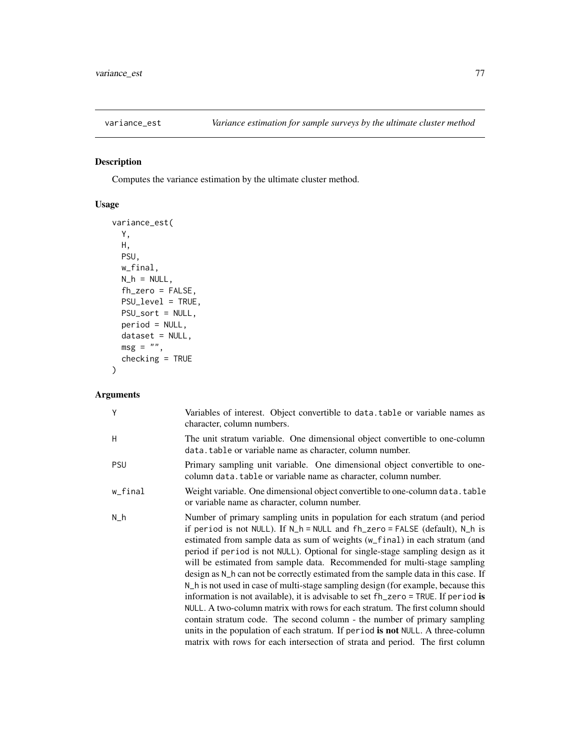`variance_est` *Variance estimation for sample surveys by the ultimate cluster method*

## Description

Computes the variance estimation by the ultimate cluster method.

## Usage

```
variance_est(
  Y,
  H,
  PSU,
  w_final,
  N_h = NULL,
  fh_zero = FALSE,
  PSU_level = TRUE,
  PSU_sort = NULL,
  period = NULL,
  dataset = NULL,
  msg = "",
  checking = TRUE
)
```

## Arguments

| | |
|---|---|
| Y | Variables of interest. Object convertible to data.table or variable names as character, column numbers. |
| H | The unit stratum variable. One dimensional object convertible to one-column data.table or variable name as character, column number. |
| PSU | Primary sampling unit variable. One dimensional object convertible to one-column data.table or variable name as character, column number. |
| w_final | Weight variable. One dimensional object convertible to one-column data.table or variable name as character, column number. |
| N_h | Number of primary sampling units in population for each stratum (and period if period is not NULL). If N_h = NULL and fh_zero = FALSE (default), N_h is estimated from sample data as sum of weights (w_final) in each stratum (and period if period is not NULL). Optional for single-stage sampling design as it will be estimated from sample data. Recommended for multi-stage sampling design as N_h can not be correctly estimated from the sample data in this case. If N_h is not used in case of multi-stage sampling design (for example, because this information is not available), it is advisable to set fh_zero = TRUE. If period **is** NULL. A two-column matrix with rows for each stratum. The first column should contain stratum code. The second column - the number of primary sampling units in the population of each stratum. If period **is not** NULL. A three-column matrix with rows for each intersection of strata and period. The first column |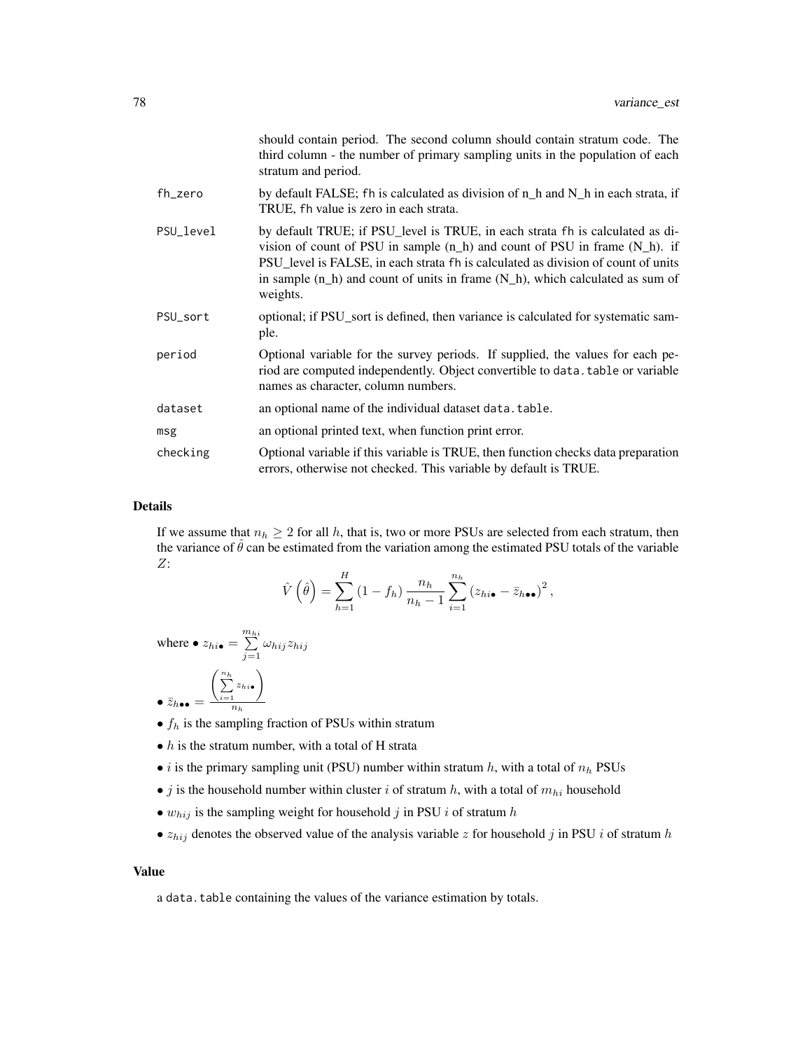should contain period. The second column should contain stratum code. The third column - the number of primary sampling units in the population of each stratum and period.

| | |
|---|---|
| fh_zero | by default FALSE; fh is calculated as division of n_h and N_h in each strata, if TRUE, fh value is zero in each strata. |
| PSU_level | by default TRUE; if PSU_level is TRUE, in each strata fh is calculated as division of count of PSU in sample (n_h) and count of PSU in frame (N_h). if PSU_level is FALSE, in each strata fh is calculated as division of count of units in sample (n_h) and count of units in frame (N_h), which calculated as sum of weights. |
| PSU_sort | optional; if PSU_sort is defined, then variance is calculated for systematic sample. |
| period | Optional variable for the survey periods. If supplied, the values for each period are computed independently. Object convertible to data.table or variable names as character, column numbers. |
| dataset | an optional name of the individual dataset data.table. |
| msg | an optional printed text, when function print error. |
| checking | Optional variable if this variable is TRUE, then function checks data preparation errors, otherwise not checked. This variable by default is TRUE. |

### Details

If we assume that $n_h \geq 2$ for all $h$, that is, two or more PSUs are selected from each stratum, then the variance of $\hat{\theta}$ can be estimated from the variation among the estimated PSU totals of the variable $Z$:

$$\hat{V}\left(\hat{\theta}\right) = \sum_{h=1}^{H} \left(1 - f_h\right) \frac{n_h}{n_h - 1} \sum_{i=1}^{n_h} \left(z_{hi\bullet} - \bar{z}_{h\bullet\bullet}\right)^2,$$

where • $z_{hi\bullet} = \sum_{j=1}^{m_{hi}} \omega_{hij} z_{hij}$

- $\bar{z}_{h\bullet\bullet} = \frac{\left(\sum_{i=1}^{n_h} z_{hi\bullet}\right)}{n_h}$
- $f_h$ is the sampling fraction of PSUs within stratum
- $h$ is the stratum number, with a total of H strata
- $i$ is the primary sampling unit (PSU) number within stratum $h$, with a total of $n_h$ PSUs
- $j$ is the household number within cluster $i$ of stratum $h$, with a total of $m_{hi}$ household
- $w_{hij}$ is the sampling weight for household $j$ in PSU $i$ of stratum $h$
- $z_{hij}$ denotes the observed value of the analysis variable $z$ for household $j$ in PSU $i$ of stratum $h$

### Value

a data.table containing the values of the variance estimation by totals.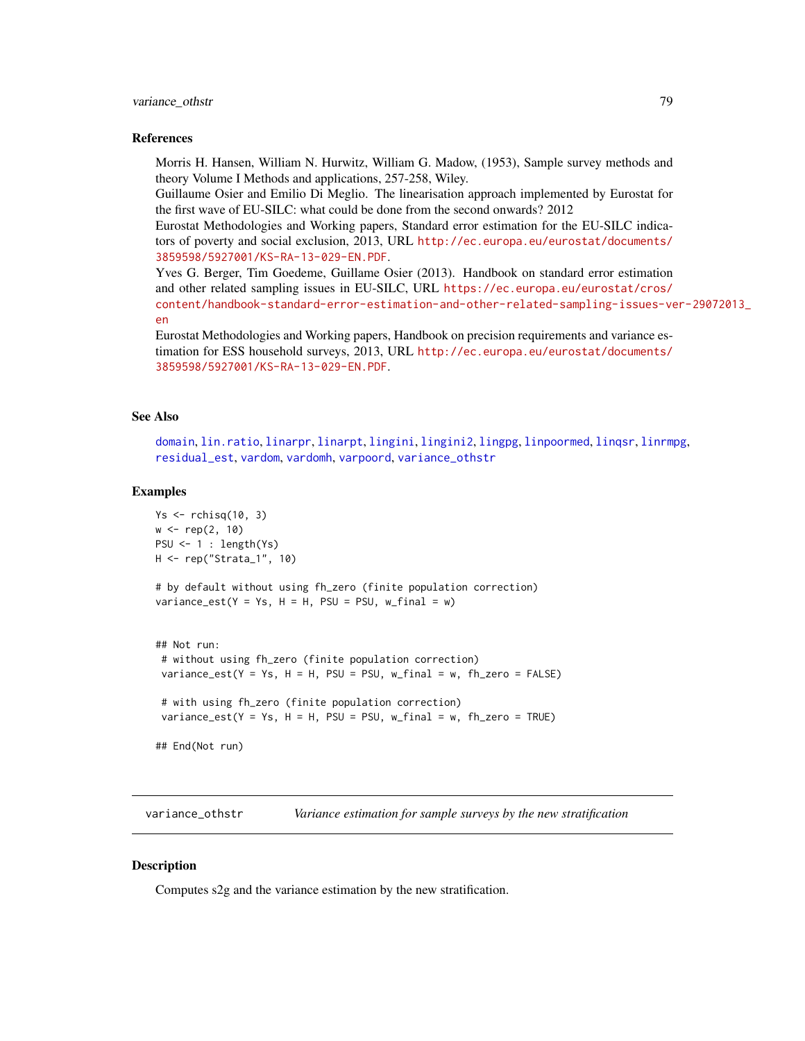### References

Morris H. Hansen, William N. Hurwitz, William G. Madow, (1953), Sample survey methods and theory Volume I Methods and applications, 257-258, Wiley.
Guillaume Osier and Emilio Di Meglio. The linearisation approach implemented by Eurostat for the first wave of EU-SILC: what could be done from the second onwards? 2012
Eurostat Methodologies and Working papers, Standard error estimation for the EU-SILC indicators of poverty and social exclusion, 2013, URL http://ec.europa.eu/eurostat/documents/3859598/5927001/KS-RA-13-029-EN.PDF.
Yves G. Berger, Tim Goedeme, Guillame Osier (2013). Handbook on standard error estimation and other related sampling issues in EU-SILC, URL https://ec.europa.eu/eurostat/cros/content/handbook-standard-error-estimation-and-other-related-sampling-issues-ver-29072013_en
Eurostat Methodologies and Working papers, Handbook on precision requirements and variance estimation for ESS household surveys, 2013, URL http://ec.europa.eu/eurostat/documents/3859598/5927001/KS-RA-13-029-EN.PDF.

### See Also

domain, lin.ratio, linarpr, linarpt, lingini, lingini2, lingpg, linpoormed, linqsr, linrmpg, residual_est, vardom, vardomh, varpoord, variance_othstr

### Examples

```
Ys <- rchisq(10, 3)
w <- rep(2, 10)
PSU <- 1 : length(Ys)
H <- rep("Strata_1", 10)

# by default without using fh_zero (finite population correction)
variance_est(Y = Ys, H = H, PSU = PSU, w_final = w)


## Not run:
 # without using fh_zero (finite population correction)
 variance_est(Y = Ys, H = H, PSU = PSU, w_final = w, fh_zero = FALSE)

 # with using fh_zero (finite population correction)
 variance_est(Y = Ys, H = H, PSU = PSU, w_final = w, fh_zero = TRUE)

## End(Not run)
```

---

## variance_othstr *Variance estimation for sample surveys by the new stratification*

### Description

Computes s2g and the variance estimation by the new stratification.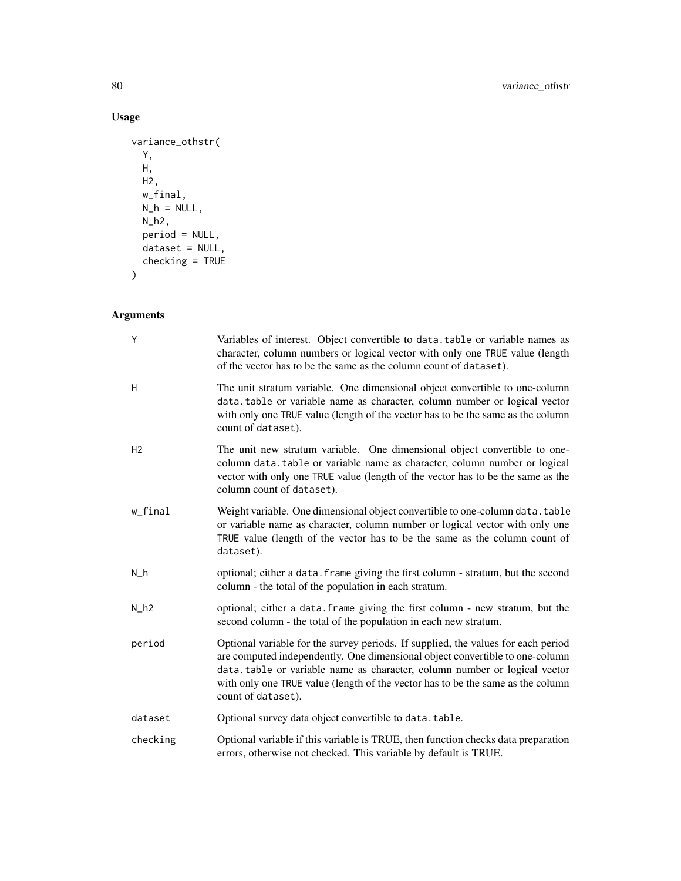## Usage

```
variance_othstr(
  Y,
  H,
  H2,
  w_final,
  N_h = NULL,
  N_h2,
  period = NULL,
  dataset = NULL,
  checking = TRUE
)
```

## Arguments

| | |
|---|---|
| Y | Variables of interest. Object convertible to `data.table` or variable names as character, column numbers or logical vector with only one `TRUE` value (length of the vector has to be the same as the column count of `dataset`). |
| H | The unit stratum variable. One dimensional object convertible to one-column `data.table` or variable name as character, column number or logical vector with only one `TRUE` value (length of the vector has to be the same as the column count of `dataset`). |
| H2 | The unit new stratum variable. One dimensional object convertible to one-column `data.table` or variable name as character, column number or logical vector with only one `TRUE` value (length of the vector has to be the same as the column count of `dataset`). |
| w_final | Weight variable. One dimensional object convertible to one-column `data.table` or variable name as character, column number or logical vector with only one `TRUE` value (length of the vector has to be the same as the column count of `dataset`). |
| N_h | optional; either a `data.frame` giving the first column - stratum, but the second column - the total of the population in each stratum. |
| N_h2 | optional; either a `data.frame` giving the first column - new stratum, but the second column - the total of the population in each new stratum. |
| period | Optional variable for the survey periods. If supplied, the values for each period are computed independently. One dimensional object convertible to one-column `data.table` or variable name as character, column number or logical vector with only one `TRUE` value (length of the vector has to be the same as the column count of `dataset`). |
| dataset | Optional survey data object convertible to `data.table`. |
| checking | Optional variable if this variable is TRUE, then function checks data preparation errors, otherwise not checked. This variable by default is TRUE. |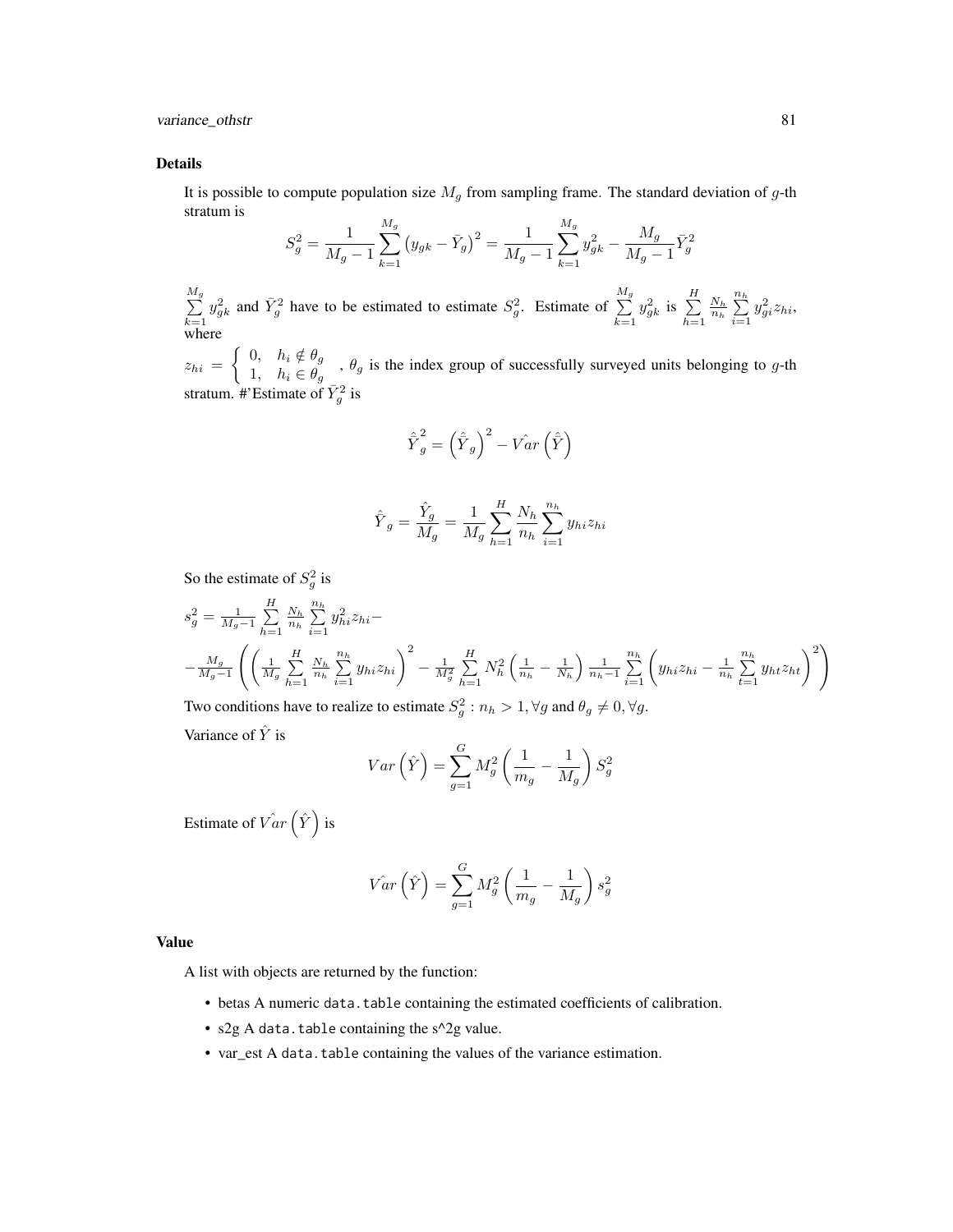### Details

It is possible to compute population size $M_g$ from sampling frame. The standard deviation of $g$-th stratum is

$$S_g^2 = \frac{1}{M_g - 1} \sum_{k=1}^{M_g} \left(y_{gk} - \bar{Y}_g\right)^2 = \frac{1}{M_g - 1} \sum_{k=1}^{M_g} y_{gk}^2 - \frac{M_g}{M_g - 1} \bar{Y}_g^2$$

$\sum_{k=1}^{M_g} y_{gk}^2$ and $\bar{Y}_g^2$ have to be estimated to estimate $S_g^2$. Estimate of $\sum_{k=1}^{M_g} y_{gk}^2$ is $\sum_{h=1}^{H} \frac{N_h}{n_h} \sum_{i=1}^{n_h} y_{gi}^2 z_{hi}$, where

$z_{hi} = \begin{cases} 0, & h_i \notin \theta_g \\ 1, & h_i \in \theta_g \end{cases}$ , $\theta_g$ is the index group of successfully surveyed units belonging to $g$-th stratum. #'Estimate of $\bar{Y}_g^2$ is

$$\hat{\bar{Y}}_g^2 = \left(\hat{\bar{Y}}_g\right)^2 - \hat{Var}\left(\hat{\bar{Y}}\right)$$

$$\hat{\bar{Y}}_g = \frac{\hat{Y}_g}{M_g} = \frac{1}{M_g} \sum_{h=1}^{H} \frac{N_h}{n_h} \sum_{i=1}^{n_h} y_{hi} z_{hi}$$

So the estimate of $S_g^2$ is

$$s_g^2 = \frac{1}{M_g - 1} \sum_{h=1}^{H} \frac{N_h}{n_h} \sum_{i=1}^{n_h} y_{hi}^2 z_{hi} -$$

$$- \frac{M_g}{M_g - 1} \left( \left( \frac{1}{M_g} \sum_{h=1}^{H} \frac{N_h}{n_h} \sum_{i=1}^{n_h} y_{hi} z_{hi} \right)^2 - \frac{1}{M_g^2} \sum_{h=1}^{H} N_h^2 \left( \frac{1}{n_h} - \frac{1}{N_h} \right) \frac{1}{n_h - 1} \sum_{i=1}^{n_h} \left( y_{hi} z_{hi} - \frac{1}{n_h} \sum_{t=1}^{n_h} y_{ht} z_{ht} \right)^2 \right)$$

Two conditions have to realize to estimate $S_g^2 : n_h > 1, \forall g$ and $\theta_g \neq 0, \forall g$.

Variance of $\hat{Y}$ is

$$Var\left(\hat{Y}\right) = \sum_{g=1}^{G} M_g^2 \left( \frac{1}{m_g} - \frac{1}{M_g} \right) S_g^2$$

Estimate of $\hat{Var}\left(\hat{Y}\right)$ is

$$\hat{Var}\left(\hat{Y}\right) = \sum_{g=1}^{G} M_g^2 \left( \frac{1}{m_g} - \frac{1}{M_g} \right) s_g^2$$

### Value

A list with objects are returned by the function:

- betas A numeric `data.table` containing the estimated coefficients of calibration.
- s2g A `data.table` containing the s^2g value.
- var_est A `data.table` containing the values of the variance estimation.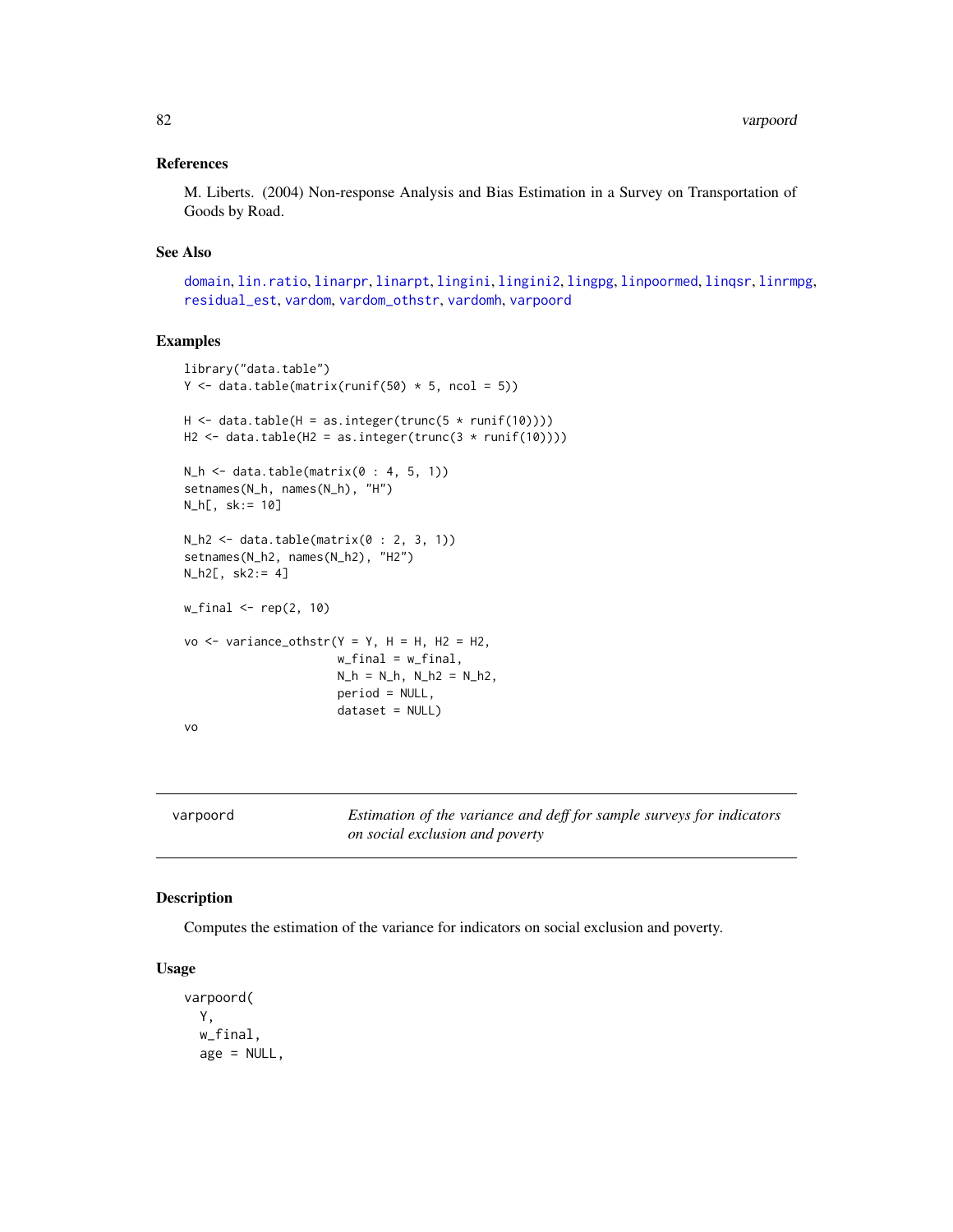### References

M. Liberts. (2004) Non-response Analysis and Bias Estimation in a Survey on Transportation of Goods by Road.

### See Also

domain, lin.ratio, linarpr, linarpt, lingini, lingini2, lingpg, linpoormed, linqsr, linrmpg, residual_est, vardom, vardom_othstr, vardomh, varpoord

### Examples

```
library("data.table")
Y <- data.table(matrix(runif(50) * 5, ncol = 5))

H <- data.table(H = as.integer(trunc(5 * runif(10))))
H2 <- data.table(H2 = as.integer(trunc(3 * runif(10))))

N_h <- data.table(matrix(0 : 4, 5, 1))
setnames(N_h, names(N_h), "H")
N_h[, sk:= 10]

N_h2 <- data.table(matrix(0 : 2, 3, 1))
setnames(N_h2, names(N_h2), "H2")
N_h2[, sk2:= 4]

w_final <- rep(2, 10)

vo <- variance_othstr(Y = Y, H = H, H2 = H2,
                      w_final = w_final,
                      N_h = N_h, N_h2 = N_h2,
                      period = NULL,
                      dataset = NULL)
vo
```

---

## varpoord — *Estimation of the variance and deff for sample surveys for indicators on social exclusion and poverty*

### Description

Computes the estimation of the variance for indicators on social exclusion and poverty.

### Usage

```
varpoord(
  Y,
  w_final,
  age = NULL,
```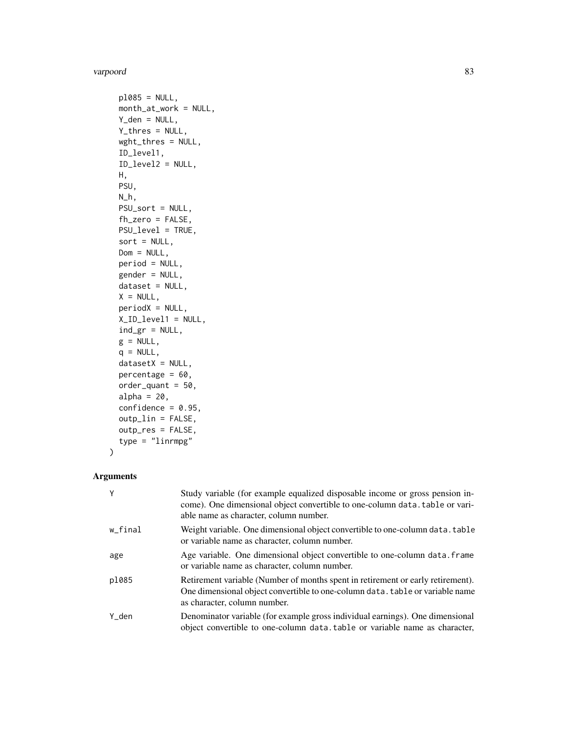```
  pl085 = NULL,
  month_at_work = NULL,
  Y_den = NULL,
  Y_thres = NULL,
  wght_thres = NULL,
  ID_level1,
  ID_level2 = NULL,
  H,
  PSU,
  N_h,
  PSU_sort = NULL,
  fh_zero = FALSE,
  PSU_level = TRUE,
  sort = NULL,
  Dom = NULL,
  period = NULL,
  gender = NULL,
  dataset = NULL,
  X = NULL,
  periodX = NULL,
  X_ID_level1 = NULL,
  ind_gr = NULL,
  g = NULL,
  q = NULL,
  datasetX = NULL,
  percentage = 60,
  order_quant = 50,
  alpha = 20,
  confidence = 0.95,
  outp_lin = FALSE,
  outp_res = FALSE,
  type = "linrmpg"
)
```

## Arguments

| | |
|---|---|
| Y | Study variable (for example equalized disposable income or gross pension income). One dimensional object convertible to one-column data.table or variable name as character, column number. |
| w_final | Weight variable. One dimensional object convertible to one-column data.table or variable name as character, column number. |
| age | Age variable. One dimensional object convertible to one-column data.frame or variable name as character, column number. |
| pl085 | Retirement variable (Number of months spent in retirement or early retirement). One dimensional object convertible to one-column data.table or variable name as character, column number. |
| Y_den | Denominator variable (for example gross individual earnings). One dimensional object convertible to one-column data.table or variable name as character, |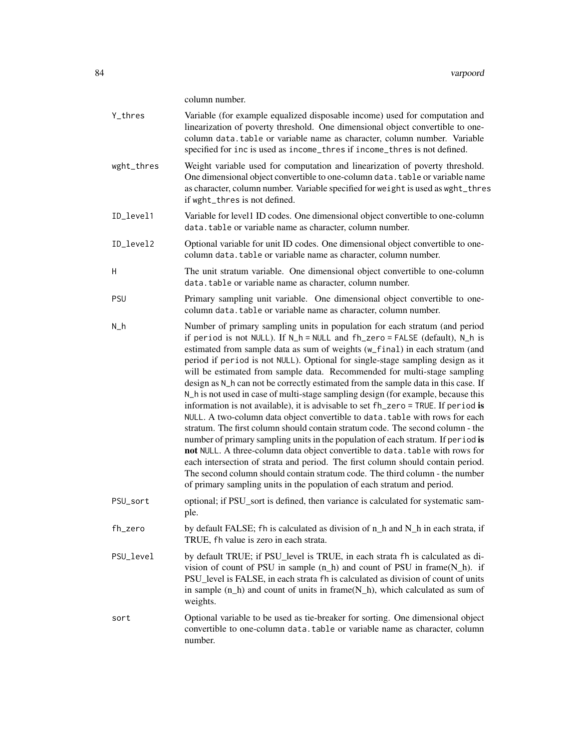column number.

`Y_thres` Variable (for example equalized disposable income) used for computation and linearization of poverty threshold. One dimensional object convertible to one-column `data.table` or variable name as character, column number. Variable specified for `inc` is used as `income_thres` if `income_thres` is not defined.

`wght_thres` Weight variable used for computation and linearization of poverty threshold. One dimensional object convertible to one-column `data.table` or variable name as character, column number. Variable specified for `weight` is used as `wght_thres` if `wght_thres` is not defined.

`ID_level1` Variable for level1 ID codes. One dimensional object convertible to one-column `data.table` or variable name as character, column number.

`ID_level2` Optional variable for unit ID codes. One dimensional object convertible to one-column `data.table` or variable name as character, column number.

`H` The unit stratum variable. One dimensional object convertible to one-column `data.table` or variable name as character, column number.

`PSU` Primary sampling unit variable. One dimensional object convertible to one-column `data.table` or variable name as character, column number.

`N_h` Number of primary sampling units in population for each stratum (and period if `period` is not `NULL`). If `N_h = NULL` and `fh_zero = FALSE` (default), `N_h` is estimated from sample data as sum of weights (`w_final`) in each stratum (and period if `period` is not `NULL`). Optional for single-stage sampling design as it will be estimated from sample data. Recommended for multi-stage sampling design as `N_h` can not be correctly estimated from the sample data in this case. If `N_h` is not used in case of multi-stage sampling design (for example, because this information is not available), it is advisable to set `fh_zero = TRUE`. If `period` **is** `NULL`. A two-column data object convertible to `data.table` with rows for each stratum. The first column should contain stratum code. The second column - the number of primary sampling units in the population of each stratum. If `period` **is not** `NULL`. A three-column data object convertible to `data.table` with rows for each intersection of strata and period. The first column should contain period. The second column should contain stratum code. The third column - the number of primary sampling units in the population of each stratum and period.

`PSU_sort` optional; if PSU_sort is defined, then variance is calculated for systematic sample.

`fh_zero` by default FALSE; `fh` is calculated as division of n_h and N_h in each strata, if TRUE, `fh` value is zero in each strata.

`PSU_level` by default TRUE; if PSU_level is TRUE, in each strata `fh` is calculated as division of count of PSU in sample (n_h) and count of PSU in frame(N_h). if PSU_level is FALSE, in each strata `fh` is calculated as division of count of units in sample (n_h) and count of units in frame(N_h), which calculated as sum of weights.

`sort` Optional variable to be used as tie-breaker for sorting. One dimensional object convertible to one-column `data.table` or variable name as character, column number.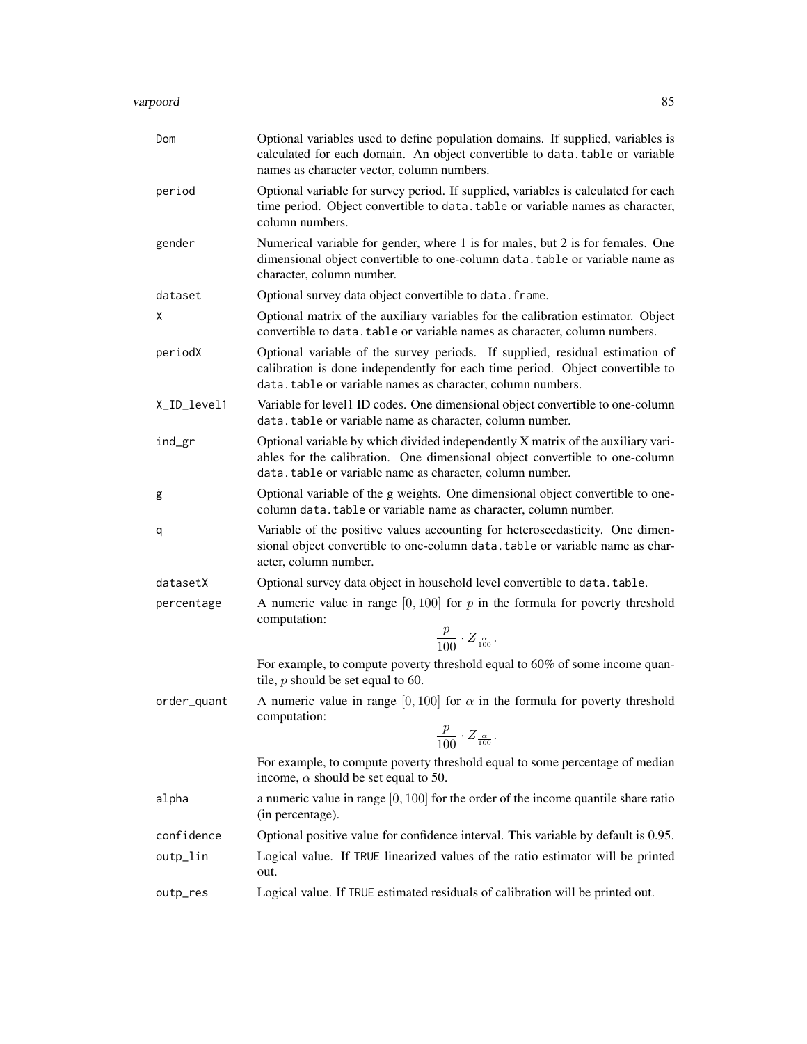| | |
|---|---|
| `Dom` | Optional variables used to define population domains. If supplied, variables is calculated for each domain. An object convertible to `data.table` or variable names as character vector, column numbers. |
| `period` | Optional variable for survey period. If supplied, variables is calculated for each time period. Object convertible to `data.table` or variable names as character, column numbers. |
| `gender` | Numerical variable for gender, where 1 is for males, but 2 is for females. One dimensional object convertible to one-column `data.table` or variable name as character, column number. |
| `dataset` | Optional survey data object convertible to `data.frame`. |
| `X` | Optional matrix of the auxiliary variables for the calibration estimator. Object convertible to `data.table` or variable names as character, column numbers. |
| `periodX` | Optional variable of the survey periods. If supplied, residual estimation of calibration is done independently for each time period. Object convertible to `data.table` or variable names as character, column numbers. |
| `X_ID_level1` | Variable for level1 ID codes. One dimensional object convertible to one-column `data.table` or variable name as character, column number. |
| `ind_gr` | Optional variable by which divided independently X matrix of the auxiliary variables for the calibration. One dimensional object convertible to one-column `data.table` or variable name as character, column number. |
| `g` | Optional variable of the g weights. One dimensional object convertible to one-column `data.table` or variable name as character, column number. |
| `q` | Variable of the positive values accounting for heteroscedasticity. One dimensional object convertible to one-column `data.table` or variable name as character, column number. |
| `datasetX` | Optional survey data object in household level convertible to `data.table`. |
| `percentage` | A numeric value in range $[0, 100]$ for $p$ in the formula for poverty threshold computation: $$\frac{p}{100} \cdot Z_{\frac{\alpha}{100}}.$$ For example, to compute poverty threshold equal to 60% of some income quantile, $p$ should be set equal to 60. |
| `order_quant` | A numeric value in range $[0, 100]$ for $\alpha$ in the formula for poverty threshold computation: $$\frac{p}{100} \cdot Z_{\frac{\alpha}{100}}.$$ For example, to compute poverty threshold equal to some percentage of median income, $\alpha$ should be set equal to 50. |
| `alpha` | a numeric value in range $[0, 100]$ for the order of the income quantile share ratio (in percentage). |
| `confidence` | Optional positive value for confidence interval. This variable by default is 0.95. |
| `outp_lin` | Logical value. If `TRUE` linearized values of the ratio estimator will be printed out. |
| `outp_res` | Logical value. If `TRUE` estimated residuals of calibration will be printed out. |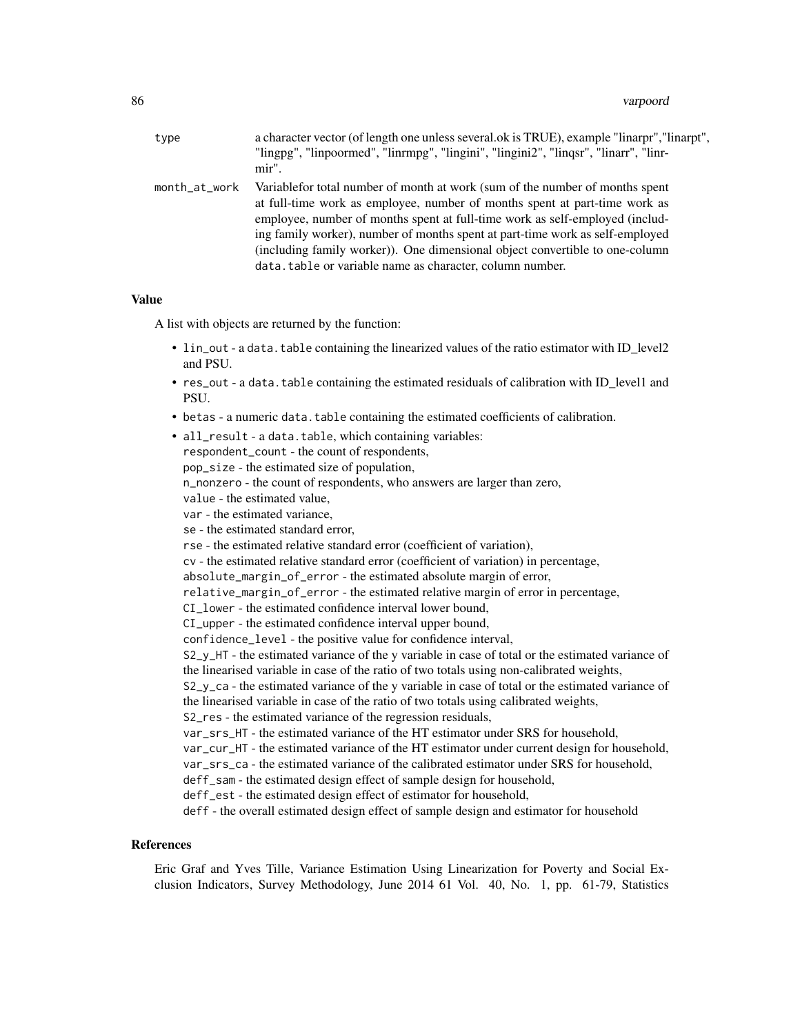type	a character vector (of length one unless several.ok is TRUE), example "linarpr","linarpt", "lingpg", "linpoormed", "linrmpg", "lingini", "lingini2", "linqsr", "linarr", "linrmir".

month_at_work	Variablefor total number of month at work (sum of the number of months spent at full-time work as employee, number of months spent at part-time work as employee, number of months spent at full-time work as self-employed (including family worker), number of months spent at part-time work as self-employed (including family worker)). One dimensional object convertible to one-column `data.table` or variable name as character, column number.

## Value

A list with objects are returned by the function:

- `lin_out` - a `data.table` containing the linearized values of the ratio estimator with ID_level2 and PSU.
- `res_out` - a `data.table` containing the estimated residuals of calibration with ID_level1 and PSU.
- `betas` - a numeric `data.table` containing the estimated coefficients of calibration.
- `all_result` - a `data.table`, which containing variables:
  `respondent_count` - the count of respondents,
  `pop_size` - the estimated size of population,
  `n_nonzero` - the count of respondents, who answers are larger than zero,
  `value` - the estimated value,
  `var` - the estimated variance,
  `se` - the estimated standard error,
  `rse` - the estimated relative standard error (coefficient of variation),
  `cv` - the estimated relative standard error (coefficient of variation) in percentage,
  `absolute_margin_of_error` - the estimated absolute margin of error,
  `relative_margin_of_error` - the estimated relative margin of error in percentage,
  `CI_lower` - the estimated confidence interval lower bound,
  `CI_upper` - the estimated confidence interval upper bound,
  `confidence_level` - the positive value for confidence interval,
  `S2_y_HT` - the estimated variance of the y variable in case of total or the estimated variance of the linearised variable in case of the ratio of two totals using non-calibrated weights,
  `S2_y_ca` - the estimated variance of the y variable in case of total or the estimated variance of the linearised variable in case of the ratio of two totals using calibrated weights,
  `S2_res` - the estimated variance of the regression residuals,
  `var_srs_HT` - the estimated variance of the HT estimator under SRS for household,
  `var_cur_HT` - the estimated variance of the HT estimator under current design for household,
  `var_srs_ca` - the estimated variance of the calibrated estimator under SRS for household,
  `deff_sam` - the estimated design effect of sample design for household,
  `deff_est` - the estimated design effect of estimator for household,
  `deff` - the overall estimated design effect of sample design and estimator for household

## References

Eric Graf and Yves Tille, Variance Estimation Using Linearization for Poverty and Social Exclusion Indicators, Survey Methodology, June 2014 61 Vol. 40, No. 1, pp. 61-79, Statistics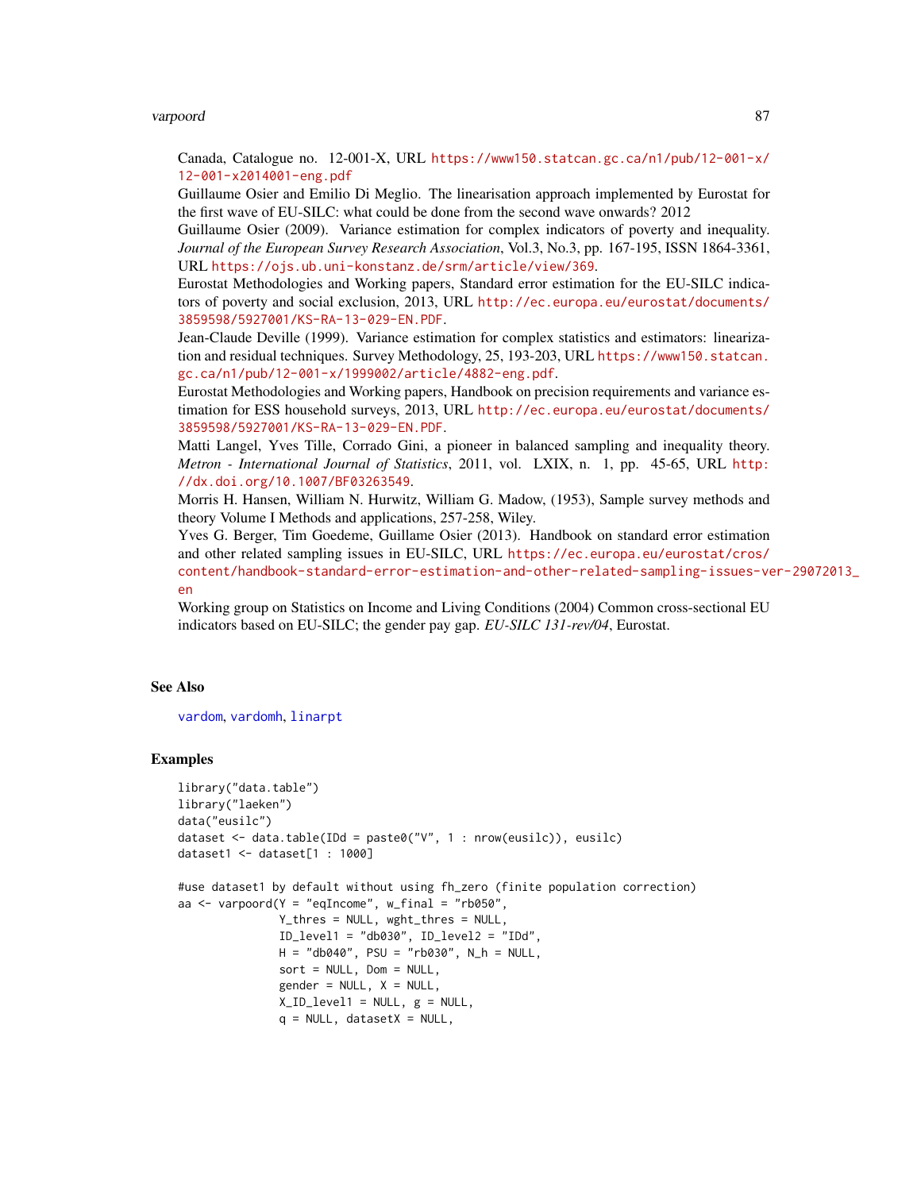Canada, Catalogue no. 12-001-X, URL https://www150.statcan.gc.ca/n1/pub/12-001-x/12-001-x2014001-eng.pdf

Guillaume Osier and Emilio Di Meglio. The linearisation approach implemented by Eurostat for the first wave of EU-SILC: what could be done from the second wave onwards? 2012

Guillaume Osier (2009). Variance estimation for complex indicators of poverty and inequality. *Journal of the European Survey Research Association*, Vol.3, No.3, pp. 167-195, ISSN 1864-3361, URL https://ojs.ub.uni-konstanz.de/srm/article/view/369.

Eurostat Methodologies and Working papers, Standard error estimation for the EU-SILC indicators of poverty and social exclusion, 2013, URL http://ec.europa.eu/eurostat/documents/3859598/5927001/KS-RA-13-029-EN.PDF.

Jean-Claude Deville (1999). Variance estimation for complex statistics and estimators: linearization and residual techniques. Survey Methodology, 25, 193-203, URL https://www150.statcan.gc.ca/n1/pub/12-001-x/1999002/article/4882-eng.pdf.

Eurostat Methodologies and Working papers, Handbook on precision requirements and variance estimation for ESS household surveys, 2013, URL http://ec.europa.eu/eurostat/documents/3859598/5927001/KS-RA-13-029-EN.PDF.

Matti Langel, Yves Tille, Corrado Gini, a pioneer in balanced sampling and inequality theory. *Metron - International Journal of Statistics*, 2011, vol. LXIX, n. 1, pp. 45-65, URL http://dx.doi.org/10.1007/BF03263549.

Morris H. Hansen, William N. Hurwitz, William G. Madow, (1953), Sample survey methods and theory Volume I Methods and applications, 257-258, Wiley.

Yves G. Berger, Tim Goedeme, Guillame Osier (2013). Handbook on standard error estimation and other related sampling issues in EU-SILC, URL https://ec.europa.eu/eurostat/cros/content/handbook-standard-error-estimation-and-other-related-sampling-issues-ver-29072013_en

Working group on Statistics on Income and Living Conditions (2004) Common cross-sectional EU indicators based on EU-SILC; the gender pay gap. *EU-SILC 131-rev/04*, Eurostat.

## See Also

vardom, vardomh, linarpt

## Examples

```
library("data.table")
library("laeken")
data("eusilc")
dataset <- data.table(IDd = paste0("V", 1 : nrow(eusilc)), eusilc)
dataset1 <- dataset[1 : 1000]

#use dataset1 by default without using fh_zero (finite population correction)
aa <- varpoord(Y = "eqIncome", w_final = "rb050",
               Y_thres = NULL, wght_thres = NULL,
               ID_level1 = "db030", ID_level2 = "IDd",
               H = "db040", PSU = "rb030", N_h = NULL,
               sort = NULL, Dom = NULL,
               gender = NULL, X = NULL,
               X_ID_level1 = NULL, g = NULL,
               q = NULL, datasetX = NULL,
```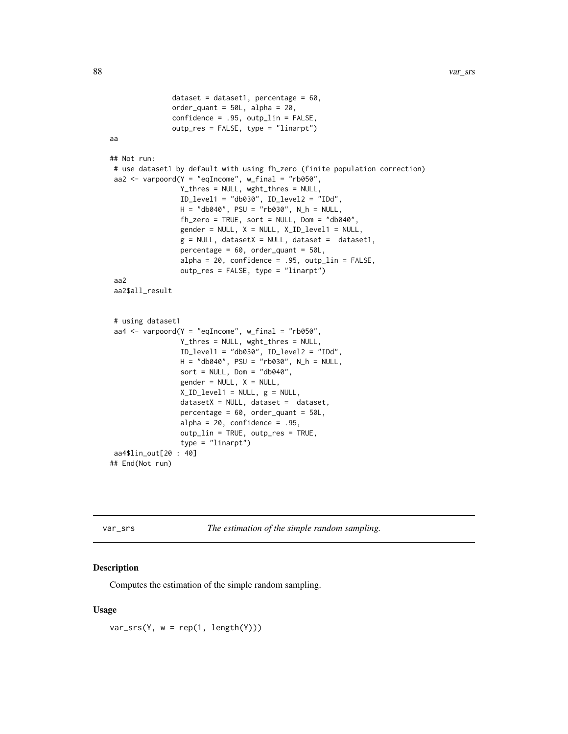```
                dataset = dataset1, percentage = 60,
                order_quant = 50L, alpha = 20,
                confidence = .95, outp_lin = FALSE,
                outp_res = FALSE, type = "linarpt")
aa

## Not run:
 # use dataset1 by default with using fh_zero (finite population correction)
 aa2 <- varpoord(Y = "eqIncome", w_final = "rb050",
                  Y_thres = NULL, wght_thres = NULL,
                  ID_level1 = "db030", ID_level2 = "IDd",
                  H = "db040", PSU = "rb030", N_h = NULL,
                  fh_zero = TRUE, sort = NULL, Dom = "db040",
                  gender = NULL, X = NULL, X_ID_level1 = NULL,
                  g = NULL, datasetX = NULL, dataset =  dataset1,
                  percentage = 60, order_quant = 50L,
                  alpha = 20, confidence = .95, outp_lin = FALSE,
                  outp_res = FALSE, type = "linarpt")
 aa2
 aa2$all_result


 # using dataset1
 aa4 <- varpoord(Y = "eqIncome", w_final = "rb050",
                  Y_thres = NULL, wght_thres = NULL,
                  ID_level1 = "db030", ID_level2 = "IDd",
                  H = "db040", PSU = "rb030", N_h = NULL,
                  sort = NULL, Dom = "db040",
                  gender = NULL, X = NULL,
                  X_ID_level1 = NULL, g = NULL,
                  datasetX = NULL, dataset =  dataset,
                  percentage = 60, order_quant = 50L,
                  alpha = 20, confidence = .95,
                  outp_lin = TRUE, outp_res = TRUE,
                  type = "linarpt")
 aa4$lin_out[20 : 40]
## End(Not run)
```

---

## var_srs — *The estimation of the simple random sampling.*

### Description

Computes the estimation of the simple random sampling.

### Usage

```
var_srs(Y, w = rep(1, length(Y)))
```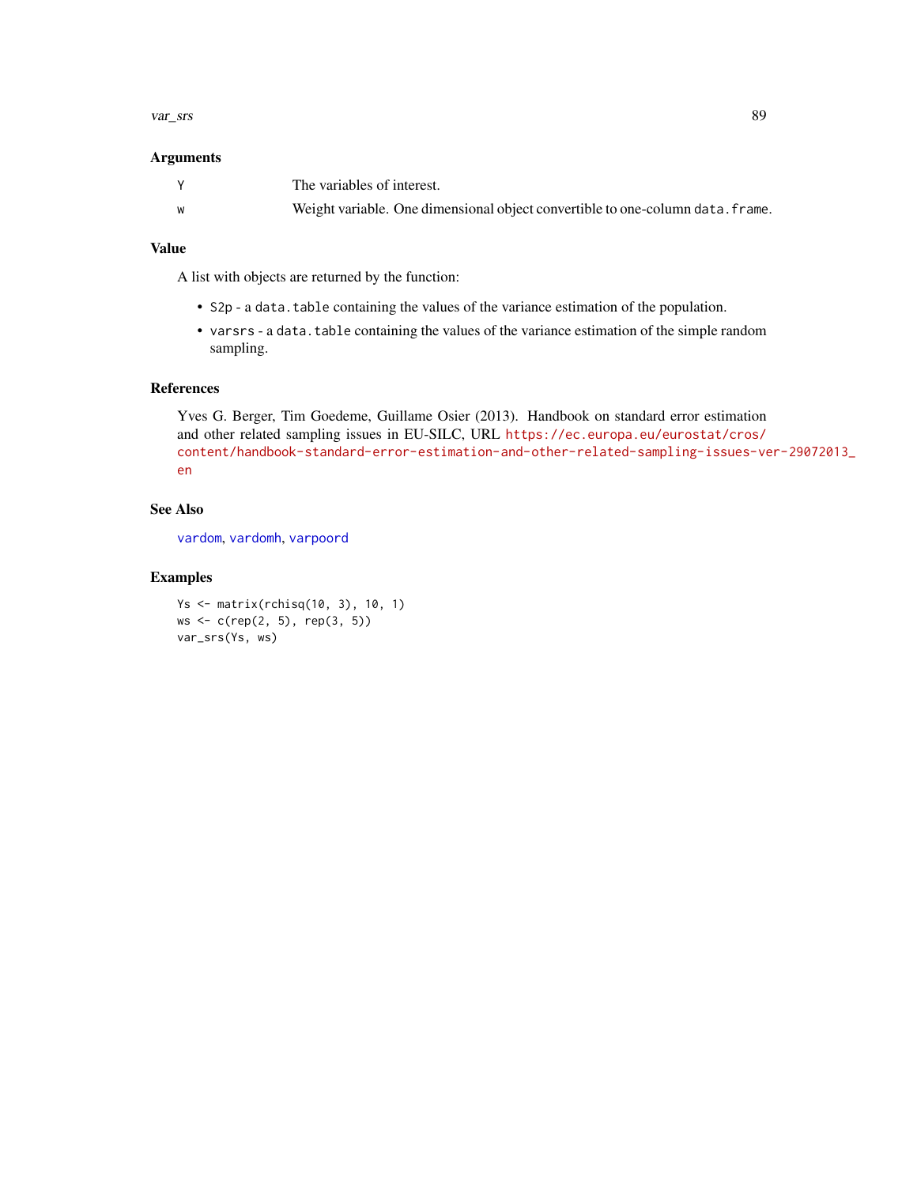## Arguments

| | |
|---|---|
| `Y` | The variables of interest. |
| `w` | Weight variable. One dimensional object convertible to one-column `data.frame`. |

## Value

A list with objects are returned by the function:

- `S2p` - a `data.table` containing the values of the variance estimation of the population.
- `varsrs` - a `data.table` containing the values of the variance estimation of the simple random sampling.

## References

Yves G. Berger, Tim Goedeme, Guillame Osier (2013). Handbook on standard error estimation and other related sampling issues in EU-SILC, URL https://ec.europa.eu/eurostat/cros/content/handbook-standard-error-estimation-and-other-related-sampling-issues-ver-29072013_en

## See Also

`vardom`, `vardomh`, `varpoord`

## Examples

```
Ys <- matrix(rchisq(10, 3), 10, 1)
ws <- c(rep(2, 5), rep(3, 5))
var_srs(Ys, ws)
```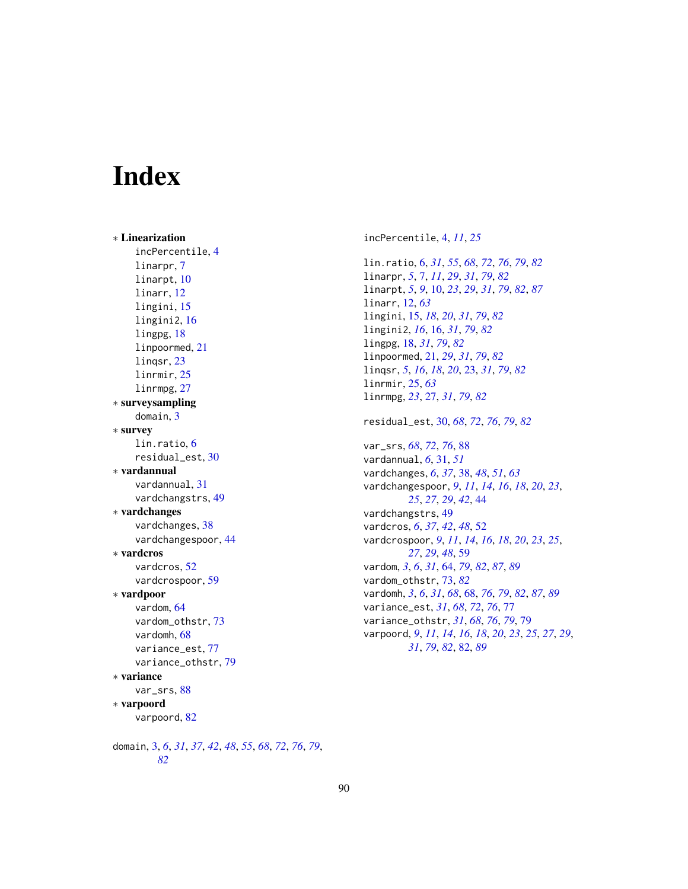# Index

∗ **Linearization**
  incPercentile, 4
  linarpr, 7
  linarpt, 10
  linarr, 12
  lingini, 15
  lingini2, 16
  lingpg, 18
  linpoormed, 21
  linqsr, 23
  linrmir, 25
  linrmpg, 27

∗ **surveysampling**
  domain, 3

∗ **survey**
  lin.ratio, 6
  residual_est, 30

∗ **vardannual**
  vardannual, 31
  vardchangstrs, 49

∗ **vardchanges**
  vardchanges, 38
  vardchangespoor, 44

∗ **vardcros**
  vardcros, 52
  vardcrospoor, 59

∗ **vardpoor**
  vardom, 64
  vardom_othstr, 73
  vardomh, 68
  variance_est, 77
  variance_othstr, 79

∗ **variance**
  var_srs, 88

∗ **varpoord**
  varpoord, 82

domain, 3, *6*, *31*, *37*, *42*, *48*, *55*, *68*, *72*, *76*, *79*, *82*

incPercentile, 4, *11*, *25*

lin.ratio, 6, *31*, *55*, *68*, *72*, *76*, *79*, *82*
linarpr, *5*, 7, *11*, *29*, *31*, *79*, *82*
linarpt, *5*, *9*, 10, *23*, *29*, *31*, *79*, *82*, *87*
linarr, 12, *63*
lingini, 15, *18*, *20*, *31*, *79*, *82*
lingini2, *16*, 16, *31*, *79*, *82*
lingpg, 18, *31*, *79*, *82*
linpoormed, 21, *29*, *31*, *79*, *82*
linqsr, *5*, *16*, *18*, *20*, 23, *31*, *79*, *82*
linrmir, 25, *63*
linrmpg, *23*, 27, *31*, *79*, *82*

residual_est, 30, *68*, *72*, *76*, *79*, *82*

var_srs, *68*, *72*, *76*, 88
vardannual, *6*, 31, *51*
vardchanges, *6*, *37*, 38, *48*, *51*, *63*
vardchangespoor, *9*, *11*, *14*, *16*, *18*, *20*, *23*, *25*, *27*, *29*, *42*, 44
vardchangstrs, 49
vardcros, *6*, *37*, *42*, *48*, 52
vardcrospoor, *9*, *11*, *14*, *16*, *18*, *20*, *23*, *25*, *27*, *29*, *48*, 59
vardom, *3*, *6*, *31*, 64, *79*, *82*, *87*, *89*
vardom_othstr, 73, *82*
vardomh, *3*, *6*, *31*, *68*, 68, *76*, *79*, *82*, *87*, *89*
variance_est, *31*, *68*, *72*, *76*, 77
variance_othstr, *31*, *68*, *76*, *79*, 79
varpoord, *9*, *11*, *14*, *16*, *18*, *20*, *23*, *25*, *27*, *29*, *31*, *79*, *82*, 82, *89*